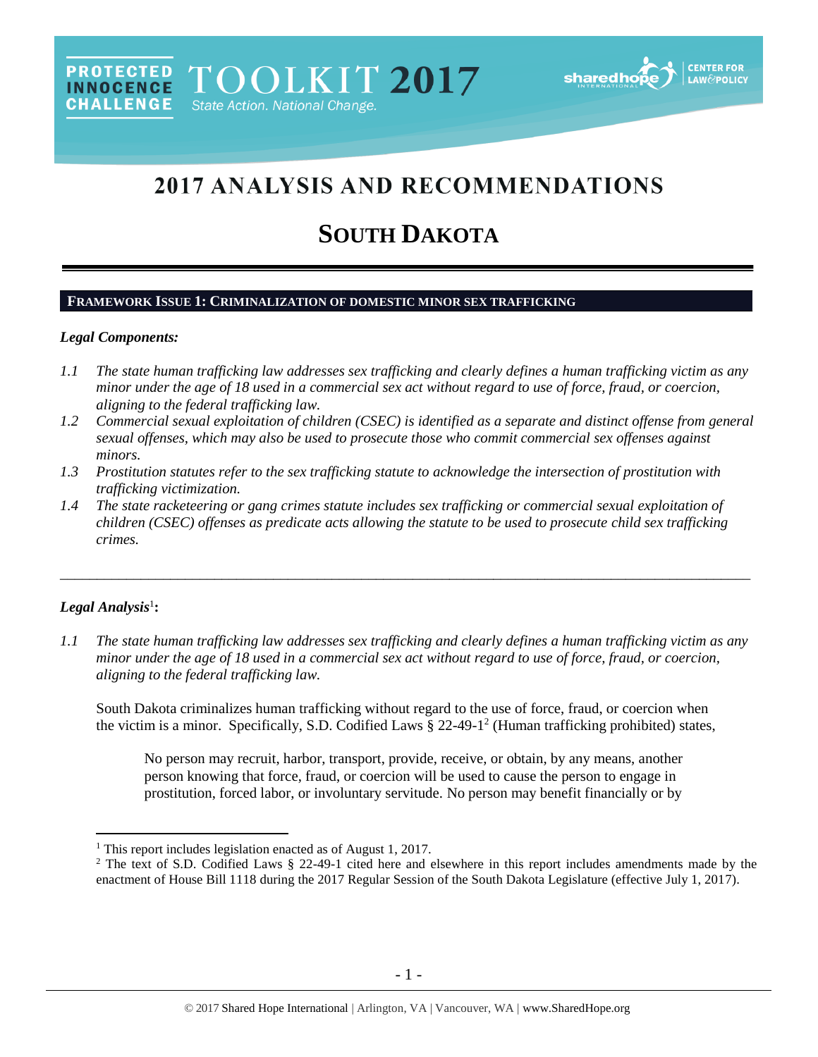PROTECTED INNOCENCE CHALLENGE TOOLKIT 2017 State Action. National Change.

# 2017 ANALYSIS AND RECOMMENDATIONS

# SOUTH DAKOTA

## FRAMEWORK ISSUE 1: CRIMINALIZATION OF DOMESTIC MINOR SEX TRAFFICKING

### *Legal Components:*

*1.1 The state human trafficking law addresses sex trafficking and clearly defines a human trafficking victim as any minor under the age of 18 used in a commercial sex act without regard to use of force, fraud, or coercion, aligning to the federal trafficking law.*

*1.2 Commercial sexual exploitation of children (CSEC) is identified as a separate and distinct offense from general sexual offenses, which may also be used to prosecute those who commit commercial sex offenses against minors.*

*1.3 Prostitution statutes refer to the sex trafficking statute to acknowledge the intersection of prostitution with trafficking victimization.*

*1.4 The state racketeering or gang crimes statute includes sex trafficking or commercial sexual exploitation of children (CSEC) offenses as predicate acts allowing the statute to be used to prosecute child sex trafficking crimes.*

---

### *Legal Analysis*[1]:

*1.1 The state human trafficking law addresses sex trafficking and clearly defines a human trafficking victim as any minor under the age of 18 used in a commercial sex act without regard to use of force, fraud, or coercion, aligning to the federal trafficking law.*

South Dakota criminalizes human trafficking without regard to the use of force, fraud, or coercion when the victim is a minor. Specifically, S.D. Codified Laws § 22-49-1[2] (Human trafficking prohibited) states,

> No person may recruit, harbor, transport, provide, receive, or obtain, by any means, another person knowing that force, fraud, or coercion will be used to cause the person to engage in prostitution, forced labor, or involuntary servitude. No person may benefit financially or by

---

[1] This report includes legislation enacted as of August 1, 2017.

[2] The text of S.D. Codified Laws § 22-49-1 cited here and elsewhere in this report includes amendments made by the enactment of House Bill 1118 during the 2017 Regular Session of the South Dakota Legislature (effective July 1, 2017).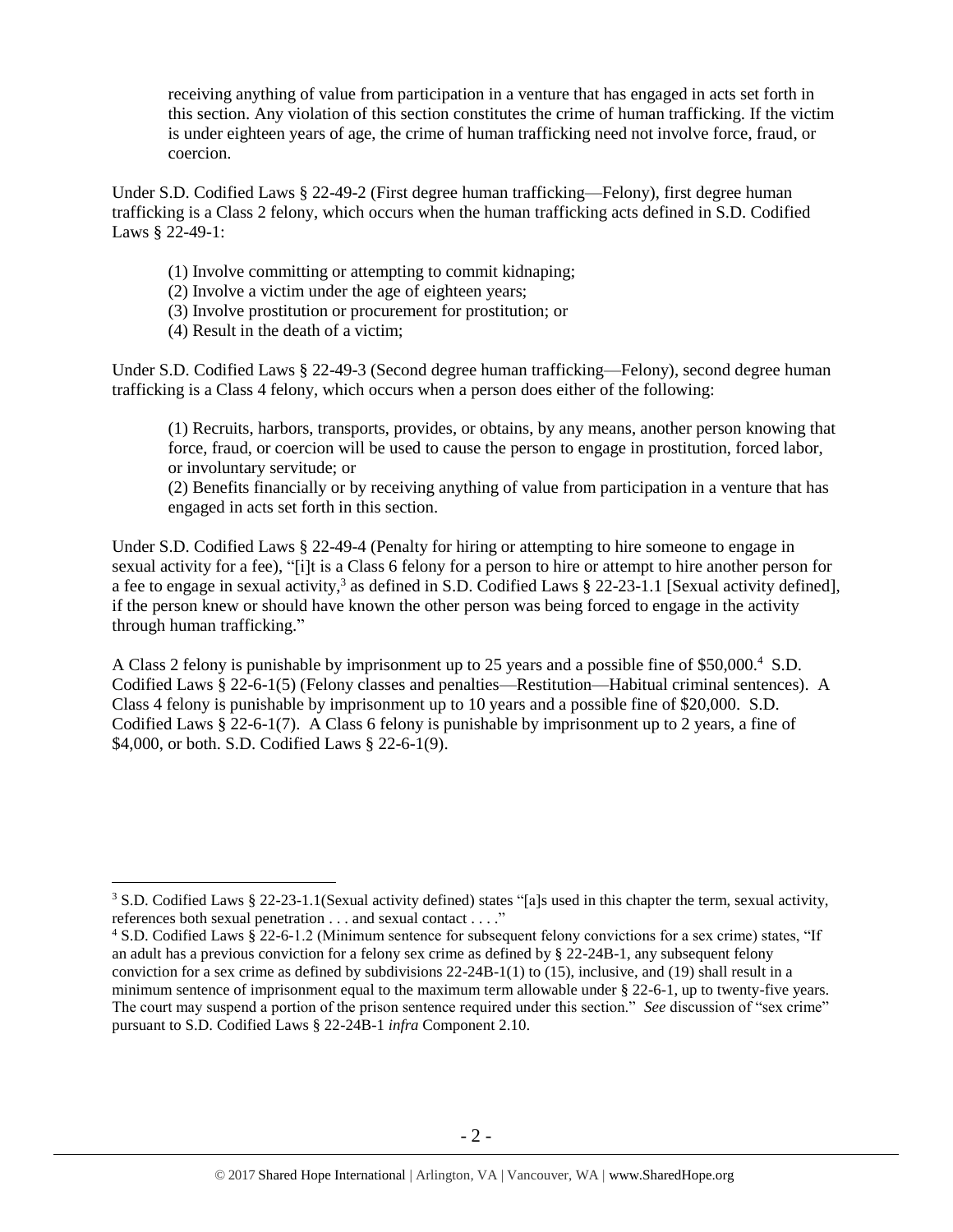receiving anything of value from participation in a venture that has engaged in acts set forth in this section. Any violation of this section constitutes the crime of human trafficking. If the victim is under eighteen years of age, the crime of human trafficking need not involve force, fraud, or coercion.

Under S.D. Codified Laws § 22-49-2 (First degree human trafficking—Felony), first degree human trafficking is a Class 2 felony, which occurs when the human trafficking acts defined in S.D. Codified Laws § 22-49-1:

(1) Involve committing or attempting to commit kidnaping;
(2) Involve a victim under the age of eighteen years;
(3) Involve prostitution or procurement for prostitution; or
(4) Result in the death of a victim;

Under S.D. Codified Laws § 22-49-3 (Second degree human trafficking—Felony), second degree human trafficking is a Class 4 felony, which occurs when a person does either of the following:

(1) Recruits, harbors, transports, provides, or obtains, by any means, another person knowing that force, fraud, or coercion will be used to cause the person to engage in prostitution, forced labor, or involuntary servitude; or
(2) Benefits financially or by receiving anything of value from participation in a venture that has engaged in acts set forth in this section.

Under S.D. Codified Laws § 22-49-4 (Penalty for hiring or attempting to hire someone to engage in sexual activity for a fee), "[i]t is a Class 6 felony for a person to hire or attempt to hire another person for a fee to engage in sexual activity,[3] as defined in S.D. Codified Laws § 22-23-1.1 [Sexual activity defined], if the person knew or should have known the other person was being forced to engage in the activity through human trafficking."

A Class 2 felony is punishable by imprisonment up to 25 years and a possible fine of $50,000.[4] S.D. Codified Laws § 22-6-1(5) (Felony classes and penalties—Restitution—Habitual criminal sentences). A Class 4 felony is punishable by imprisonment up to 10 years and a possible fine of $20,000. S.D. Codified Laws § 22-6-1(7). A Class 6 felony is punishable by imprisonment up to 2 years, a fine of $4,000, or both. S.D. Codified Laws § 22-6-1(9).

---

[3] S.D. Codified Laws § 22-23-1.1(Sexual activity defined) states "[a]s used in this chapter the term, sexual activity, references both sexual penetration . . . and sexual contact . . . ."

[4] S.D. Codified Laws § 22-6-1.2 (Minimum sentence for subsequent felony convictions for a sex crime) states, "If an adult has a previous conviction for a felony sex crime as defined by § 22-24B-1, any subsequent felony conviction for a sex crime as defined by subdivisions 22-24B-1(1) to (15), inclusive, and (19) shall result in a minimum sentence of imprisonment equal to the maximum term allowable under § 22-6-1, up to twenty-five years. The court may suspend a portion of the prison sentence required under this section." *See* discussion of "sex crime" pursuant to S.D. Codified Laws § 22-24B-1 *infra* Component 2.10.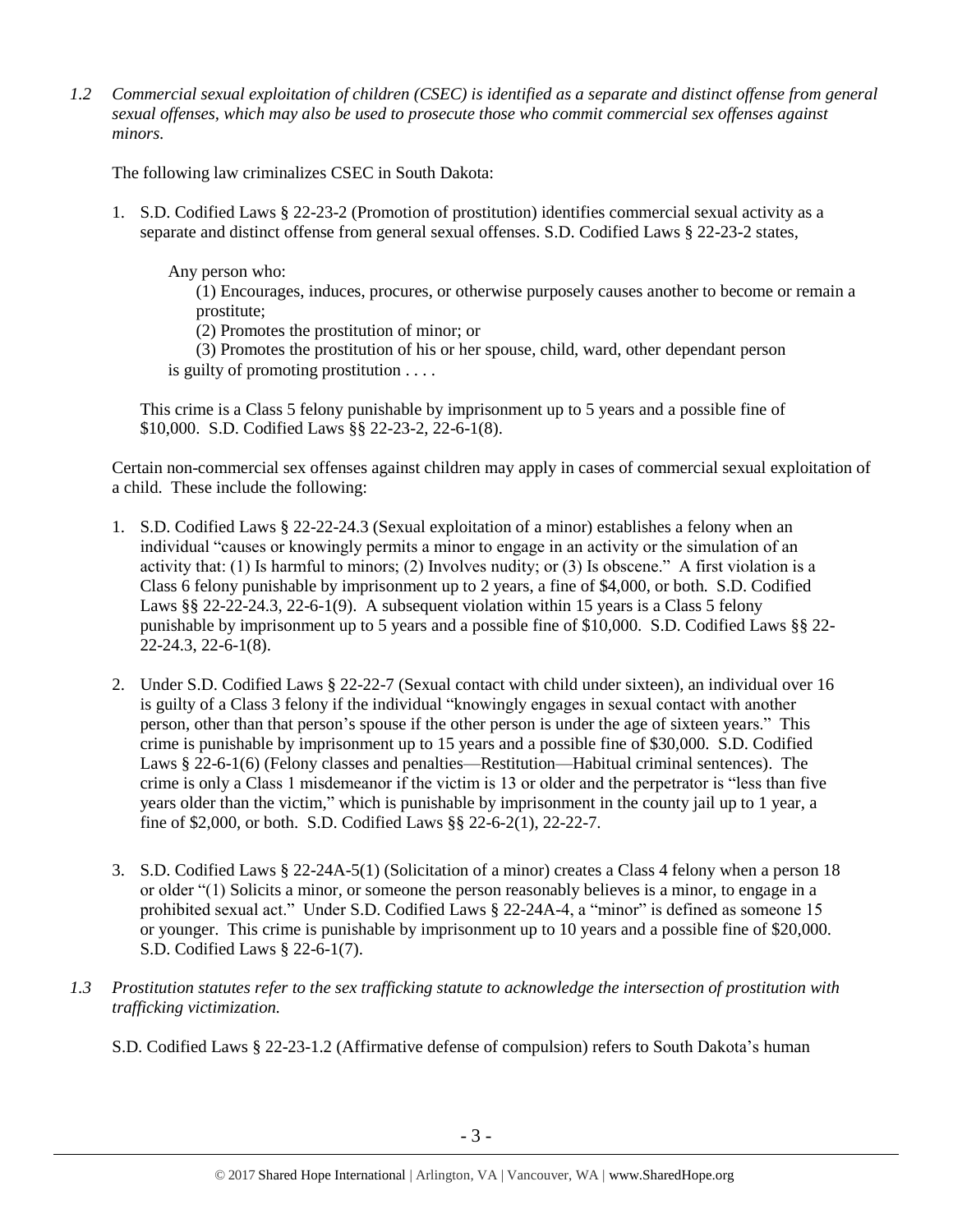*1.2 Commercial sexual exploitation of children (CSEC) is identified as a separate and distinct offense from general sexual offenses, which may also be used to prosecute those who commit commercial sex offenses against minors.*

The following law criminalizes CSEC in South Dakota:

1. S.D. Codified Laws § 22-23-2 (Promotion of prostitution) identifies commercial sexual activity as a separate and distinct offense from general sexual offenses. S.D. Codified Laws § 22-23-2 states,

   Any person who:
   (1) Encourages, induces, procures, or otherwise purposely causes another to become or remain a prostitute;
   (2) Promotes the prostitution of minor; or
   (3) Promotes the prostitution of his or her spouse, child, ward, other dependant person
   is guilty of promoting prostitution . . . .

This crime is a Class 5 felony punishable by imprisonment up to 5 years and a possible fine of $10,000. S.D. Codified Laws §§ 22-23-2, 22-6-1(8).

Certain non-commercial sex offenses against children may apply in cases of commercial sexual exploitation of a child. These include the following:

1. S.D. Codified Laws § 22-22-24.3 (Sexual exploitation of a minor) establishes a felony when an individual "causes or knowingly permits a minor to engage in an activity or the simulation of an activity that: (1) Is harmful to minors; (2) Involves nudity; or (3) Is obscene." A first violation is a Class 6 felony punishable by imprisonment up to 2 years, a fine of $4,000, or both. S.D. Codified Laws §§ 22-22-24.3, 22-6-1(9). A subsequent violation within 15 years is a Class 5 felony punishable by imprisonment up to 5 years and a possible fine of $10,000. S.D. Codified Laws §§ 22-22-24.3, 22-6-1(8).

2. Under S.D. Codified Laws § 22-22-7 (Sexual contact with child under sixteen), an individual over 16 is guilty of a Class 3 felony if the individual "knowingly engages in sexual contact with another person, other than that person's spouse if the other person is under the age of sixteen years." This crime is punishable by imprisonment up to 15 years and a possible fine of $30,000. S.D. Codified Laws § 22-6-1(6) (Felony classes and penalties—Restitution—Habitual criminal sentences). The crime is only a Class 1 misdemeanor if the victim is 13 or older and the perpetrator is "less than five years older than the victim," which is punishable by imprisonment in the county jail up to 1 year, a fine of $2,000, or both. S.D. Codified Laws §§ 22-6-2(1), 22-22-7.

3. S.D. Codified Laws § 22-24A-5(1) (Solicitation of a minor) creates a Class 4 felony when a person 18 or older "(1) Solicits a minor, or someone the person reasonably believes is a minor, to engage in a prohibited sexual act." Under S.D. Codified Laws § 22-24A-4, a "minor" is defined as someone 15 or younger. This crime is punishable by imprisonment up to 10 years and a possible fine of $20,000. S.D. Codified Laws § 22-6-1(7).

*1.3 Prostitution statutes refer to the sex trafficking statute to acknowledge the intersection of prostitution with trafficking victimization.*

S.D. Codified Laws § 22-23-1.2 (Affirmative defense of compulsion) refers to South Dakota's human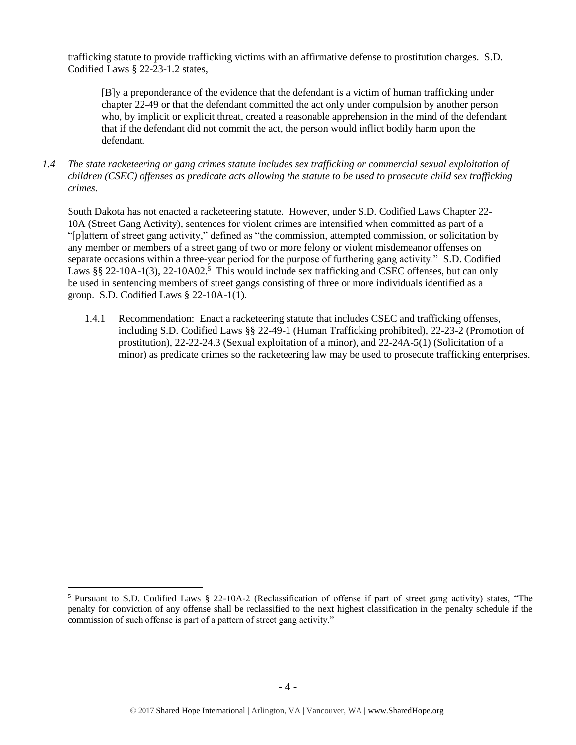trafficking statute to provide trafficking victims with an affirmative defense to prostitution charges. S.D. Codified Laws § 22-23-1.2 states,

> [B]y a preponderance of the evidence that the defendant is a victim of human trafficking under chapter 22-49 or that the defendant committed the act only under compulsion by another person who, by implicit or explicit threat, created a reasonable apprehension in the mind of the defendant that if the defendant did not commit the act, the person would inflict bodily harm upon the defendant.

*1.4 The state racketeering or gang crimes statute includes sex trafficking or commercial sexual exploitation of children (CSEC) offenses as predicate acts allowing the statute to be used to prosecute child sex trafficking crimes.*

South Dakota has not enacted a racketeering statute. However, under S.D. Codified Laws Chapter 22-10A (Street Gang Activity), sentences for violent crimes are intensified when committed as part of a "[p]attern of street gang activity," defined as "the commission, attempted commission, or solicitation by any member or members of a street gang of two or more felony or violent misdemeanor offenses on separate occasions within a three-year period for the purpose of furthering gang activity." S.D. Codified Laws §§ 22-10A-1(3), 22-10A02.[5] This would include sex trafficking and CSEC offenses, but can only be used in sentencing members of street gangs consisting of three or more individuals identified as a group. S.D. Codified Laws § 22-10A-1(1).

1.4.1 Recommendation: Enact a racketeering statute that includes CSEC and trafficking offenses, including S.D. Codified Laws §§ 22-49-1 (Human Trafficking prohibited), 22-23-2 (Promotion of prostitution), 22-22-24.3 (Sexual exploitation of a minor), and 22-24A-5(1) (Solicitation of a minor) as predicate crimes so the racketeering law may be used to prosecute trafficking enterprises.

[5] Pursuant to S.D. Codified Laws § 22-10A-2 (Reclassification of offense if part of street gang activity) states, "The penalty for conviction of any offense shall be reclassified to the next highest classification in the penalty schedule if the commission of such offense is part of a pattern of street gang activity."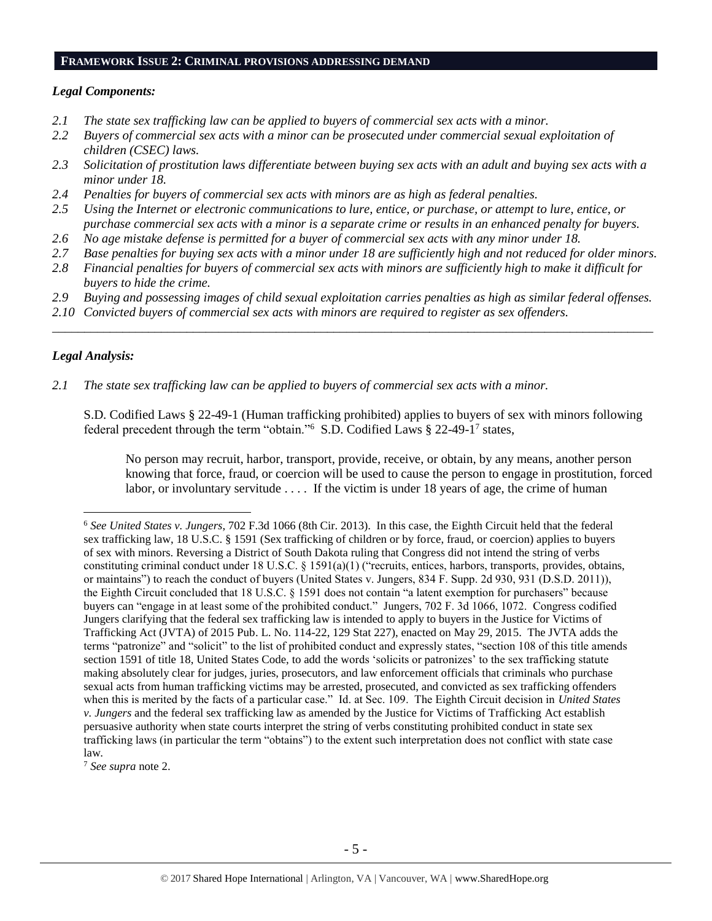## FRAMEWORK ISSUE 2: CRIMINAL PROVISIONS ADDRESSING DEMAND

### *Legal Components:*

*2.1 The state sex trafficking law can be applied to buyers of commercial sex acts with a minor.*
*2.2 Buyers of commercial sex acts with a minor can be prosecuted under commercial sexual exploitation of children (CSEC) laws.*
*2.3 Solicitation of prostitution laws differentiate between buying sex acts with an adult and buying sex acts with a minor under 18.*
*2.4 Penalties for buyers of commercial sex acts with minors are as high as federal penalties.*
*2.5 Using the Internet or electronic communications to lure, entice, or purchase, or attempt to lure, entice, or purchase commercial sex acts with a minor is a separate crime or results in an enhanced penalty for buyers.*
*2.6 No age mistake defense is permitted for a buyer of commercial sex acts with any minor under 18.*
*2.7 Base penalties for buying sex acts with a minor under 18 are sufficiently high and not reduced for older minors.*
*2.8 Financial penalties for buyers of commercial sex acts with minors are sufficiently high to make it difficult for buyers to hide the crime.*
*2.9 Buying and possessing images of child sexual exploitation carries penalties as high as similar federal offenses.*
*2.10 Convicted buyers of commercial sex acts with minors are required to register as sex offenders.*

---

### *Legal Analysis:*

*2.1 The state sex trafficking law can be applied to buyers of commercial sex acts with a minor.*

S.D. Codified Laws § 22-49-1 (Human trafficking prohibited) applies to buyers of sex with minors following federal precedent through the term "obtain."[6] S.D. Codified Laws § 22-49-1[7] states,

> No person may recruit, harbor, transport, provide, receive, or obtain, by any means, another person knowing that force, fraud, or coercion will be used to cause the person to engage in prostitution, forced labor, or involuntary servitude . . . . If the victim is under 18 years of age, the crime of human

---

[6] *See United States v. Jungers*, 702 F.3d 1066 (8th Cir. 2013). In this case, the Eighth Circuit held that the federal sex trafficking law, 18 U.S.C. § 1591 (Sex trafficking of children or by force, fraud, or coercion) applies to buyers of sex with minors. Reversing a District of South Dakota ruling that Congress did not intend the string of verbs constituting criminal conduct under 18 U.S.C. § 1591(a)(1) ("recruits, entices, harbors, transports, provides, obtains, or maintains") to reach the conduct of buyers (United States v. Jungers, 834 F. Supp. 2d 930, 931 (D.S.D. 2011)), the Eighth Circuit concluded that 18 U.S.C. § 1591 does not contain "a latent exemption for purchasers" because buyers can "engage in at least some of the prohibited conduct." Jungers, 702 F. 3d 1066, 1072. Congress codified Jungers clarifying that the federal sex trafficking law is intended to apply to buyers in the Justice for Victims of Trafficking Act (JVTA) of 2015 Pub. L. No. 114-22, 129 Stat 227), enacted on May 29, 2015. The JVTA adds the terms "patronize" and "solicit" to the list of prohibited conduct and expressly states, "section 108 of this title amends section 1591 of title 18, United States Code, to add the words 'solicits or patronizes' to the sex trafficking statute making absolutely clear for judges, juries, prosecutors, and law enforcement officials that criminals who purchase sexual acts from human trafficking victims may be arrested, prosecuted, and convicted as sex trafficking offenders when this is merited by the facts of a particular case." Id. at Sec. 109. The Eighth Circuit decision in *United States v. Jungers* and the federal sex trafficking law as amended by the Justice for Victims of Trafficking Act establish persuasive authority when state courts interpret the string of verbs constituting prohibited conduct in state sex trafficking laws (in particular the term "obtains") to the extent such interpretation does not conflict with state case law.

[7] *See supra* note 2.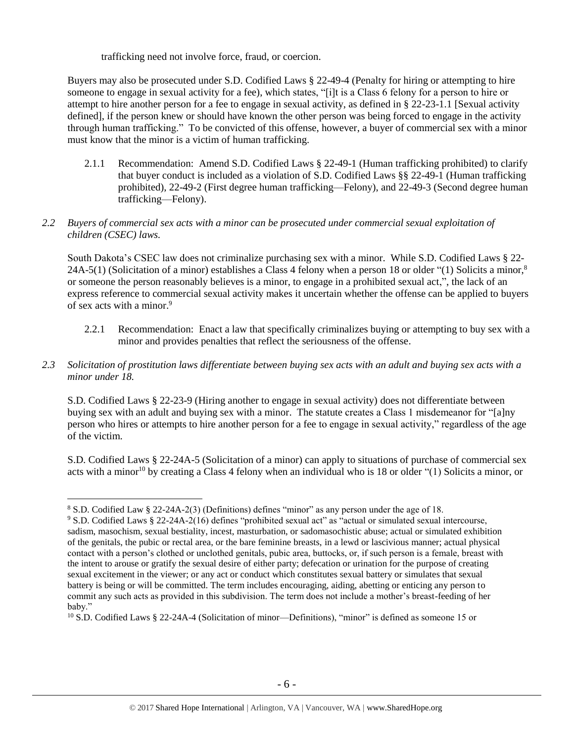trafficking need not involve force, fraud, or coercion.

Buyers may also be prosecuted under S.D. Codified Laws § 22-49-4 (Penalty for hiring or attempting to hire someone to engage in sexual activity for a fee), which states, "[i]t is a Class 6 felony for a person to hire or attempt to hire another person for a fee to engage in sexual activity, as defined in § 22-23-1.1 [Sexual activity defined], if the person knew or should have known the other person was being forced to engage in the activity through human trafficking." To be convicted of this offense, however, a buyer of commercial sex with a minor must know that the minor is a victim of human trafficking.

2.1.1 Recommendation: Amend S.D. Codified Laws § 22-49-1 (Human trafficking prohibited) to clarify that buyer conduct is included as a violation of S.D. Codified Laws §§ 22-49-1 (Human trafficking prohibited), 22-49-2 (First degree human trafficking—Felony), and 22-49-3 (Second degree human trafficking—Felony).

*2.2 Buyers of commercial sex acts with a minor can be prosecuted under commercial sexual exploitation of children (CSEC) laws.*

South Dakota's CSEC law does not criminalize purchasing sex with a minor. While S.D. Codified Laws § 22-24A-5(1) (Solicitation of a minor) establishes a Class 4 felony when a person 18 or older "(1) Solicits a minor,[8] or someone the person reasonably believes is a minor, to engage in a prohibited sexual act,", the lack of an express reference to commercial sexual activity makes it uncertain whether the offense can be applied to buyers of sex acts with a minor.[9]

2.2.1 Recommendation: Enact a law that specifically criminalizes buying or attempting to buy sex with a minor and provides penalties that reflect the seriousness of the offense.

*2.3 Solicitation of prostitution laws differentiate between buying sex acts with an adult and buying sex acts with a minor under 18.*

S.D. Codified Laws § 22-23-9 (Hiring another to engage in sexual activity) does not differentiate between buying sex with an adult and buying sex with a minor. The statute creates a Class 1 misdemeanor for "[a]ny person who hires or attempts to hire another person for a fee to engage in sexual activity," regardless of the age of the victim.

S.D. Codified Laws § 22-24A-5 (Solicitation of a minor) can apply to situations of purchase of commercial sex acts with a minor[10] by creating a Class 4 felony when an individual who is 18 or older "(1) Solicits a minor, or

---

[8] S.D. Codified Law § 22-24A-2(3) (Definitions) defines "minor" as any person under the age of 18.

[9] S.D. Codified Laws § 22-24A-2(16) defines "prohibited sexual act" as "actual or simulated sexual intercourse, sadism, masochism, sexual bestiality, incest, masturbation, or sadomasochistic abuse; actual or simulated exhibition of the genitals, the pubic or rectal area, or the bare feminine breasts, in a lewd or lascivious manner; actual physical contact with a person's clothed or unclothed genitals, pubic area, buttocks, or, if such person is a female, breast with the intent to arouse or gratify the sexual desire of either party; defecation or urination for the purpose of creating sexual excitement in the viewer; or any act or conduct which constitutes sexual battery or simulates that sexual battery is being or will be committed. The term includes encouraging, aiding, abetting or enticing any person to commit any such acts as provided in this subdivision. The term does not include a mother's breast-feeding of her baby."

[10] S.D. Codified Laws § 22-24A-4 (Solicitation of minor—Definitions), "minor" is defined as someone 15 or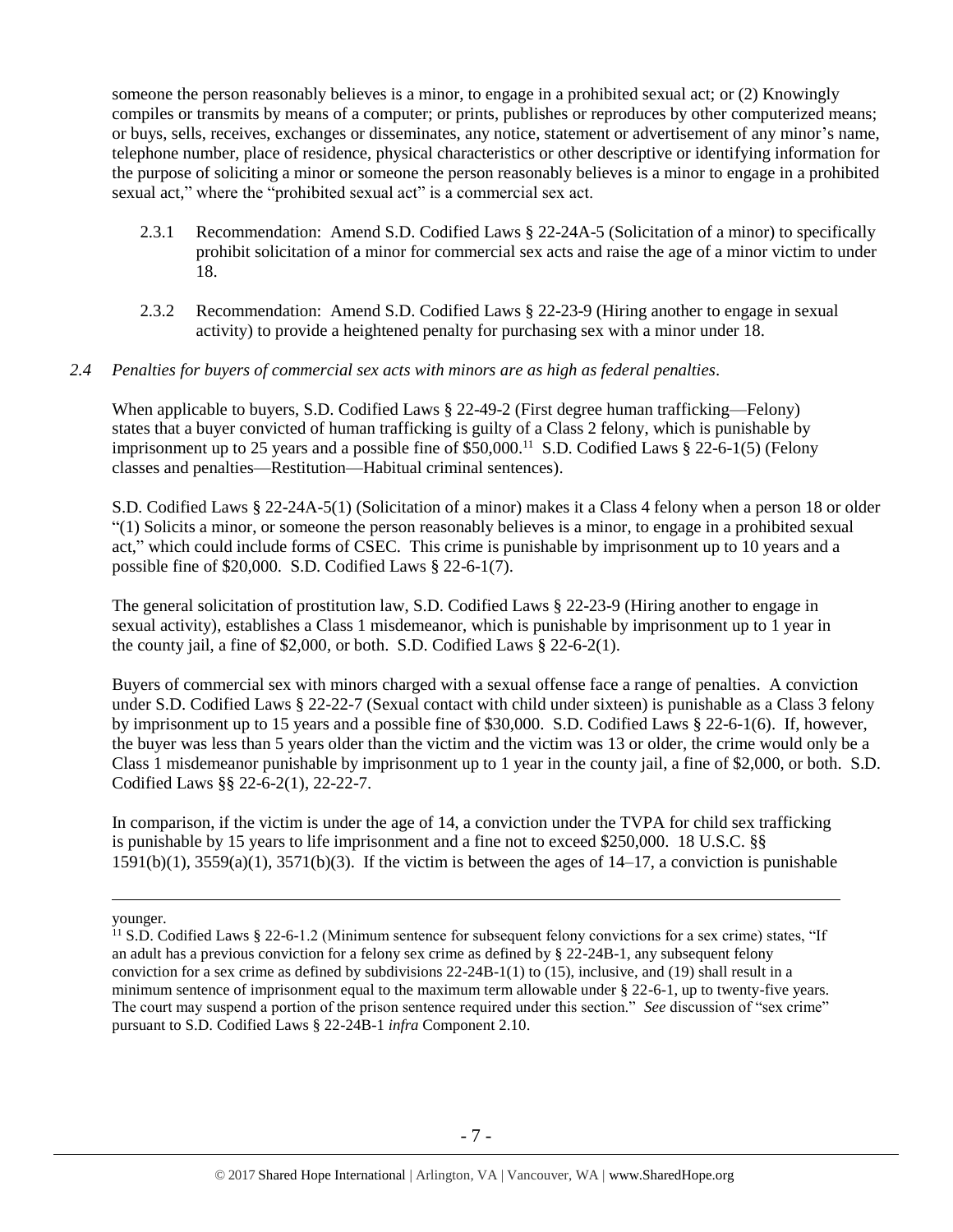someone the person reasonably believes is a minor, to engage in a prohibited sexual act; or (2) Knowingly compiles or transmits by means of a computer; or prints, publishes or reproduces by other computerized means; or buys, sells, receives, exchanges or disseminates, any notice, statement or advertisement of any minor's name, telephone number, place of residence, physical characteristics or other descriptive or identifying information for the purpose of soliciting a minor or someone the person reasonably believes is a minor to engage in a prohibited sexual act," where the "prohibited sexual act" is a commercial sex act.

2.3.1 Recommendation: Amend S.D. Codified Laws § 22-24A-5 (Solicitation of a minor) to specifically prohibit solicitation of a minor for commercial sex acts and raise the age of a minor victim to under 18.

2.3.2 Recommendation: Amend S.D. Codified Laws § 22-23-9 (Hiring another to engage in sexual activity) to provide a heightened penalty for purchasing sex with a minor under 18.

*2.4 Penalties for buyers of commercial sex acts with minors are as high as federal penalties.*

When applicable to buyers, S.D. Codified Laws § 22-49-2 (First degree human trafficking—Felony) states that a buyer convicted of human trafficking is guilty of a Class 2 felony, which is punishable by imprisonment up to 25 years and a possible fine of $50,000.[11] S.D. Codified Laws § 22-6-1(5) (Felony classes and penalties—Restitution—Habitual criminal sentences).

S.D. Codified Laws § 22-24A-5(1) (Solicitation of a minor) makes it a Class 4 felony when a person 18 or older "(1) Solicits a minor, or someone the person reasonably believes is a minor, to engage in a prohibited sexual act," which could include forms of CSEC. This crime is punishable by imprisonment up to 10 years and a possible fine of $20,000. S.D. Codified Laws § 22-6-1(7).

The general solicitation of prostitution law, S.D. Codified Laws § 22-23-9 (Hiring another to engage in sexual activity), establishes a Class 1 misdemeanor, which is punishable by imprisonment up to 1 year in the county jail, a fine of $2,000, or both. S.D. Codified Laws § 22-6-2(1).

Buyers of commercial sex with minors charged with a sexual offense face a range of penalties. A conviction under S.D. Codified Laws § 22-22-7 (Sexual contact with child under sixteen) is punishable as a Class 3 felony by imprisonment up to 15 years and a possible fine of $30,000. S.D. Codified Laws § 22-6-1(6). If, however, the buyer was less than 5 years older than the victim and the victim was 13 or older, the crime would only be a Class 1 misdemeanor punishable by imprisonment up to 1 year in the county jail, a fine of $2,000, or both. S.D. Codified Laws §§ 22-6-2(1), 22-22-7.

In comparison, if the victim is under the age of 14, a conviction under the TVPA for child sex trafficking is punishable by 15 years to life imprisonment and a fine not to exceed $250,000. 18 U.S.C. §§ 1591(b)(1), 3559(a)(1), 3571(b)(3). If the victim is between the ages of 14–17, a conviction is punishable

---

younger.

[11] S.D. Codified Laws § 22-6-1.2 (Minimum sentence for subsequent felony convictions for a sex crime) states, "If an adult has a previous conviction for a felony sex crime as defined by § 22-24B-1, any subsequent felony conviction for a sex crime as defined by subdivisions 22-24B-1(1) to (15), inclusive, and (19) shall result in a minimum sentence of imprisonment equal to the maximum term allowable under § 22-6-1, up to twenty-five years. The court may suspend a portion of the prison sentence required under this section." *See* discussion of "sex crime" pursuant to S.D. Codified Laws § 22-24B-1 *infra* Component 2.10.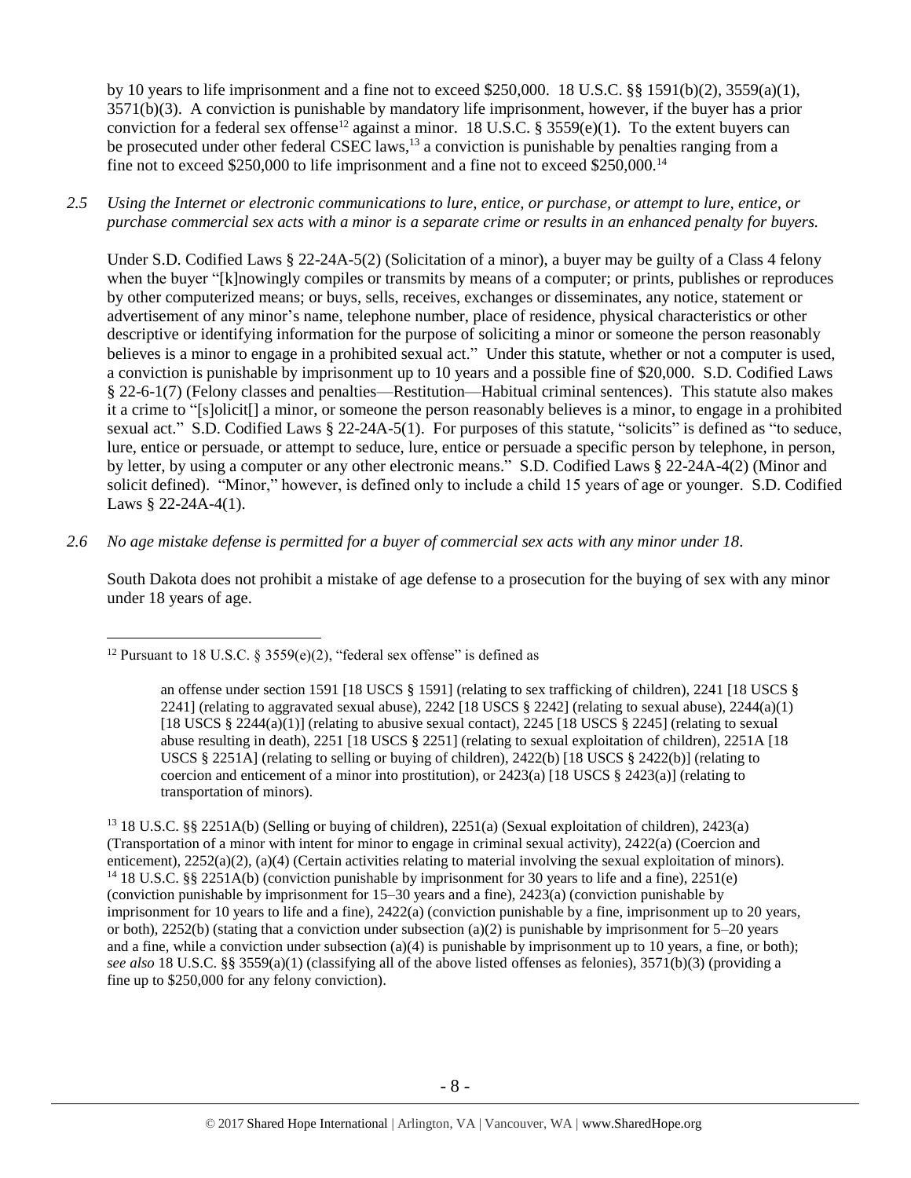by 10 years to life imprisonment and a fine not to exceed $250,000. 18 U.S.C. §§ 1591(b)(2), 3559(a)(1), 3571(b)(3). A conviction is punishable by mandatory life imprisonment, however, if the buyer has a prior conviction for a federal sex offense[12] against a minor. 18 U.S.C. § 3559(e)(1). To the extent buyers can be prosecuted under other federal CSEC laws,[13] a conviction is punishable by penalties ranging from a fine not to exceed $250,000 to life imprisonment and a fine not to exceed $250,000.[14]

*2.5 Using the Internet or electronic communications to lure, entice, or purchase, or attempt to lure, entice, or purchase commercial sex acts with a minor is a separate crime or results in an enhanced penalty for buyers.*

Under S.D. Codified Laws § 22-24A-5(2) (Solicitation of a minor), a buyer may be guilty of a Class 4 felony when the buyer "[k]nowingly compiles or transmits by means of a computer; or prints, publishes or reproduces by other computerized means; or buys, sells, receives, exchanges or disseminates, any notice, statement or advertisement of any minor's name, telephone number, place of residence, physical characteristics or other descriptive or identifying information for the purpose of soliciting a minor or someone the person reasonably believes is a minor to engage in a prohibited sexual act." Under this statute, whether or not a computer is used, a conviction is punishable by imprisonment up to 10 years and a possible fine of $20,000. S.D. Codified Laws § 22-6-1(7) (Felony classes and penalties—Restitution—Habitual criminal sentences). This statute also makes it a crime to "[s]olicit[] a minor, or someone the person reasonably believes is a minor, to engage in a prohibited sexual act." S.D. Codified Laws § 22-24A-5(1). For purposes of this statute, "solicits" is defined as "to seduce, lure, entice or persuade, or attempt to seduce, lure, entice or persuade a specific person by telephone, in person, by letter, by using a computer or any other electronic means." S.D. Codified Laws § 22-24A-4(2) (Minor and solicit defined). "Minor," however, is defined only to include a child 15 years of age or younger. S.D. Codified Laws § 22-24A-4(1).

*2.6 No age mistake defense is permitted for a buyer of commercial sex acts with any minor under 18.*

South Dakota does not prohibit a mistake of age defense to a prosecution for the buying of sex with any minor under 18 years of age.

---

[12] Pursuant to 18 U.S.C. § 3559(e)(2), "federal sex offense" is defined as

> an offense under section 1591 [18 USCS § 1591] (relating to sex trafficking of children), 2241 [18 USCS § 2241] (relating to aggravated sexual abuse), 2242 [18 USCS § 2242] (relating to sexual abuse), 2244(a)(1) [18 USCS § 2244(a)(1)] (relating to abusive sexual contact), 2245 [18 USCS § 2245] (relating to sexual abuse resulting in death), 2251 [18 USCS § 2251] (relating to sexual exploitation of children), 2251A [18 USCS § 2251A] (relating to selling or buying of children), 2422(b) [18 USCS § 2422(b)] (relating to coercion and enticement of a minor into prostitution), or 2423(a) [18 USCS § 2423(a)] (relating to transportation of minors).

[13] 18 U.S.C. §§ 2251A(b) (Selling or buying of children), 2251(a) (Sexual exploitation of children), 2423(a) (Transportation of a minor with intent for minor to engage in criminal sexual activity), 2422(a) (Coercion and enticement), 2252(a)(2), (a)(4) (Certain activities relating to material involving the sexual exploitation of minors).

[14] 18 U.S.C. §§ 2251A(b) (conviction punishable by imprisonment for 30 years to life and a fine), 2251(e) (conviction punishable by imprisonment for 15–30 years and a fine), 2423(a) (conviction punishable by imprisonment for 10 years to life and a fine), 2422(a) (conviction punishable by a fine, imprisonment up to 20 years, or both), 2252(b) (stating that a conviction under subsection (a)(2) is punishable by imprisonment for 5–20 years and a fine, while a conviction under subsection (a)(4) is punishable by imprisonment up to 10 years, a fine, or both); *see also* 18 U.S.C. §§ 3559(a)(1) (classifying all of the above listed offenses as felonies), 3571(b)(3) (providing a fine up to $250,000 for any felony conviction).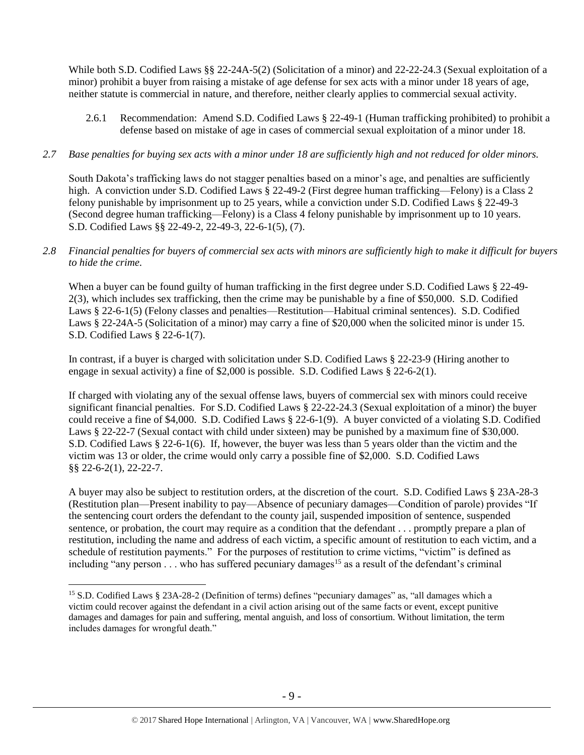While both S.D. Codified Laws §§ 22-24A-5(2) (Solicitation of a minor) and 22-22-24.3 (Sexual exploitation of a minor) prohibit a buyer from raising a mistake of age defense for sex acts with a minor under 18 years of age, neither statute is commercial in nature, and therefore, neither clearly applies to commercial sexual activity.

2.6.1 Recommendation: Amend S.D. Codified Laws § 22-49-1 (Human trafficking prohibited) to prohibit a defense based on mistake of age in cases of commercial sexual exploitation of a minor under 18.

*2.7 Base penalties for buying sex acts with a minor under 18 are sufficiently high and not reduced for older minors.*

South Dakota's trafficking laws do not stagger penalties based on a minor's age, and penalties are sufficiently high. A conviction under S.D. Codified Laws § 22-49-2 (First degree human trafficking—Felony) is a Class 2 felony punishable by imprisonment up to 25 years, while a conviction under S.D. Codified Laws § 22-49-3 (Second degree human trafficking—Felony) is a Class 4 felony punishable by imprisonment up to 10 years. S.D. Codified Laws §§ 22-49-2, 22-49-3, 22-6-1(5), (7).

*2.8 Financial penalties for buyers of commercial sex acts with minors are sufficiently high to make it difficult for buyers to hide the crime.*

When a buyer can be found guilty of human trafficking in the first degree under S.D. Codified Laws § 22-49-2(3), which includes sex trafficking, then the crime may be punishable by a fine of $50,000. S.D. Codified Laws § 22-6-1(5) (Felony classes and penalties—Restitution—Habitual criminal sentences). S.D. Codified Laws § 22-24A-5 (Solicitation of a minor) may carry a fine of $20,000 when the solicited minor is under 15. S.D. Codified Laws § 22-6-1(7).

In contrast, if a buyer is charged with solicitation under S.D. Codified Laws § 22-23-9 (Hiring another to engage in sexual activity) a fine of $2,000 is possible. S.D. Codified Laws § 22-6-2(1).

If charged with violating any of the sexual offense laws, buyers of commercial sex with minors could receive significant financial penalties. For S.D. Codified Laws § 22-22-24.3 (Sexual exploitation of a minor) the buyer could receive a fine of $4,000. S.D. Codified Laws § 22-6-1(9). A buyer convicted of a violating S.D. Codified Laws § 22-22-7 (Sexual contact with child under sixteen) may be punished by a maximum fine of $30,000. S.D. Codified Laws § 22-6-1(6). If, however, the buyer was less than 5 years older than the victim and the victim was 13 or older, the crime would only carry a possible fine of $2,000. S.D. Codified Laws §§ 22-6-2(1), 22-22-7.

A buyer may also be subject to restitution orders, at the discretion of the court. S.D. Codified Laws § 23A-28-3 (Restitution plan—Present inability to pay—Absence of pecuniary damages—Condition of parole) provides "If the sentencing court orders the defendant to the county jail, suspended imposition of sentence, suspended sentence, or probation, the court may require as a condition that the defendant . . . promptly prepare a plan of restitution, including the name and address of each victim, a specific amount of restitution to each victim, and a schedule of restitution payments." For the purposes of restitution to crime victims, "victim" is defined as including "any person . . . who has suffered pecuniary damages[15] as a result of the defendant's criminal

[15] S.D. Codified Laws § 23A-28-2 (Definition of terms) defines "pecuniary damages" as, "all damages which a victim could recover against the defendant in a civil action arising out of the same facts or event, except punitive damages and damages for pain and suffering, mental anguish, and loss of consortium. Without limitation, the term includes damages for wrongful death."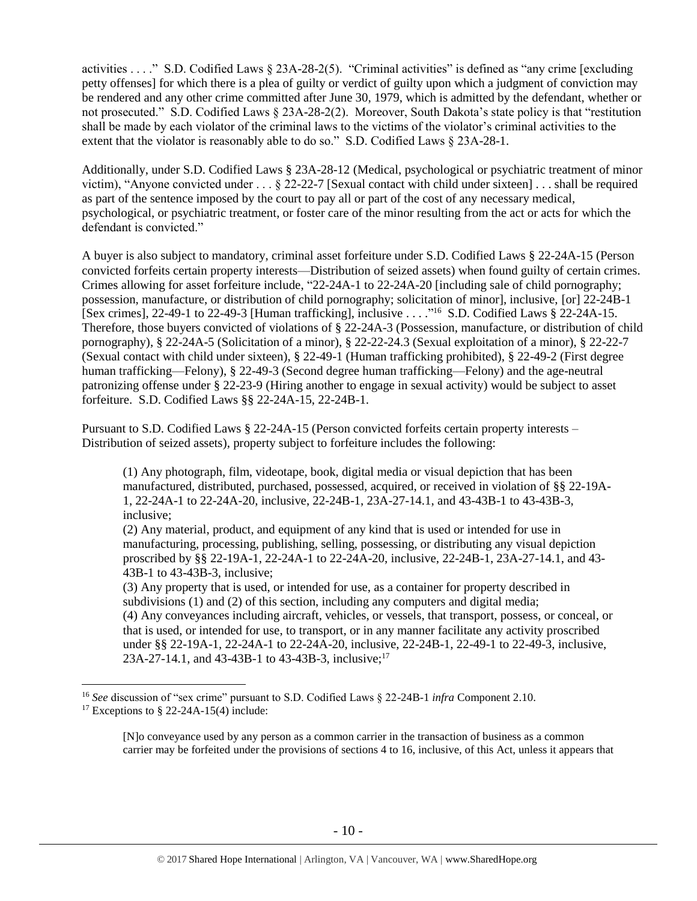activities . . . ." S.D. Codified Laws § 23A-28-2(5). "Criminal activities" is defined as "any crime [excluding petty offenses] for which there is a plea of guilty or verdict of guilty upon which a judgment of conviction may be rendered and any other crime committed after June 30, 1979, which is admitted by the defendant, whether or not prosecuted." S.D. Codified Laws § 23A-28-2(2). Moreover, South Dakota's state policy is that "restitution shall be made by each violator of the criminal laws to the victims of the violator's criminal activities to the extent that the violator is reasonably able to do so." S.D. Codified Laws § 23A-28-1.

Additionally, under S.D. Codified Laws § 23A-28-12 (Medical, psychological or psychiatric treatment of minor victim), "Anyone convicted under . . . § 22-22-7 [Sexual contact with child under sixteen] . . . shall be required as part of the sentence imposed by the court to pay all or part of the cost of any necessary medical, psychological, or psychiatric treatment, or foster care of the minor resulting from the act or acts for which the defendant is convicted."

A buyer is also subject to mandatory, criminal asset forfeiture under S.D. Codified Laws § 22-24A-15 (Person convicted forfeits certain property interests—Distribution of seized assets) when found guilty of certain crimes. Crimes allowing for asset forfeiture include, "22-24A-1 to 22-24A-20 [including sale of child pornography; possession, manufacture, or distribution of child pornography; solicitation of minor], inclusive, [or] 22-24B-1 [Sex crimes], 22-49-1 to 22-49-3 [Human trafficking], inclusive . . . ."[16] S.D. Codified Laws § 22-24A-15. Therefore, those buyers convicted of violations of § 22-24A-3 (Possession, manufacture, or distribution of child pornography), § 22-24A-5 (Solicitation of a minor), § 22-22-24.3 (Sexual exploitation of a minor), § 22-22-7 (Sexual contact with child under sixteen), § 22-49-1 (Human trafficking prohibited), § 22-49-2 (First degree human trafficking—Felony), § 22-49-3 (Second degree human trafficking—Felony) and the age-neutral patronizing offense under § 22-23-9 (Hiring another to engage in sexual activity) would be subject to asset forfeiture. S.D. Codified Laws §§ 22-24A-15, 22-24B-1.

Pursuant to S.D. Codified Laws § 22-24A-15 (Person convicted forfeits certain property interests – Distribution of seized assets), property subject to forfeiture includes the following:

> (1) Any photograph, film, videotape, book, digital media or visual depiction that has been manufactured, distributed, purchased, possessed, acquired, or received in violation of §§ 22-19A-1, 22-24A-1 to 22-24A-20, inclusive, 22-24B-1, 23A-27-14.1, and 43-43B-1 to 43-43B-3, inclusive;
> (2) Any material, product, and equipment of any kind that is used or intended for use in manufacturing, processing, publishing, selling, possessing, or distributing any visual depiction proscribed by §§ 22-19A-1, 22-24A-1 to 22-24A-20, inclusive, 22-24B-1, 23A-27-14.1, and 43-43B-1 to 43-43B-3, inclusive;
> (3) Any property that is used, or intended for use, as a container for property described in subdivisions (1) and (2) of this section, including any computers and digital media;
> (4) Any conveyances including aircraft, vehicles, or vessels, that transport, possess, or conceal, or that is used, or intended for use, to transport, or in any manner facilitate any activity proscribed under §§ 22-19A-1, 22-24A-1 to 22-24A-20, inclusive, 22-24B-1, 22-49-1 to 22-49-3, inclusive, 23A-27-14.1, and 43-43B-1 to 43-43B-3, inclusive;[17]

---

[16] *See* discussion of "sex crime" pursuant to S.D. Codified Laws § 22-24B-1 *infra* Component 2.10.

[17] Exceptions to § 22-24A-15(4) include:

> [N]o conveyance used by any person as a common carrier in the transaction of business as a common carrier may be forfeited under the provisions of sections 4 to 16, inclusive, of this Act, unless it appears that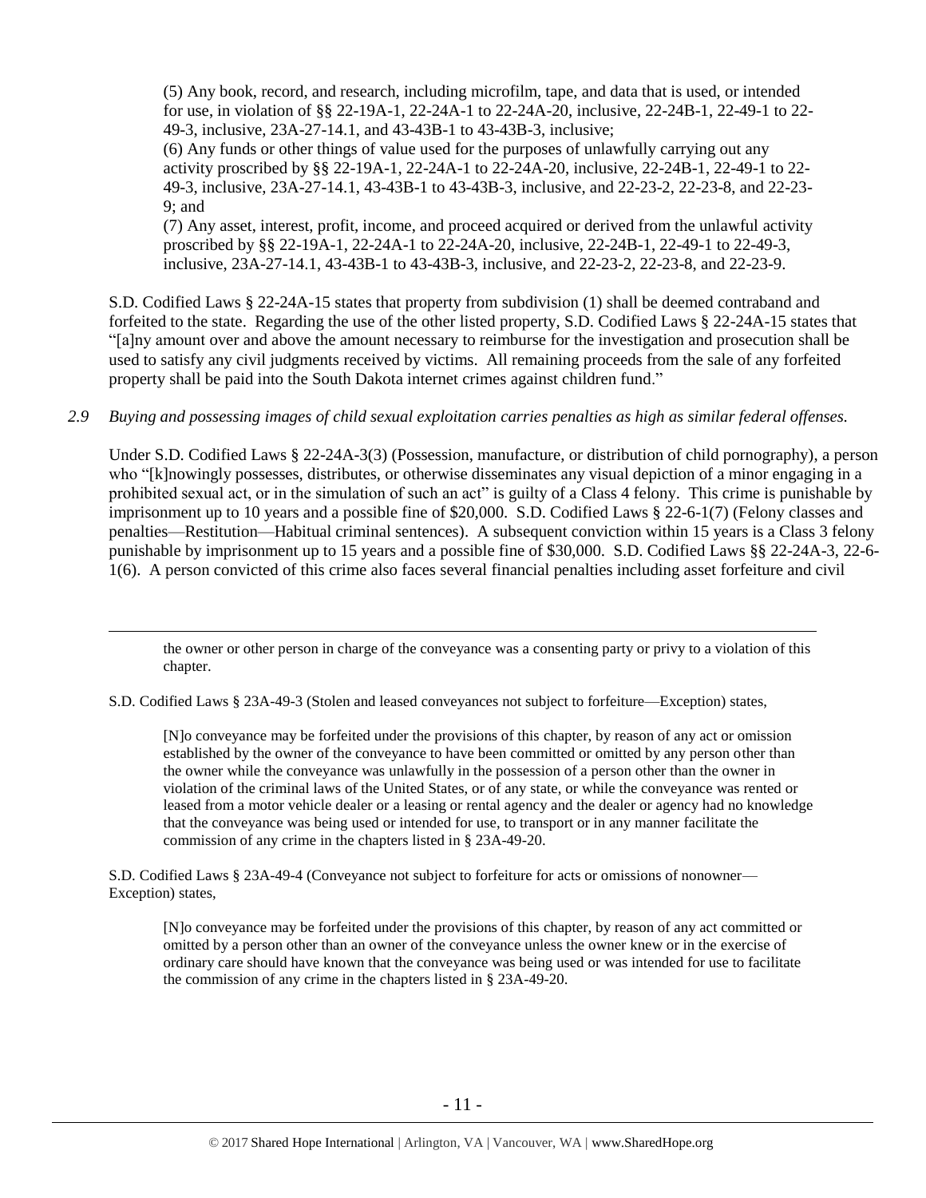(5) Any book, record, and research, including microfilm, tape, and data that is used, or intended for use, in violation of §§ 22-19A-1, 22-24A-1 to 22-24A-20, inclusive, 22-24B-1, 22-49-1 to 22-49-3, inclusive, 23A-27-14.1, and 43-43B-1 to 43-43B-3, inclusive;

(6) Any funds or other things of value used for the purposes of unlawfully carrying out any activity proscribed by §§ 22-19A-1, 22-24A-1 to 22-24A-20, inclusive, 22-24B-1, 22-49-1 to 22-49-3, inclusive, 23A-27-14.1, 43-43B-1 to 43-43B-3, inclusive, and 22-23-2, 22-23-8, and 22-23-9; and

(7) Any asset, interest, profit, income, and proceed acquired or derived from the unlawful activity proscribed by §§ 22-19A-1, 22-24A-1 to 22-24A-20, inclusive, 22-24B-1, 22-49-1 to 22-49-3, inclusive, 23A-27-14.1, 43-43B-1 to 43-43B-3, inclusive, and 22-23-2, 22-23-8, and 22-23-9.

S.D. Codified Laws § 22-24A-15 states that property from subdivision (1) shall be deemed contraband and forfeited to the state. Regarding the use of the other listed property, S.D. Codified Laws § 22-24A-15 states that "[a]ny amount over and above the amount necessary to reimburse for the investigation and prosecution shall be used to satisfy any civil judgments received by victims. All remaining proceeds from the sale of any forfeited property shall be paid into the South Dakota internet crimes against children fund."

*2.9 Buying and possessing images of child sexual exploitation carries penalties as high as similar federal offenses.*

Under S.D. Codified Laws § 22-24A-3(3) (Possession, manufacture, or distribution of child pornography), a person who "[k]nowingly possesses, distributes, or otherwise disseminates any visual depiction of a minor engaging in a prohibited sexual act, or in the simulation of such an act" is guilty of a Class 4 felony. This crime is punishable by imprisonment up to 10 years and a possible fine of $20,000. S.D. Codified Laws § 22-6-1(7) (Felony classes and penalties—Restitution—Habitual criminal sentences). A subsequent conviction within 15 years is a Class 3 felony punishable by imprisonment up to 15 years and a possible fine of $30,000. S.D. Codified Laws §§ 22-24A-3, 22-6-1(6). A person convicted of this crime also faces several financial penalties including asset forfeiture and civil

---

the owner or other person in charge of the conveyance was a consenting party or privy to a violation of this chapter.

S.D. Codified Laws § 23A-49-3 (Stolen and leased conveyances not subject to forfeiture—Exception) states,

[N]o conveyance may be forfeited under the provisions of this chapter, by reason of any act or omission established by the owner of the conveyance to have been committed or omitted by any person other than the owner while the conveyance was unlawfully in the possession of a person other than the owner in violation of the criminal laws of the United States, or of any state, or while the conveyance was rented or leased from a motor vehicle dealer or a leasing or rental agency and the dealer or agency had no knowledge that the conveyance was being used or intended for use, to transport or in any manner facilitate the commission of any crime in the chapters listed in § 23A-49-20.

S.D. Codified Laws § 23A-49-4 (Conveyance not subject to forfeiture for acts or omissions of nonowner—Exception) states,

[N]o conveyance may be forfeited under the provisions of this chapter, by reason of any act committed or omitted by a person other than an owner of the conveyance unless the owner knew or in the exercise of ordinary care should have known that the conveyance was being used or was intended for use to facilitate the commission of any crime in the chapters listed in § 23A-49-20.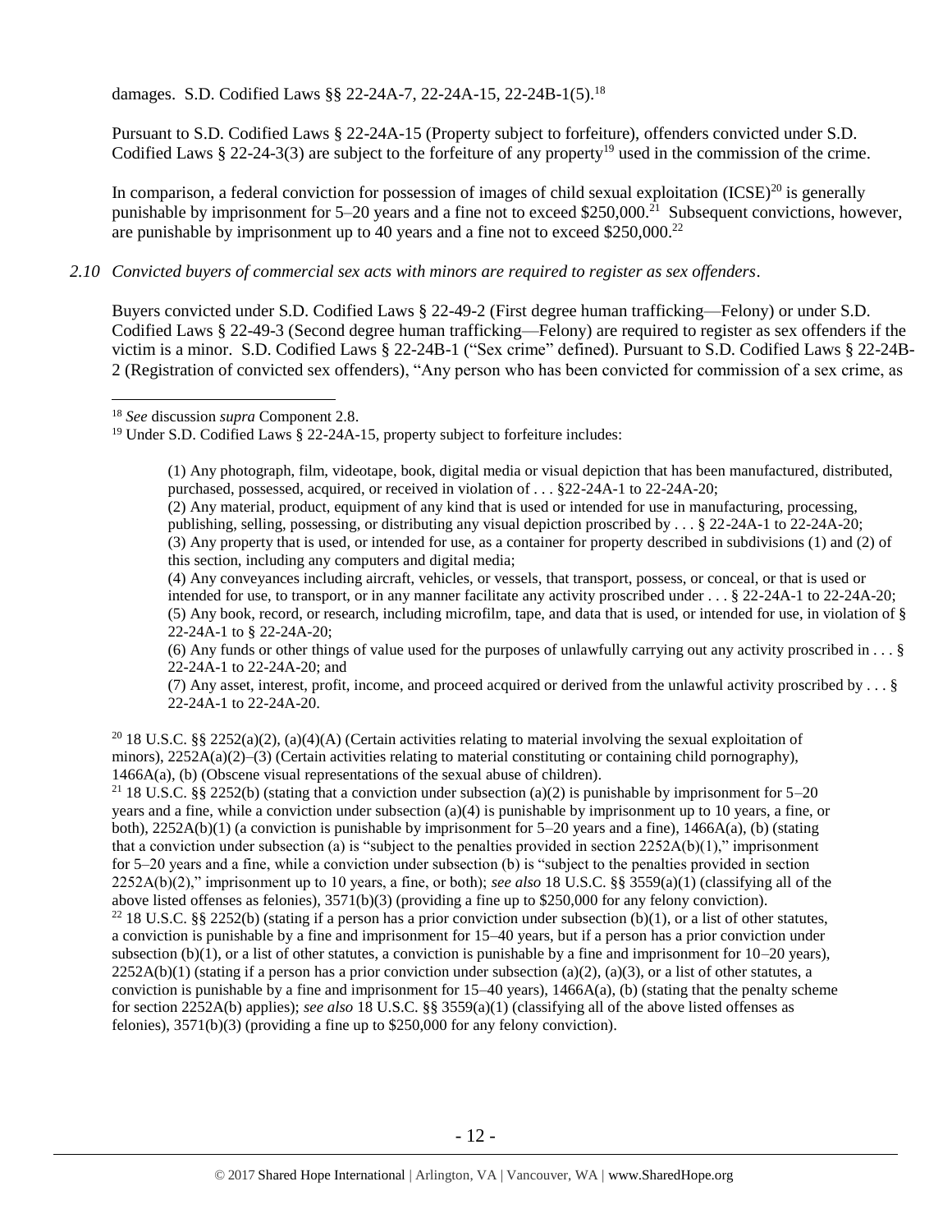damages. S.D. Codified Laws §§ 22-24A-7, 22-24A-15, 22-24B-1(5).[18]

Pursuant to S.D. Codified Laws § 22-24A-15 (Property subject to forfeiture), offenders convicted under S.D. Codified Laws § 22-24-3(3) are subject to the forfeiture of any property[19] used in the commission of the crime.

In comparison, a federal conviction for possession of images of child sexual exploitation (ICSE)[20] is generally punishable by imprisonment for 5–20 years and a fine not to exceed $250,000.[21] Subsequent convictions, however, are punishable by imprisonment up to 40 years and a fine not to exceed $250,000.[22]

*2.10 Convicted buyers of commercial sex acts with minors are required to register as sex offenders.*

Buyers convicted under S.D. Codified Laws § 22-49-2 (First degree human trafficking—Felony) or under S.D. Codified Laws § 22-49-3 (Second degree human trafficking—Felony) are required to register as sex offenders if the victim is a minor. S.D. Codified Laws § 22-24B-1 ("Sex crime" defined). Pursuant to S.D. Codified Laws § 22-24B-2 (Registration of convicted sex offenders), "Any person who has been convicted for commission of a sex crime, as

---

[18] *See* discussion *supra* Component 2.8.

[19] Under S.D. Codified Laws § 22-24A-15, property subject to forfeiture includes:

> (1) Any photograph, film, videotape, book, digital media or visual depiction that has been manufactured, distributed, purchased, possessed, acquired, or received in violation of . . . §22-24A-1 to 22-24A-20;
> (2) Any material, product, equipment of any kind that is used or intended for use in manufacturing, processing, publishing, selling, possessing, or distributing any visual depiction proscribed by . . . § 22-24A-1 to 22-24A-20;
> (3) Any property that is used, or intended for use, as a container for property described in subdivisions (1) and (2) of this section, including any computers and digital media;
> (4) Any conveyances including aircraft, vehicles, or vessels, that transport, possess, or conceal, or that is used or intended for use, to transport, or in any manner facilitate any activity proscribed under . . . § 22-24A-1 to 22-24A-20;
> (5) Any book, record, or research, including microfilm, tape, and data that is used, or intended for use, in violation of § 22-24A-1 to § 22-24A-20;
> (6) Any funds or other things of value used for the purposes of unlawfully carrying out any activity proscribed in . . . § 22-24A-1 to 22-24A-20; and
> (7) Any asset, interest, profit, income, and proceed acquired or derived from the unlawful activity proscribed by . . . § 22-24A-1 to 22-24A-20.

[20] 18 U.S.C. §§ 2252(a)(2), (a)(4)(A) (Certain activities relating to material involving the sexual exploitation of minors), 2252A(a)(2)–(3) (Certain activities relating to material constituting or containing child pornography), 1466A(a), (b) (Obscene visual representations of the sexual abuse of children).

[21] 18 U.S.C. §§ 2252(b) (stating that a conviction under subsection (a)(2) is punishable by imprisonment for 5–20 years and a fine, while a conviction under subsection (a)(4) is punishable by imprisonment up to 10 years, a fine, or both), 2252A(b)(1) (a conviction is punishable by imprisonment for 5–20 years and a fine), 1466A(a), (b) (stating that a conviction under subsection (a) is "subject to the penalties provided in section 2252A(b)(1)," imprisonment for 5–20 years and a fine, while a conviction under subsection (b) is "subject to the penalties provided in section 2252A(b)(2)," imprisonment up to 10 years, a fine, or both); *see also* 18 U.S.C. §§ 3559(a)(1) (classifying all of the above listed offenses as felonies), 3571(b)(3) (providing a fine up to $250,000 for any felony conviction).

[22] 18 U.S.C. §§ 2252(b) (stating if a person has a prior conviction under subsection (b)(1), or a list of other statutes, a conviction is punishable by a fine and imprisonment for 15–40 years, but if a person has a prior conviction under subsection (b)(1), or a list of other statutes, a conviction is punishable by a fine and imprisonment for 10–20 years), 2252A(b)(1) (stating if a person has a prior conviction under subsection (a)(2), (a)(3), or a list of other statutes, a conviction is punishable by a fine and imprisonment for 15–40 years), 1466A(a), (b) (stating that the penalty scheme for section 2252A(b) applies); *see also* 18 U.S.C. §§ 3559(a)(1) (classifying all of the above listed offenses as felonies), 3571(b)(3) (providing a fine up to $250,000 for any felony conviction).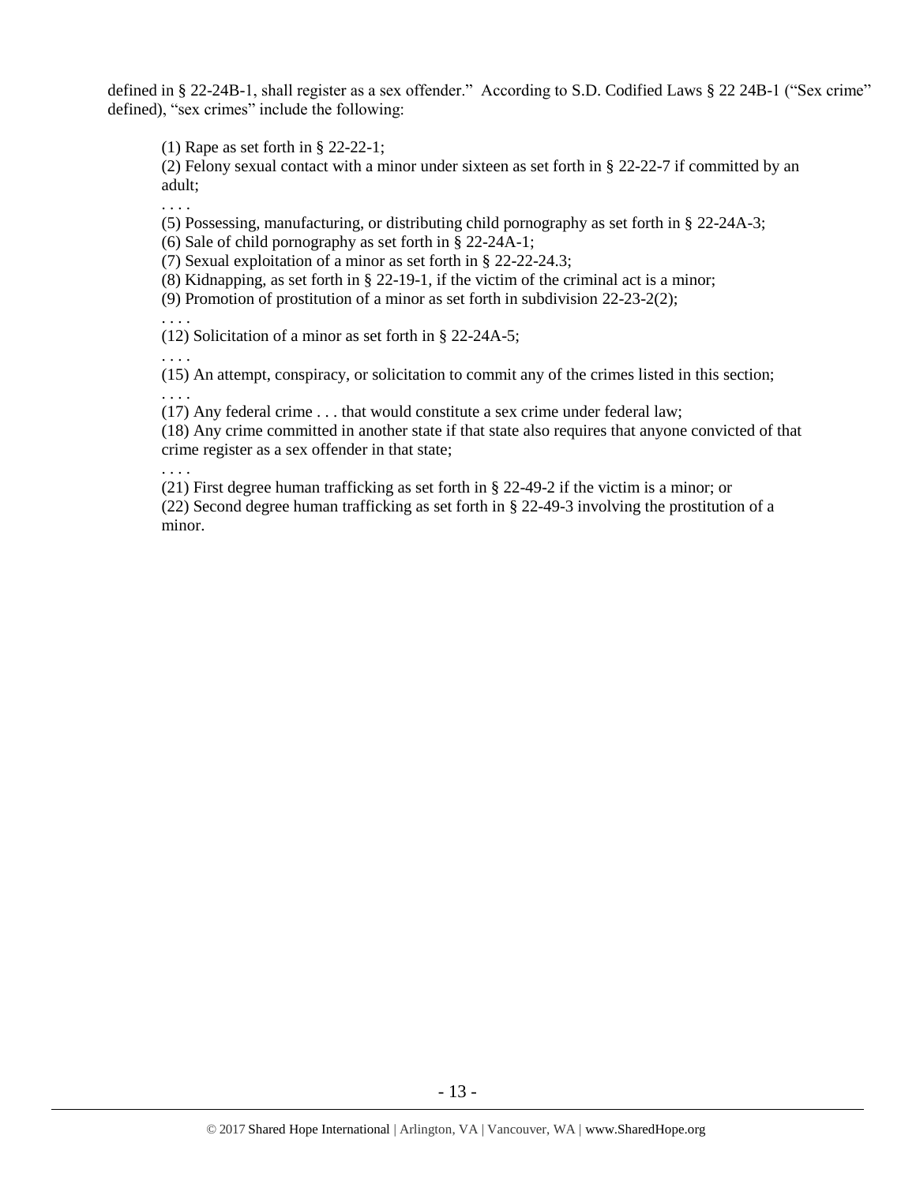defined in § 22-24B-1, shall register as a sex offender." According to S.D. Codified Laws § 22 24B-1 ("Sex crime" defined), "sex crimes" include the following:

> (1) Rape as set forth in § 22-22-1;
> (2) Felony sexual contact with a minor under sixteen as set forth in § 22-22-7 if committed by an adult;
> . . . .
> (5) Possessing, manufacturing, or distributing child pornography as set forth in § 22-24A-3;
> (6) Sale of child pornography as set forth in § 22-24A-1;
> (7) Sexual exploitation of a minor as set forth in § 22-22-24.3;
> (8) Kidnapping, as set forth in § 22-19-1, if the victim of the criminal act is a minor;
> (9) Promotion of prostitution of a minor as set forth in subdivision 22-23-2(2);
> . . . .
> (12) Solicitation of a minor as set forth in § 22-24A-5;
> . . . .
> (15) An attempt, conspiracy, or solicitation to commit any of the crimes listed in this section;
> . . . .
> (17) Any federal crime . . . that would constitute a sex crime under federal law;
> (18) Any crime committed in another state if that state also requires that anyone convicted of that crime register as a sex offender in that state;
> . . . .
> (21) First degree human trafficking as set forth in § 22-49-2 if the victim is a minor; or
> (22) Second degree human trafficking as set forth in § 22-49-3 involving the prostitution of a minor.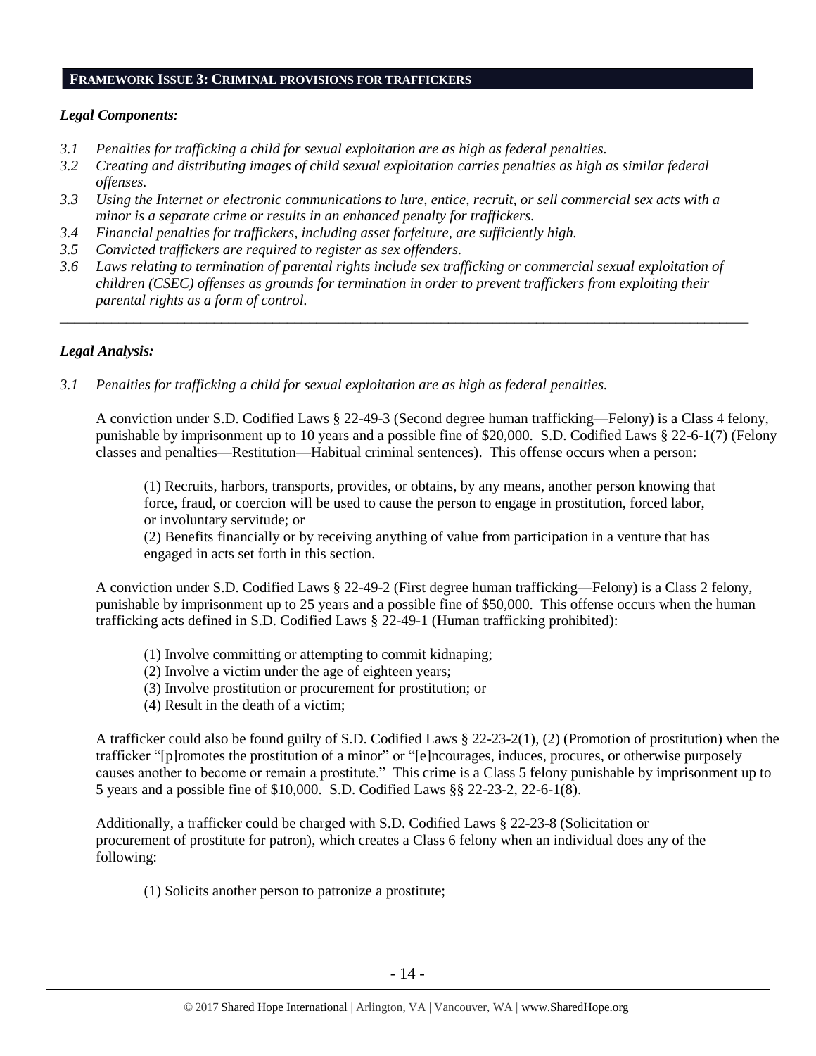## FRAMEWORK ISSUE 3: CRIMINAL PROVISIONS FOR TRAFFICKERS

### *Legal Components:*

*3.1 Penalties for trafficking a child for sexual exploitation are as high as federal penalties.*

*3.2 Creating and distributing images of child sexual exploitation carries penalties as high as similar federal offenses.*

*3.3 Using the Internet or electronic communications to lure, entice, recruit, or sell commercial sex acts with a minor is a separate crime or results in an enhanced penalty for traffickers.*

*3.4 Financial penalties for traffickers, including asset forfeiture, are sufficiently high.*

*3.5 Convicted traffickers are required to register as sex offenders.*

*3.6 Laws relating to termination of parental rights include sex trafficking or commercial sexual exploitation of children (CSEC) offenses as grounds for termination in order to prevent traffickers from exploiting their parental rights as a form of control.*

---

### *Legal Analysis:*

*3.1 Penalties for trafficking a child for sexual exploitation are as high as federal penalties.*

A conviction under S.D. Codified Laws § 22-49-3 (Second degree human trafficking—Felony) is a Class 4 felony, punishable by imprisonment up to 10 years and a possible fine of $20,000. S.D. Codified Laws § 22-6-1(7) (Felony classes and penalties—Restitution—Habitual criminal sentences). This offense occurs when a person:

> (1) Recruits, harbors, transports, provides, or obtains, by any means, another person knowing that force, fraud, or coercion will be used to cause the person to engage in prostitution, forced labor, or involuntary servitude; or
>
> (2) Benefits financially or by receiving anything of value from participation in a venture that has engaged in acts set forth in this section.

A conviction under S.D. Codified Laws § 22-49-2 (First degree human trafficking—Felony) is a Class 2 felony, punishable by imprisonment up to 25 years and a possible fine of $50,000. This offense occurs when the human trafficking acts defined in S.D. Codified Laws § 22-49-1 (Human trafficking prohibited):

> (1) Involve committing or attempting to commit kidnaping;
>
> (2) Involve a victim under the age of eighteen years;
>
> (3) Involve prostitution or procurement for prostitution; or
>
> (4) Result in the death of a victim;

A trafficker could also be found guilty of S.D. Codified Laws § 22-23-2(1), (2) (Promotion of prostitution) when the trafficker "[p]romotes the prostitution of a minor" or "[e]ncourages, induces, procures, or otherwise purposely causes another to become or remain a prostitute." This crime is a Class 5 felony punishable by imprisonment up to 5 years and a possible fine of $10,000. S.D. Codified Laws §§ 22-23-2, 22-6-1(8).

Additionally, a trafficker could be charged with S.D. Codified Laws § 22-23-8 (Solicitation or procurement of prostitute for patron), which creates a Class 6 felony when an individual does any of the following:

> (1) Solicits another person to patronize a prostitute;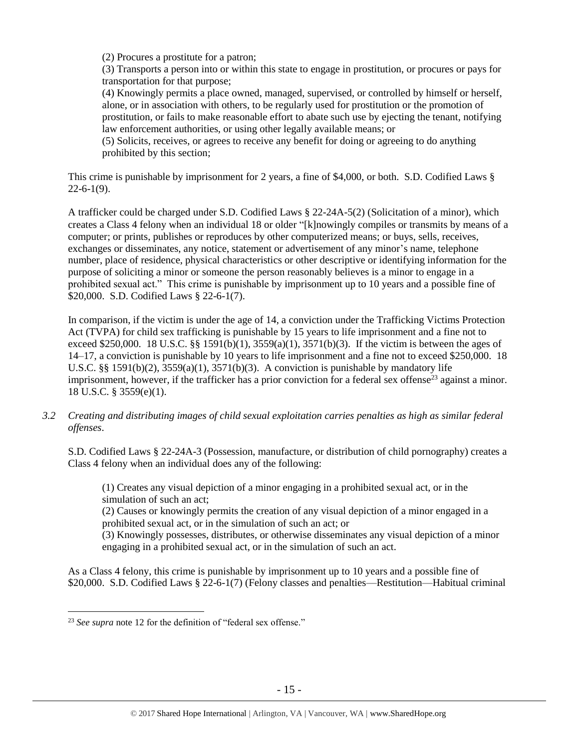(2) Procures a prostitute for a patron;
(3) Transports a person into or within this state to engage in prostitution, or procures or pays for transportation for that purpose;
(4) Knowingly permits a place owned, managed, supervised, or controlled by himself or herself, alone, or in association with others, to be regularly used for prostitution or the promotion of prostitution, or fails to make reasonable effort to abate such use by ejecting the tenant, notifying law enforcement authorities, or using other legally available means; or
(5) Solicits, receives, or agrees to receive any benefit for doing or agreeing to do anything prohibited by this section;

This crime is punishable by imprisonment for 2 years, a fine of $4,000, or both. S.D. Codified Laws § 22-6-1(9).

A trafficker could be charged under S.D. Codified Laws § 22-24A-5(2) (Solicitation of a minor), which creates a Class 4 felony when an individual 18 or older "[k]nowingly compiles or transmits by means of a computer; or prints, publishes or reproduces by other computerized means; or buys, sells, receives, exchanges or disseminates, any notice, statement or advertisement of any minor's name, telephone number, place of residence, physical characteristics or other descriptive or identifying information for the purpose of soliciting a minor or someone the person reasonably believes is a minor to engage in a prohibited sexual act." This crime is punishable by imprisonment up to 10 years and a possible fine of $20,000. S.D. Codified Laws § 22-6-1(7).

In comparison, if the victim is under the age of 14, a conviction under the Trafficking Victims Protection Act (TVPA) for child sex trafficking is punishable by 15 years to life imprisonment and a fine not to exceed $250,000. 18 U.S.C. §§ 1591(b)(1), 3559(a)(1), 3571(b)(3). If the victim is between the ages of 14–17, a conviction is punishable by 10 years to life imprisonment and a fine not to exceed $250,000. 18 U.S.C. §§ 1591(b)(2), 3559(a)(1), 3571(b)(3). A conviction is punishable by mandatory life imprisonment, however, if the trafficker has a prior conviction for a federal sex offense[23] against a minor. 18 U.S.C. § 3559(e)(1).

*3.2 Creating and distributing images of child sexual exploitation carries penalties as high as similar federal offenses.*

S.D. Codified Laws § 22-24A-3 (Possession, manufacture, or distribution of child pornography) creates a Class 4 felony when an individual does any of the following:

(1) Creates any visual depiction of a minor engaging in a prohibited sexual act, or in the simulation of such an act;
(2) Causes or knowingly permits the creation of any visual depiction of a minor engaged in a prohibited sexual act, or in the simulation of such an act; or
(3) Knowingly possesses, distributes, or otherwise disseminates any visual depiction of a minor engaging in a prohibited sexual act, or in the simulation of such an act.

As a Class 4 felony, this crime is punishable by imprisonment up to 10 years and a possible fine of $20,000. S.D. Codified Laws § 22-6-1(7) (Felony classes and penalties—Restitution—Habitual criminal

[23] *See supra* note 12 for the definition of "federal sex offense."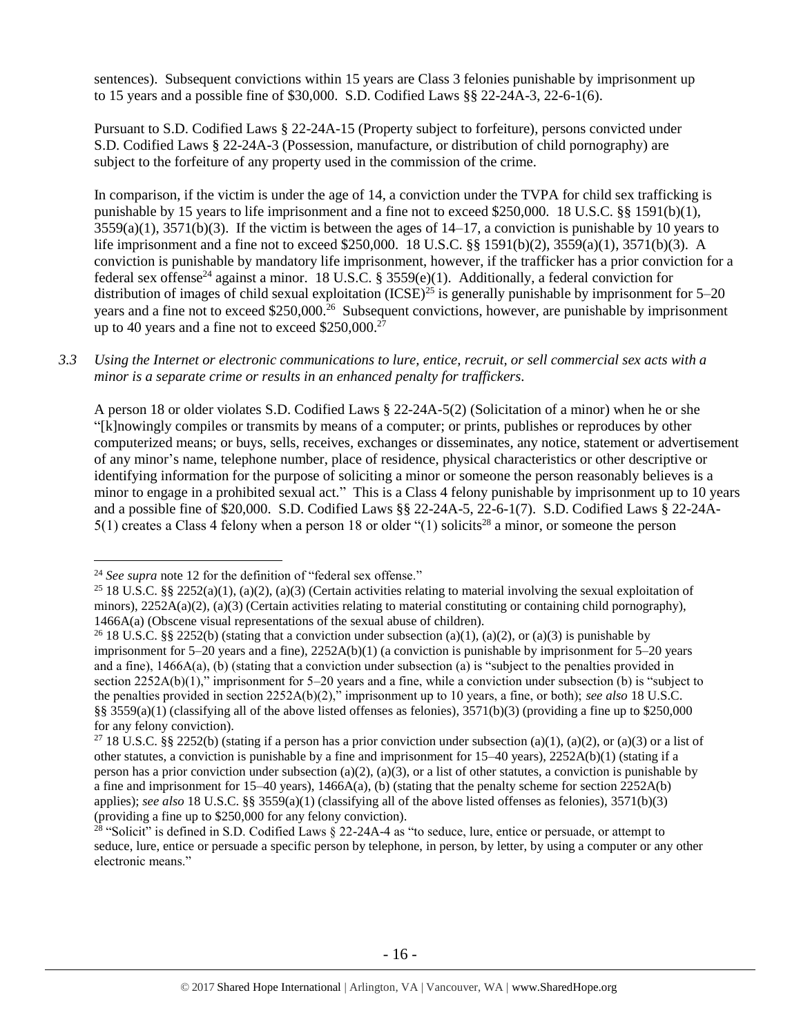sentences). Subsequent convictions within 15 years are Class 3 felonies punishable by imprisonment up to 15 years and a possible fine of $30,000. S.D. Codified Laws §§ 22-24A-3, 22-6-1(6).

Pursuant to S.D. Codified Laws § 22-24A-15 (Property subject to forfeiture), persons convicted under S.D. Codified Laws § 22-24A-3 (Possession, manufacture, or distribution of child pornography) are subject to the forfeiture of any property used in the commission of the crime.

In comparison, if the victim is under the age of 14, a conviction under the TVPA for child sex trafficking is punishable by 15 years to life imprisonment and a fine not to exceed $250,000. 18 U.S.C. §§ 1591(b)(1), 3559(a)(1), 3571(b)(3). If the victim is between the ages of 14–17, a conviction is punishable by 10 years to life imprisonment and a fine not to exceed $250,000. 18 U.S.C. §§ 1591(b)(2), 3559(a)(1), 3571(b)(3). A conviction is punishable by mandatory life imprisonment, however, if the trafficker has a prior conviction for a federal sex offense[24] against a minor. 18 U.S.C. § 3559(e)(1). Additionally, a federal conviction for distribution of images of child sexual exploitation (ICSE)[25] is generally punishable by imprisonment for 5–20 years and a fine not to exceed $250,000.[26] Subsequent convictions, however, are punishable by imprisonment up to 40 years and a fine not to exceed $250,000.[27]

*3.3 Using the Internet or electronic communications to lure, entice, recruit, or sell commercial sex acts with a minor is a separate crime or results in an enhanced penalty for traffickers.*

A person 18 or older violates S.D. Codified Laws § 22-24A-5(2) (Solicitation of a minor) when he or she "[k]nowingly compiles or transmits by means of a computer; or prints, publishes or reproduces by other computerized means; or buys, sells, receives, exchanges or disseminates, any notice, statement or advertisement of any minor's name, telephone number, place of residence, physical characteristics or other descriptive or identifying information for the purpose of soliciting a minor or someone the person reasonably believes is a minor to engage in a prohibited sexual act." This is a Class 4 felony punishable by imprisonment up to 10 years and a possible fine of $20,000. S.D. Codified Laws §§ 22-24A-5, 22-6-1(7). S.D. Codified Laws § 22-24A-5(1) creates a Class 4 felony when a person 18 or older "(1) solicits[28] a minor, or someone the person

---

[24] *See supra* note 12 for the definition of "federal sex offense."

[25] 18 U.S.C. §§ 2252(a)(1), (a)(2), (a)(3) (Certain activities relating to material involving the sexual exploitation of minors), 2252A(a)(2), (a)(3) (Certain activities relating to material constituting or containing child pornography), 1466A(a) (Obscene visual representations of the sexual abuse of children).

[26] 18 U.S.C. §§ 2252(b) (stating that a conviction under subsection (a)(1), (a)(2), or (a)(3) is punishable by imprisonment for 5–20 years and a fine), 2252A(b)(1) (a conviction is punishable by imprisonment for 5–20 years and a fine), 1466A(a), (b) (stating that a conviction under subsection (a) is "subject to the penalties provided in section 2252A(b)(1)," imprisonment for 5–20 years and a fine, while a conviction under subsection (b) is "subject to the penalties provided in section 2252A(b)(2)," imprisonment up to 10 years, a fine, or both); *see also* 18 U.S.C. §§ 3559(a)(1) (classifying all of the above listed offenses as felonies), 3571(b)(3) (providing a fine up to $250,000 for any felony conviction).

[27] 18 U.S.C. §§ 2252(b) (stating if a person has a prior conviction under subsection (a)(1), (a)(2), or (a)(3) or a list of other statutes, a conviction is punishable by a fine and imprisonment for 15–40 years), 2252A(b)(1) (stating if a person has a prior conviction under subsection (a)(2), (a)(3), or a list of other statutes, a conviction is punishable by a fine and imprisonment for 15–40 years), 1466A(a), (b) (stating that the penalty scheme for section 2252A(b) applies); *see also* 18 U.S.C. §§ 3559(a)(1) (classifying all of the above listed offenses as felonies), 3571(b)(3) (providing a fine up to $250,000 for any felony conviction).

[28] "Solicit" is defined in S.D. Codified Laws § 22-24A-4 as "to seduce, lure, entice or persuade, or attempt to seduce, lure, entice or persuade a specific person by telephone, in person, by letter, by using a computer or any other electronic means."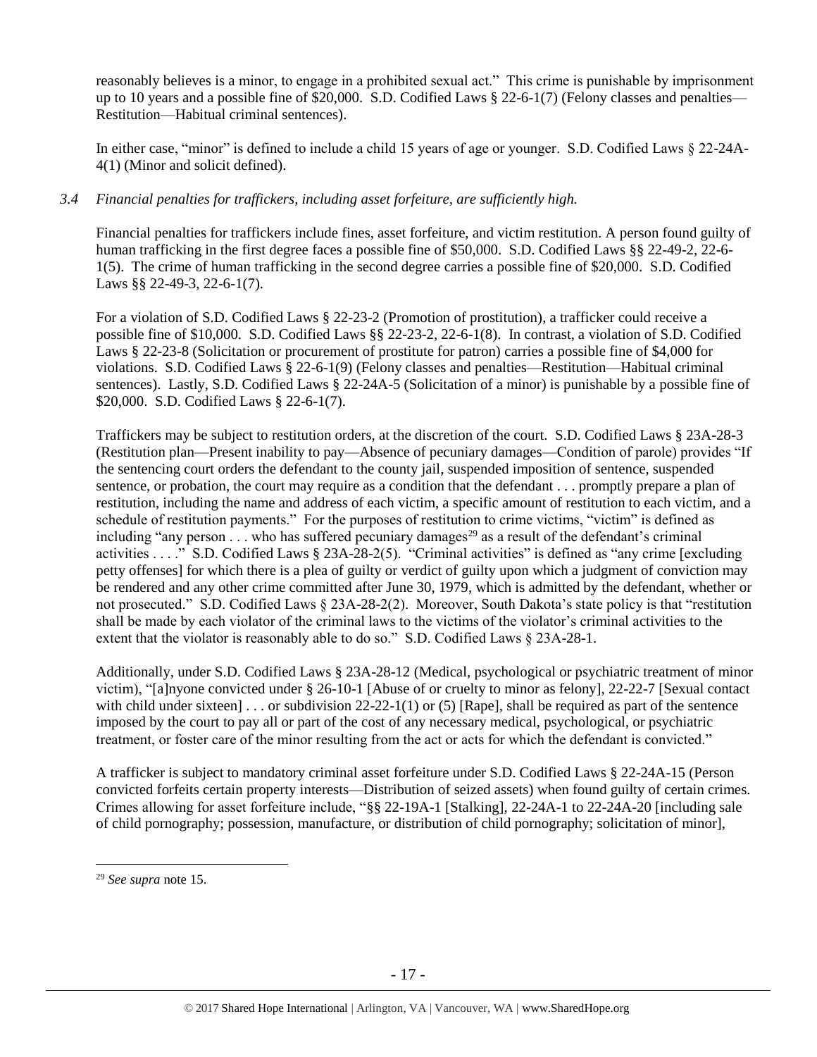reasonably believes is a minor, to engage in a prohibited sexual act." This crime is punishable by imprisonment up to 10 years and a possible fine of $20,000. S.D. Codified Laws § 22-6-1(7) (Felony classes and penalties—Restitution—Habitual criminal sentences).

In either case, "minor" is defined to include a child 15 years of age or younger. S.D. Codified Laws § 22-24A-4(1) (Minor and solicit defined).

*3.4 Financial penalties for traffickers, including asset forfeiture, are sufficiently high.*

Financial penalties for traffickers include fines, asset forfeiture, and victim restitution. A person found guilty of human trafficking in the first degree faces a possible fine of $50,000. S.D. Codified Laws §§ 22-49-2, 22-6-1(5). The crime of human trafficking in the second degree carries a possible fine of $20,000. S.D. Codified Laws §§ 22-49-3, 22-6-1(7).

For a violation of S.D. Codified Laws § 22-23-2 (Promotion of prostitution), a trafficker could receive a possible fine of $10,000. S.D. Codified Laws §§ 22-23-2, 22-6-1(8). In contrast, a violation of S.D. Codified Laws § 22-23-8 (Solicitation or procurement of prostitute for patron) carries a possible fine of $4,000 for violations. S.D. Codified Laws § 22-6-1(9) (Felony classes and penalties—Restitution—Habitual criminal sentences). Lastly, S.D. Codified Laws § 22-24A-5 (Solicitation of a minor) is punishable by a possible fine of $20,000. S.D. Codified Laws § 22-6-1(7).

Traffickers may be subject to restitution orders, at the discretion of the court. S.D. Codified Laws § 23A-28-3 (Restitution plan—Present inability to pay—Absence of pecuniary damages—Condition of parole) provides "If the sentencing court orders the defendant to the county jail, suspended imposition of sentence, suspended sentence, or probation, the court may require as a condition that the defendant . . . promptly prepare a plan of restitution, including the name and address of each victim, a specific amount of restitution to each victim, and a schedule of restitution payments." For the purposes of restitution to crime victims, "victim" is defined as including "any person . . . who has suffered pecuniary damages[29] as a result of the defendant's criminal activities . . . ." S.D. Codified Laws § 23A-28-2(5). "Criminal activities" is defined as "any crime [excluding petty offenses] for which there is a plea of guilty or verdict of guilty upon which a judgment of conviction may be rendered and any other crime committed after June 30, 1979, which is admitted by the defendant, whether or not prosecuted." S.D. Codified Laws § 23A-28-2(2). Moreover, South Dakota's state policy is that "restitution shall be made by each violator of the criminal laws to the victims of the violator's criminal activities to the extent that the violator is reasonably able to do so." S.D. Codified Laws § 23A-28-1.

Additionally, under S.D. Codified Laws § 23A-28-12 (Medical, psychological or psychiatric treatment of minor victim), "[a]nyone convicted under § 26-10-1 [Abuse of or cruelty to minor as felony], 22-22-7 [Sexual contact with child under sixteen] . . . or subdivision 22-22-1(1) or (5) [Rape], shall be required as part of the sentence imposed by the court to pay all or part of the cost of any necessary medical, psychological, or psychiatric treatment, or foster care of the minor resulting from the act or acts for which the defendant is convicted."

A trafficker is subject to mandatory criminal asset forfeiture under S.D. Codified Laws § 22-24A-15 (Person convicted forfeits certain property interests—Distribution of seized assets) when found guilty of certain crimes. Crimes allowing for asset forfeiture include, "§§ 22-19A-1 [Stalking], 22-24A-1 to 22-24A-20 [including sale of child pornography; possession, manufacture, or distribution of child pornography; solicitation of minor],

---

[29] *See supra* note 15.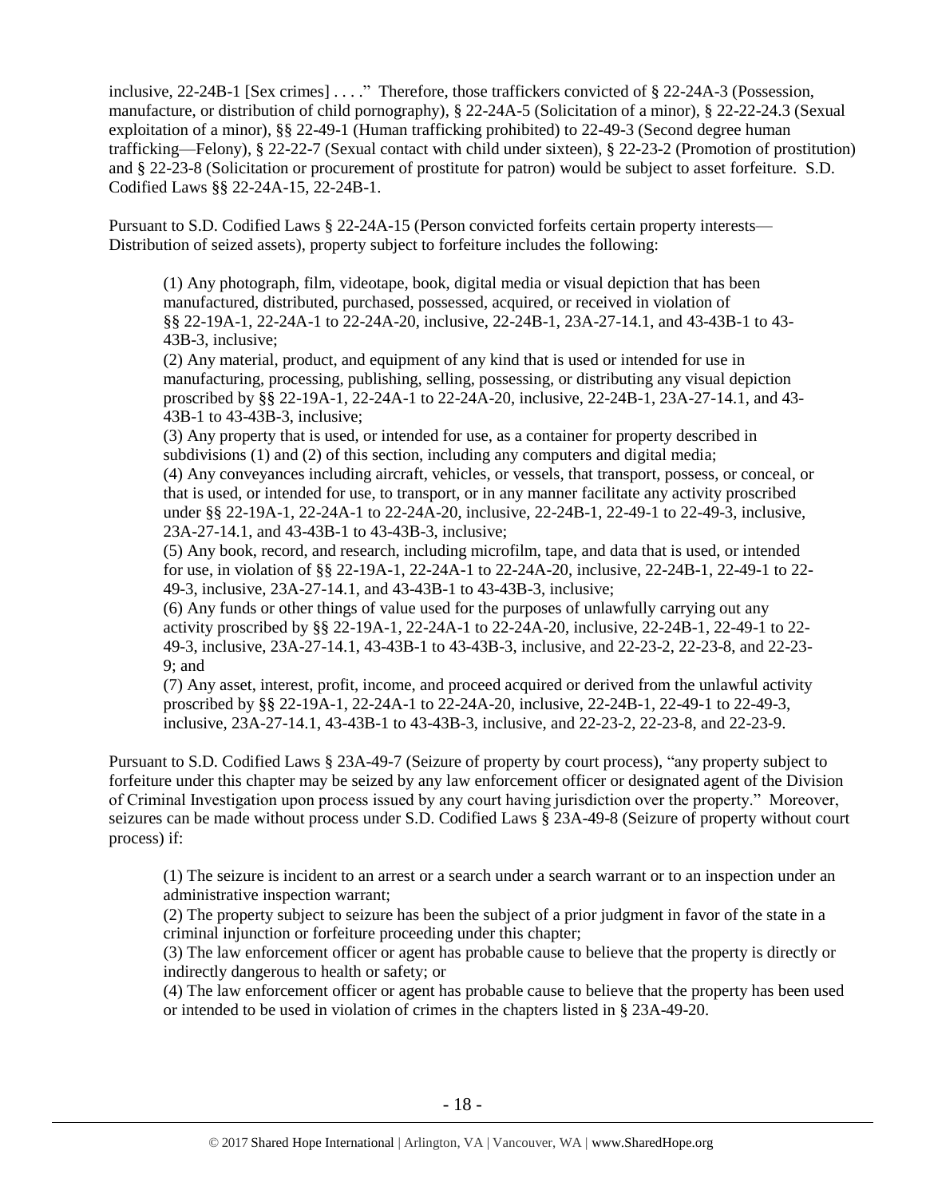inclusive, 22-24B-1 [Sex crimes] . . . ." Therefore, those traffickers convicted of § 22-24A-3 (Possession, manufacture, or distribution of child pornography), § 22-24A-5 (Solicitation of a minor), § 22-22-24.3 (Sexual exploitation of a minor), §§ 22-49-1 (Human trafficking prohibited) to 22-49-3 (Second degree human trafficking—Felony), § 22-22-7 (Sexual contact with child under sixteen), § 22-23-2 (Promotion of prostitution) and § 22-23-8 (Solicitation or procurement of prostitute for patron) would be subject to asset forfeiture. S.D. Codified Laws §§ 22-24A-15, 22-24B-1.

Pursuant to S.D. Codified Laws § 22-24A-15 (Person convicted forfeits certain property interests—Distribution of seized assets), property subject to forfeiture includes the following:

> (1) Any photograph, film, videotape, book, digital media or visual depiction that has been manufactured, distributed, purchased, possessed, acquired, or received in violation of §§ 22-19A-1, 22-24A-1 to 22-24A-20, inclusive, 22-24B-1, 23A-27-14.1, and 43-43B-1 to 43-43B-3, inclusive;
> (2) Any material, product, and equipment of any kind that is used or intended for use in manufacturing, processing, publishing, selling, possessing, or distributing any visual depiction proscribed by §§ 22-19A-1, 22-24A-1 to 22-24A-20, inclusive, 22-24B-1, 23A-27-14.1, and 43-43B-1 to 43-43B-3, inclusive;
> (3) Any property that is used, or intended for use, as a container for property described in subdivisions (1) and (2) of this section, including any computers and digital media;
> (4) Any conveyances including aircraft, vehicles, or vessels, that transport, possess, or conceal, or that is used, or intended for use, to transport, or in any manner facilitate any activity proscribed under §§ 22-19A-1, 22-24A-1 to 22-24A-20, inclusive, 22-24B-1, 22-49-1 to 22-49-3, inclusive, 23A-27-14.1, and 43-43B-1 to 43-43B-3, inclusive;
> (5) Any book, record, and research, including microfilm, tape, and data that is used, or intended for use, in violation of §§ 22-19A-1, 22-24A-1 to 22-24A-20, inclusive, 22-24B-1, 22-49-1 to 22-49-3, inclusive, 23A-27-14.1, and 43-43B-1 to 43-43B-3, inclusive;
> (6) Any funds or other things of value used for the purposes of unlawfully carrying out any activity proscribed by §§ 22-19A-1, 22-24A-1 to 22-24A-20, inclusive, 22-24B-1, 22-49-1 to 22-49-3, inclusive, 23A-27-14.1, 43-43B-1 to 43-43B-3, inclusive, and 22-23-2, 22-23-8, and 22-23-9; and
> (7) Any asset, interest, profit, income, and proceed acquired or derived from the unlawful activity proscribed by §§ 22-19A-1, 22-24A-1 to 22-24A-20, inclusive, 22-24B-1, 22-49-1 to 22-49-3, inclusive, 23A-27-14.1, 43-43B-1 to 43-43B-3, inclusive, and 22-23-2, 22-23-8, and 22-23-9.

Pursuant to S.D. Codified Laws § 23A-49-7 (Seizure of property by court process), "any property subject to forfeiture under this chapter may be seized by any law enforcement officer or designated agent of the Division of Criminal Investigation upon process issued by any court having jurisdiction over the property." Moreover, seizures can be made without process under S.D. Codified Laws § 23A-49-8 (Seizure of property without court process) if:

> (1) The seizure is incident to an arrest or a search under a search warrant or to an inspection under an administrative inspection warrant;
> (2) The property subject to seizure has been the subject of a prior judgment in favor of the state in a criminal injunction or forfeiture proceeding under this chapter;
> (3) The law enforcement officer or agent has probable cause to believe that the property is directly or indirectly dangerous to health or safety; or
> (4) The law enforcement officer or agent has probable cause to believe that the property has been used or intended to be used in violation of crimes in the chapters listed in § 23A-49-20.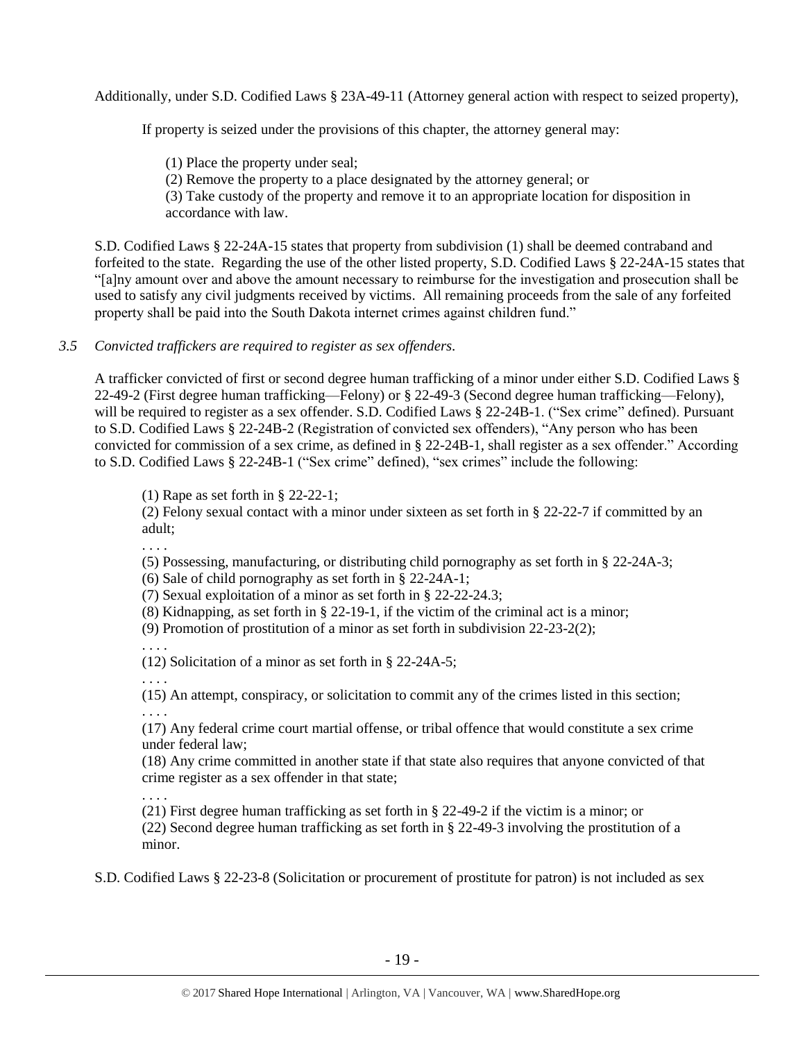Additionally, under S.D. Codified Laws § 23A-49-11 (Attorney general action with respect to seized property),

> If property is seized under the provisions of this chapter, the attorney general may:
>
> (1) Place the property under seal;
> (2) Remove the property to a place designated by the attorney general; or
> (3) Take custody of the property and remove it to an appropriate location for disposition in accordance with law.

S.D. Codified Laws § 22-24A-15 states that property from subdivision (1) shall be deemed contraband and forfeited to the state. Regarding the use of the other listed property, S.D. Codified Laws § 22-24A-15 states that "[a]ny amount over and above the amount necessary to reimburse for the investigation and prosecution shall be used to satisfy any civil judgments received by victims. All remaining proceeds from the sale of any forfeited property shall be paid into the South Dakota internet crimes against children fund."

*3.5 Convicted traffickers are required to register as sex offenders.*

A trafficker convicted of first or second degree human trafficking of a minor under either S.D. Codified Laws § 22-49-2 (First degree human trafficking—Felony) or § 22-49-3 (Second degree human trafficking—Felony), will be required to register as a sex offender. S.D. Codified Laws § 22-24B-1. ("Sex crime" defined). Pursuant to S.D. Codified Laws § 22-24B-2 (Registration of convicted sex offenders), "Any person who has been convicted for commission of a sex crime, as defined in § 22-24B-1, shall register as a sex offender." According to S.D. Codified Laws § 22-24B-1 ("Sex crime" defined), "sex crimes" include the following:

> (1) Rape as set forth in § 22-22-1;
> (2) Felony sexual contact with a minor under sixteen as set forth in § 22-22-7 if committed by an adult;
> . . . .
> (5) Possessing, manufacturing, or distributing child pornography as set forth in § 22-24A-3;
> (6) Sale of child pornography as set forth in § 22-24A-1;
> (7) Sexual exploitation of a minor as set forth in § 22-22-24.3;
> (8) Kidnapping, as set forth in § 22-19-1, if the victim of the criminal act is a minor;
> (9) Promotion of prostitution of a minor as set forth in subdivision 22-23-2(2);
> . . . .
> (12) Solicitation of a minor as set forth in § 22-24A-5;
> . . . .
> (15) An attempt, conspiracy, or solicitation to commit any of the crimes listed in this section;
> . . . .
> (17) Any federal crime court martial offense, or tribal offence that would constitute a sex crime under federal law;
> (18) Any crime committed in another state if that state also requires that anyone convicted of that crime register as a sex offender in that state;
> . . . .
> (21) First degree human trafficking as set forth in § 22-49-2 if the victim is a minor; or
> (22) Second degree human trafficking as set forth in § 22-49-3 involving the prostitution of a minor.

S.D. Codified Laws § 22-23-8 (Solicitation or procurement of prostitute for patron) is not included as sex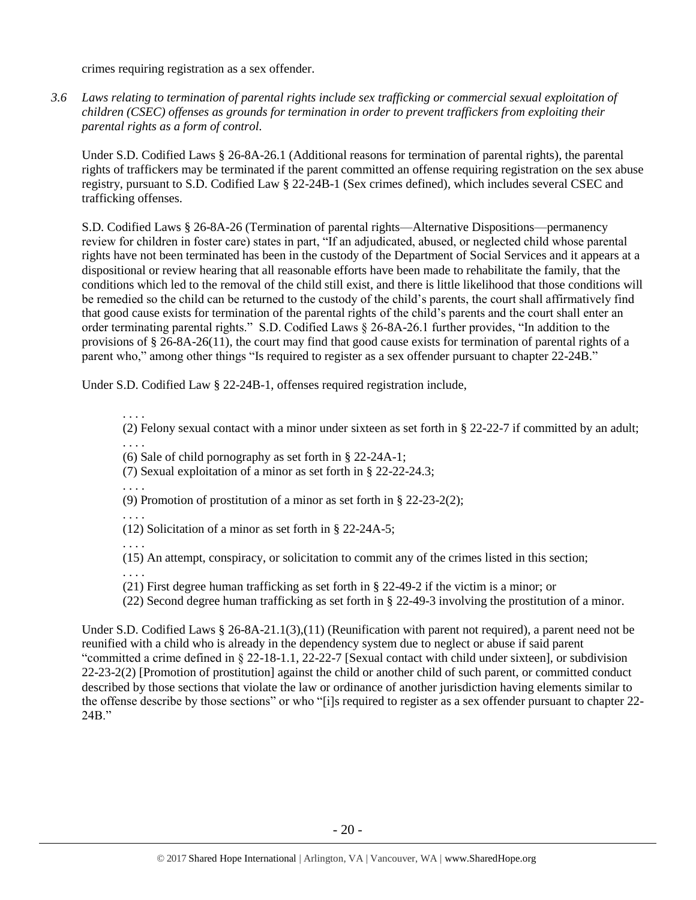crimes requiring registration as a sex offender.

*3.6 Laws relating to termination of parental rights include sex trafficking or commercial sexual exploitation of children (CSEC) offenses as grounds for termination in order to prevent traffickers from exploiting their parental rights as a form of control.*

Under S.D. Codified Laws § 26-8A-26.1 (Additional reasons for termination of parental rights), the parental rights of traffickers may be terminated if the parent committed an offense requiring registration on the sex abuse registry, pursuant to S.D. Codified Law § 22-24B-1 (Sex crimes defined), which includes several CSEC and trafficking offenses.

S.D. Codified Laws § 26-8A-26 (Termination of parental rights—Alternative Dispositions—permanency review for children in foster care) states in part, "If an adjudicated, abused, or neglected child whose parental rights have not been terminated has been in the custody of the Department of Social Services and it appears at a dispositional or review hearing that all reasonable efforts have been made to rehabilitate the family, that the conditions which led to the removal of the child still exist, and there is little likelihood that those conditions will be remedied so the child can be returned to the custody of the child's parents, the court shall affirmatively find that good cause exists for termination of the parental rights of the child's parents and the court shall enter an order terminating parental rights." S.D. Codified Laws § 26-8A-26.1 further provides, "In addition to the provisions of § 26-8A-26(11), the court may find that good cause exists for termination of parental rights of a parent who," among other things "Is required to register as a sex offender pursuant to chapter 22-24B."

Under S.D. Codified Law § 22-24B-1, offenses required registration include,

> . . . .
> (2) Felony sexual contact with a minor under sixteen as set forth in § 22-22-7 if committed by an adult;
> . . . .
> (6) Sale of child pornography as set forth in § 22-24A-1;
> (7) Sexual exploitation of a minor as set forth in § 22-22-24.3;
> . . . .
> (9) Promotion of prostitution of a minor as set forth in § 22-23-2(2);
> . . . .
> (12) Solicitation of a minor as set forth in § 22-24A-5;
> . . . .
> (15) An attempt, conspiracy, or solicitation to commit any of the crimes listed in this section;
> . . . .
> (21) First degree human trafficking as set forth in § 22-49-2 if the victim is a minor; or
> (22) Second degree human trafficking as set forth in § 22-49-3 involving the prostitution of a minor.

Under S.D. Codified Laws § 26-8A-21.1(3),(11) (Reunification with parent not required), a parent need not be reunified with a child who is already in the dependency system due to neglect or abuse if said parent "committed a crime defined in § 22-18-1.1, 22-22-7 [Sexual contact with child under sixteen], or subdivision 22-23-2(2) [Promotion of prostitution] against the child or another child of such parent, or committed conduct described by those sections that violate the law or ordinance of another jurisdiction having elements similar to the offense describe by those sections" or who "[i]s required to register as a sex offender pursuant to chapter 22-24B."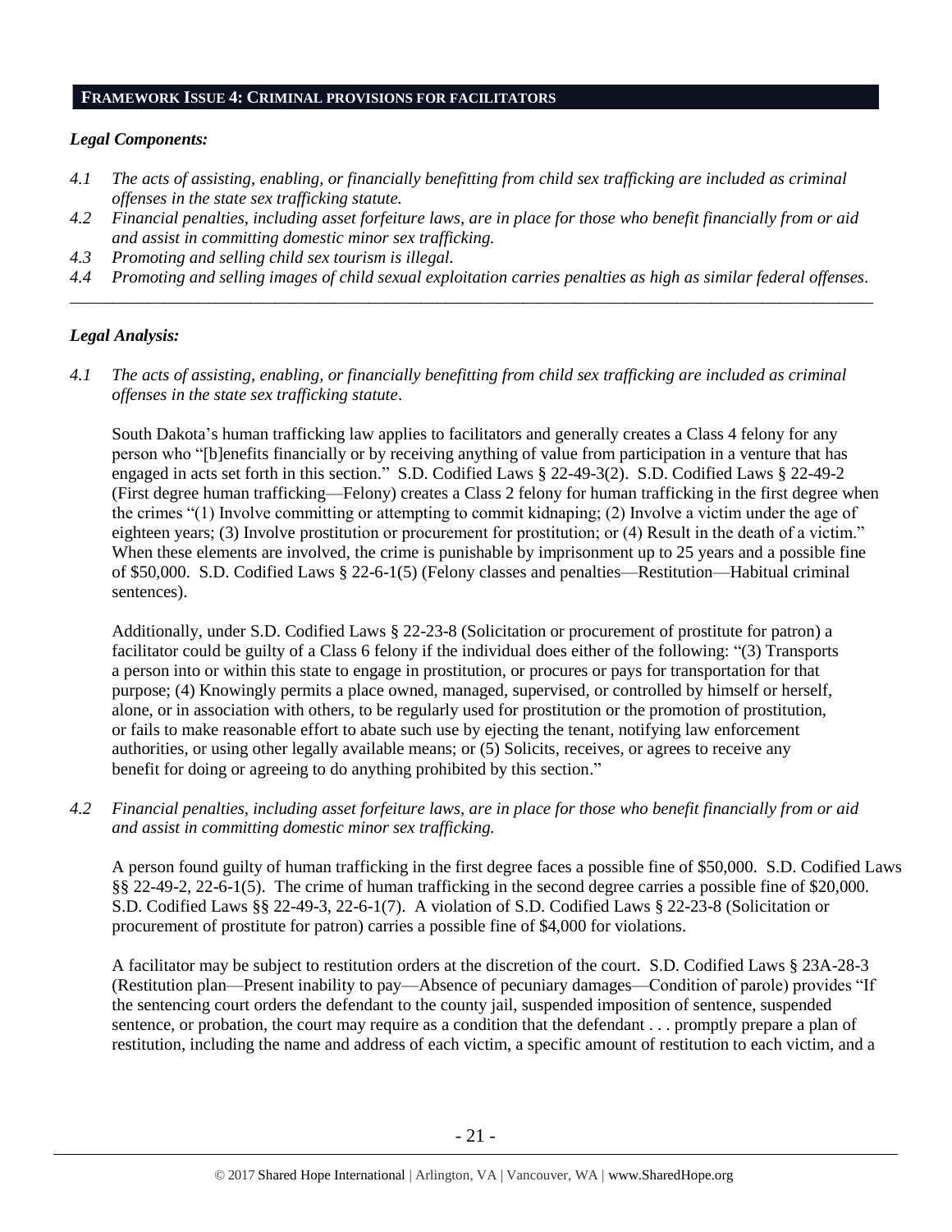## FRAMEWORK ISSUE 4: CRIMINAL PROVISIONS FOR FACILITATORS

### *Legal Components:*

*4.1 The acts of assisting, enabling, or financially benefitting from child sex trafficking are included as criminal offenses in the state sex trafficking statute.*

*4.2 Financial penalties, including asset forfeiture laws, are in place for those who benefit financially from or aid and assist in committing domestic minor sex trafficking.*

*4.3 Promoting and selling child sex tourism is illegal.*

*4.4 Promoting and selling images of child sexual exploitation carries penalties as high as similar federal offenses.*

---

### *Legal Analysis:*

*4.1 The acts of assisting, enabling, or financially benefitting from child sex trafficking are included as criminal offenses in the state sex trafficking statute.*

South Dakota's human trafficking law applies to facilitators and generally creates a Class 4 felony for any person who "[b]enefits financially or by receiving anything of value from participation in a venture that has engaged in acts set forth in this section." S.D. Codified Laws § 22-49-3(2). S.D. Codified Laws § 22-49-2 (First degree human trafficking—Felony) creates a Class 2 felony for human trafficking in the first degree when the crimes "(1) Involve committing or attempting to commit kidnaping; (2) Involve a victim under the age of eighteen years; (3) Involve prostitution or procurement for prostitution; or (4) Result in the death of a victim." When these elements are involved, the crime is punishable by imprisonment up to 25 years and a possible fine of $50,000. S.D. Codified Laws § 22-6-1(5) (Felony classes and penalties—Restitution—Habitual criminal sentences).

Additionally, under S.D. Codified Laws § 22-23-8 (Solicitation or procurement of prostitute for patron) a facilitator could be guilty of a Class 6 felony if the individual does either of the following: "(3) Transports a person into or within this state to engage in prostitution, or procures or pays for transportation for that purpose; (4) Knowingly permits a place owned, managed, supervised, or controlled by himself or herself, alone, or in association with others, to be regularly used for prostitution or the promotion of prostitution, or fails to make reasonable effort to abate such use by ejecting the tenant, notifying law enforcement authorities, or using other legally available means; or (5) Solicits, receives, or agrees to receive any benefit for doing or agreeing to do anything prohibited by this section."

*4.2 Financial penalties, including asset forfeiture laws, are in place for those who benefit financially from or aid and assist in committing domestic minor sex trafficking.*

A person found guilty of human trafficking in the first degree faces a possible fine of $50,000. S.D. Codified Laws §§ 22-49-2, 22-6-1(5). The crime of human trafficking in the second degree carries a possible fine of $20,000. S.D. Codified Laws §§ 22-49-3, 22-6-1(7). A violation of S.D. Codified Laws § 22-23-8 (Solicitation or procurement of prostitute for patron) carries a possible fine of $4,000 for violations.

A facilitator may be subject to restitution orders at the discretion of the court. S.D. Codified Laws § 23A-28-3 (Restitution plan—Present inability to pay—Absence of pecuniary damages—Condition of parole) provides "If the sentencing court orders the defendant to the county jail, suspended imposition of sentence, suspended sentence, or probation, the court may require as a condition that the defendant . . . promptly prepare a plan of restitution, including the name and address of each victim, a specific amount of restitution to each victim, and a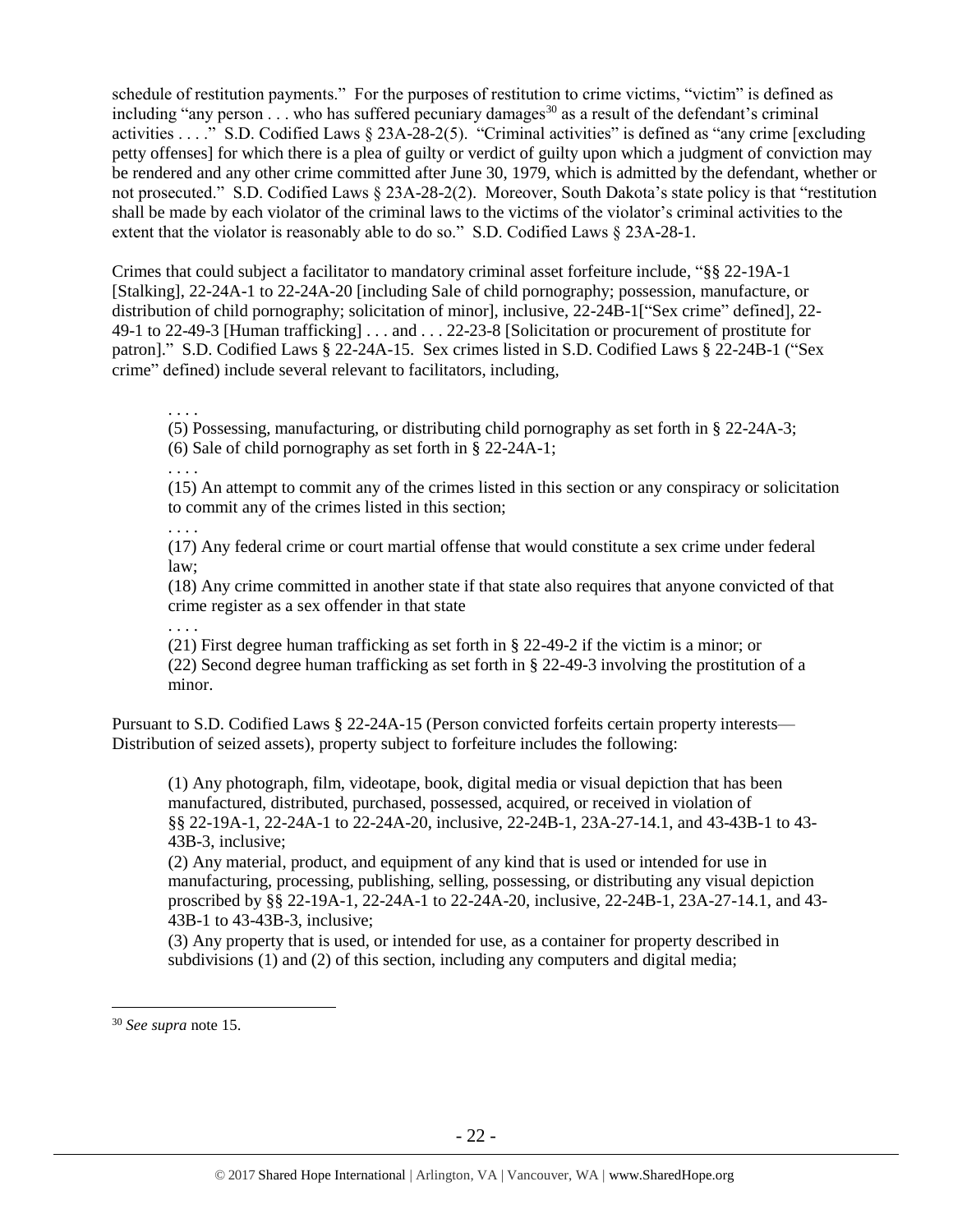schedule of restitution payments." For the purposes of restitution to crime victims, "victim" is defined as including "any person . . . who has suffered pecuniary damages[30] as a result of the defendant's criminal activities . . . ." S.D. Codified Laws § 23A-28-2(5). "Criminal activities" is defined as "any crime [excluding petty offenses] for which there is a plea of guilty or verdict of guilty upon which a judgment of conviction may be rendered and any other crime committed after June 30, 1979, which is admitted by the defendant, whether or not prosecuted." S.D. Codified Laws § 23A-28-2(2). Moreover, South Dakota's state policy is that "restitution shall be made by each violator of the criminal laws to the victims of the violator's criminal activities to the extent that the violator is reasonably able to do so." S.D. Codified Laws § 23A-28-1.

Crimes that could subject a facilitator to mandatory criminal asset forfeiture include, "§§ 22-19A-1 [Stalking], 22-24A-1 to 22-24A-20 [including Sale of child pornography; possession, manufacture, or distribution of child pornography; solicitation of minor], inclusive, 22-24B-1["Sex crime" defined], 22-49-1 to 22-49-3 [Human trafficking] . . . and . . . 22-23-8 [Solicitation or procurement of prostitute for patron]." S.D. Codified Laws § 22-24A-15. Sex crimes listed in S.D. Codified Laws § 22-24B-1 ("Sex crime" defined) include several relevant to facilitators, including,

> . . . .
>
> (5) Possessing, manufacturing, or distributing child pornography as set forth in § 22-24A-3;
>
> (6) Sale of child pornography as set forth in § 22-24A-1;
>
> . . . .
>
> (15) An attempt to commit any of the crimes listed in this section or any conspiracy or solicitation to commit any of the crimes listed in this section;
>
> . . . .
>
> (17) Any federal crime or court martial offense that would constitute a sex crime under federal law;
>
> (18) Any crime committed in another state if that state also requires that anyone convicted of that crime register as a sex offender in that state
>
> . . . .
>
> (21) First degree human trafficking as set forth in § 22-49-2 if the victim is a minor; or
>
> (22) Second degree human trafficking as set forth in § 22-49-3 involving the prostitution of a minor.

Pursuant to S.D. Codified Laws § 22-24A-15 (Person convicted forfeits certain property interests—Distribution of seized assets), property subject to forfeiture includes the following:

> (1) Any photograph, film, videotape, book, digital media or visual depiction that has been manufactured, distributed, purchased, possessed, acquired, or received in violation of §§ 22-19A-1, 22-24A-1 to 22-24A-20, inclusive, 22-24B-1, 23A-27-14.1, and 43-43B-1 to 43-43B-3, inclusive;
>
> (2) Any material, product, and equipment of any kind that is used or intended for use in manufacturing, processing, publishing, selling, possessing, or distributing any visual depiction proscribed by §§ 22-19A-1, 22-24A-1 to 22-24A-20, inclusive, 22-24B-1, 23A-27-14.1, and 43-43B-1 to 43-43B-3, inclusive;
>
> (3) Any property that is used, or intended for use, as a container for property described in subdivisions (1) and (2) of this section, including any computers and digital media;

[30] *See supra* note 15.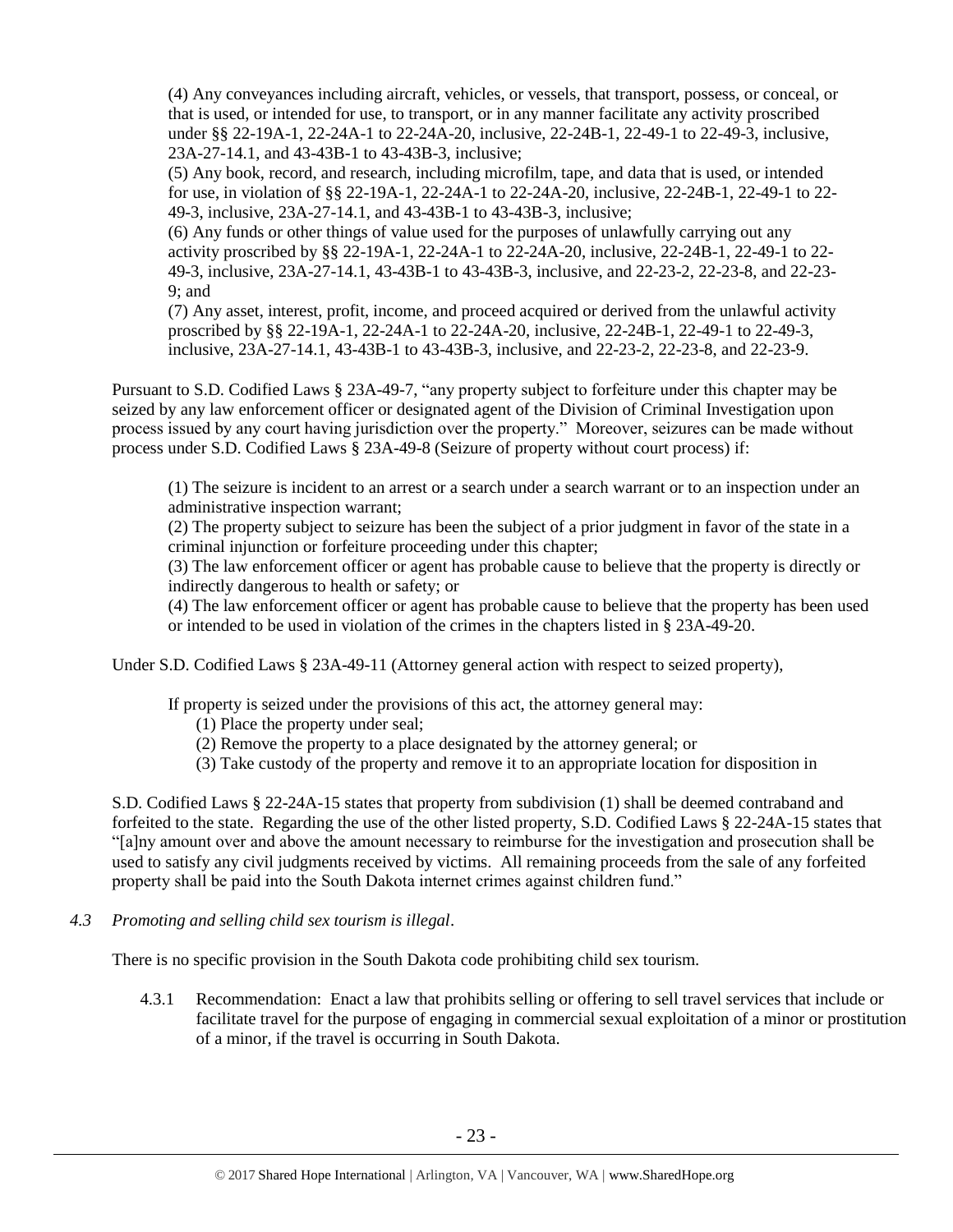(4) Any conveyances including aircraft, vehicles, or vessels, that transport, possess, or conceal, or that is used, or intended for use, to transport, or in any manner facilitate any activity proscribed under §§ 22-19A-1, 22-24A-1 to 22-24A-20, inclusive, 22-24B-1, 22-49-1 to 22-49-3, inclusive, 23A-27-14.1, and 43-43B-1 to 43-43B-3, inclusive;

(5) Any book, record, and research, including microfilm, tape, and data that is used, or intended for use, in violation of §§ 22-19A-1, 22-24A-1 to 22-24A-20, inclusive, 22-24B-1, 22-49-1 to 22-49-3, inclusive, 23A-27-14.1, and 43-43B-1 to 43-43B-3, inclusive;

(6) Any funds or other things of value used for the purposes of unlawfully carrying out any activity proscribed by §§ 22-19A-1, 22-24A-1 to 22-24A-20, inclusive, 22-24B-1, 22-49-1 to 22-49-3, inclusive, 23A-27-14.1, 43-43B-1 to 43-43B-3, inclusive, and 22-23-2, 22-23-8, and 22-23-9; and

(7) Any asset, interest, profit, income, and proceed acquired or derived from the unlawful activity proscribed by §§ 22-19A-1, 22-24A-1 to 22-24A-20, inclusive, 22-24B-1, 22-49-1 to 22-49-3, inclusive, 23A-27-14.1, 43-43B-1 to 43-43B-3, inclusive, and 22-23-2, 22-23-8, and 22-23-9.

Pursuant to S.D. Codified Laws § 23A-49-7, "any property subject to forfeiture under this chapter may be seized by any law enforcement officer or designated agent of the Division of Criminal Investigation upon process issued by any court having jurisdiction over the property." Moreover, seizures can be made without process under S.D. Codified Laws § 23A-49-8 (Seizure of property without court process) if:

(1) The seizure is incident to an arrest or a search under a search warrant or to an inspection under an administrative inspection warrant;

(2) The property subject to seizure has been the subject of a prior judgment in favor of the state in a criminal injunction or forfeiture proceeding under this chapter;

(3) The law enforcement officer or agent has probable cause to believe that the property is directly or indirectly dangerous to health or safety; or

(4) The law enforcement officer or agent has probable cause to believe that the property has been used or intended to be used in violation of the crimes in the chapters listed in § 23A-49-20.

Under S.D. Codified Laws § 23A-49-11 (Attorney general action with respect to seized property),

If property is seized under the provisions of this act, the attorney general may:

(1) Place the property under seal;
(2) Remove the property to a place designated by the attorney general; or
(3) Take custody of the property and remove it to an appropriate location for disposition in

S.D. Codified Laws § 22-24A-15 states that property from subdivision (1) shall be deemed contraband and forfeited to the state. Regarding the use of the other listed property, S.D. Codified Laws § 22-24A-15 states that "[a]ny amount over and above the amount necessary to reimburse for the investigation and prosecution shall be used to satisfy any civil judgments received by victims. All remaining proceeds from the sale of any forfeited property shall be paid into the South Dakota internet crimes against children fund."

*4.3 Promoting and selling child sex tourism is illegal*.

There is no specific provision in the South Dakota code prohibiting child sex tourism.

4.3.1 Recommendation: Enact a law that prohibits selling or offering to sell travel services that include or facilitate travel for the purpose of engaging in commercial sexual exploitation of a minor or prostitution of a minor, if the travel is occurring in South Dakota.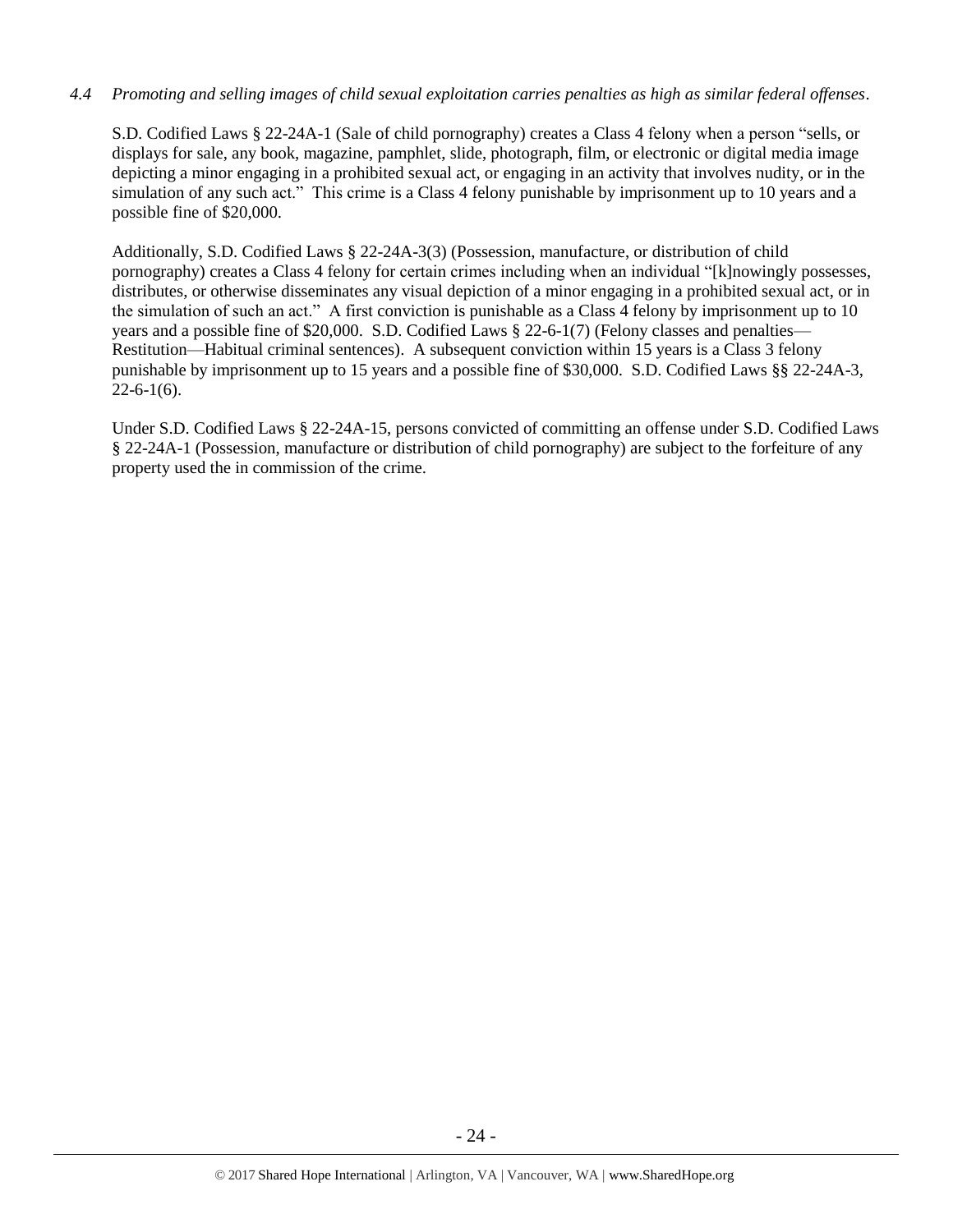*4.4 Promoting and selling images of child sexual exploitation carries penalties as high as similar federal offenses*.

S.D. Codified Laws § 22-24A-1 (Sale of child pornography) creates a Class 4 felony when a person "sells, or displays for sale, any book, magazine, pamphlet, slide, photograph, film, or electronic or digital media image depicting a minor engaging in a prohibited sexual act, or engaging in an activity that involves nudity, or in the simulation of any such act." This crime is a Class 4 felony punishable by imprisonment up to 10 years and a possible fine of $20,000.

Additionally, S.D. Codified Laws § 22-24A-3(3) (Possession, manufacture, or distribution of child pornography) creates a Class 4 felony for certain crimes including when an individual "[k]nowingly possesses, distributes, or otherwise disseminates any visual depiction of a minor engaging in a prohibited sexual act, or in the simulation of such an act." A first conviction is punishable as a Class 4 felony by imprisonment up to 10 years and a possible fine of $20,000. S.D. Codified Laws § 22-6-1(7) (Felony classes and penalties—Restitution—Habitual criminal sentences). A subsequent conviction within 15 years is a Class 3 felony punishable by imprisonment up to 15 years and a possible fine of $30,000. S.D. Codified Laws §§ 22-24A-3, 22-6-1(6).

Under S.D. Codified Laws § 22-24A-15, persons convicted of committing an offense under S.D. Codified Laws § 22-24A-1 (Possession, manufacture or distribution of child pornography) are subject to the forfeiture of any property used the in commission of the crime.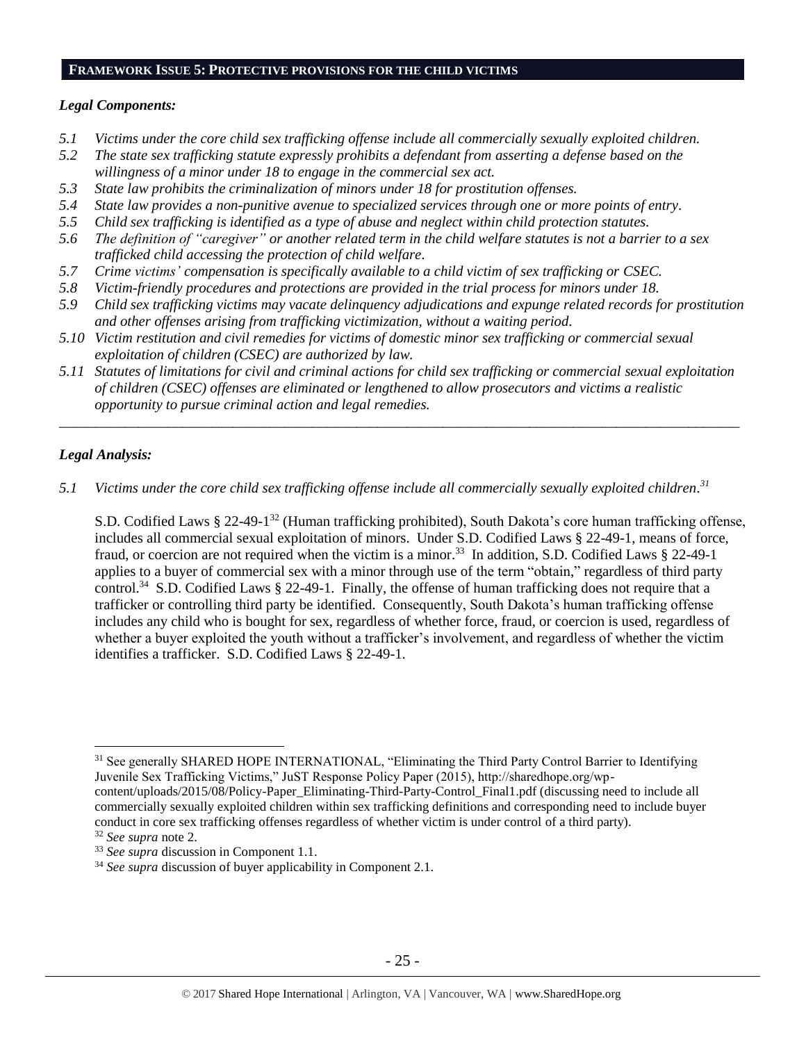## FRAMEWORK ISSUE 5: PROTECTIVE PROVISIONS FOR THE CHILD VICTIMS

### *Legal Components:*

- *5.1 Victims under the core child sex trafficking offense include all commercially sexually exploited children.*
- *5.2 The state sex trafficking statute expressly prohibits a defendant from asserting a defense based on the willingness of a minor under 18 to engage in the commercial sex act.*
- *5.3 State law prohibits the criminalization of minors under 18 for prostitution offenses.*
- *5.4 State law provides a non-punitive avenue to specialized services through one or more points of entry.*
- *5.5 Child sex trafficking is identified as a type of abuse and neglect within child protection statutes.*
- *5.6 The definition of "caregiver" or another related term in the child welfare statutes is not a barrier to a sex trafficked child accessing the protection of child welfare.*
- *5.7 Crime victims' compensation is specifically available to a child victim of sex trafficking or CSEC.*
- *5.8 Victim-friendly procedures and protections are provided in the trial process for minors under 18.*
- *5.9 Child sex trafficking victims may vacate delinquency adjudications and expunge related records for prostitution and other offenses arising from trafficking victimization, without a waiting period.*
- *5.10 Victim restitution and civil remedies for victims of domestic minor sex trafficking or commercial sexual exploitation of children (CSEC) are authorized by law.*
- *5.11 Statutes of limitations for civil and criminal actions for child sex trafficking or commercial sexual exploitation of children (CSEC) offenses are eliminated or lengthened to allow prosecutors and victims a realistic opportunity to pursue criminal action and legal remedies.*

---

### *Legal Analysis:*

*5.1 Victims under the core child sex trafficking offense include all commercially sexually exploited children.*[31]

S.D. Codified Laws § 22-49-1[32] (Human trafficking prohibited), South Dakota's core human trafficking offense, includes all commercial sexual exploitation of minors. Under S.D. Codified Laws § 22-49-1, means of force, fraud, or coercion are not required when the victim is a minor.[33] In addition, S.D. Codified Laws § 22-49-1 applies to a buyer of commercial sex with a minor through use of the term "obtain," regardless of third party control.[34] S.D. Codified Laws § 22-49-1. Finally, the offense of human trafficking does not require that a trafficker or controlling third party be identified. Consequently, South Dakota's human trafficking offense includes any child who is bought for sex, regardless of whether force, fraud, or coercion is used, regardless of whether a buyer exploited the youth without a trafficker's involvement, and regardless of whether the victim identifies a trafficker. S.D. Codified Laws § 22-49-1.

---

[31] See generally SHARED HOPE INTERNATIONAL, "Eliminating the Third Party Control Barrier to Identifying Juvenile Sex Trafficking Victims," JuST Response Policy Paper (2015), http://sharedhope.org/wp-content/uploads/2015/08/Policy-Paper_Eliminating-Third-Party-Control_Final1.pdf (discussing need to include all commercially sexually exploited children within sex trafficking definitions and corresponding need to include buyer conduct in core sex trafficking offenses regardless of whether victim is under control of a third party).

[32] *See supra* note 2.

[33] *See supra* discussion in Component 1.1.

[34] *See supra* discussion of buyer applicability in Component 2.1.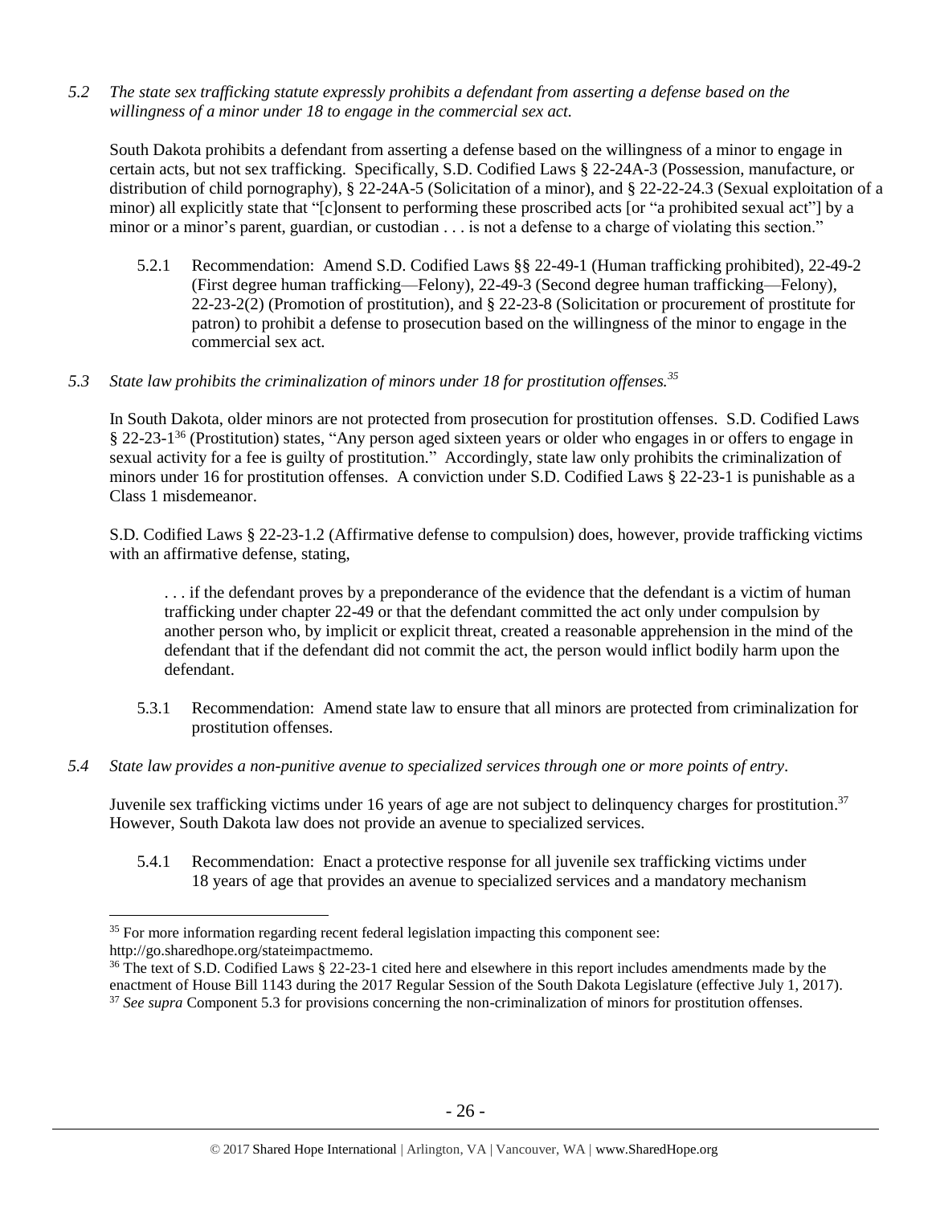*5.2 The state sex trafficking statute expressly prohibits a defendant from asserting a defense based on the willingness of a minor under 18 to engage in the commercial sex act.*

South Dakota prohibits a defendant from asserting a defense based on the willingness of a minor to engage in certain acts, but not sex trafficking. Specifically, S.D. Codified Laws § 22-24A-3 (Possession, manufacture, or distribution of child pornography), § 22-24A-5 (Solicitation of a minor), and § 22-22-24.3 (Sexual exploitation of a minor) all explicitly state that "[c]onsent to performing these proscribed acts [or "a prohibited sexual act"] by a minor or a minor's parent, guardian, or custodian . . . is not a defense to a charge of violating this section."

5.2.1 Recommendation: Amend S.D. Codified Laws §§ 22-49-1 (Human trafficking prohibited), 22-49-2 (First degree human trafficking—Felony), 22-49-3 (Second degree human trafficking—Felony), 22-23-2(2) (Promotion of prostitution), and § 22-23-8 (Solicitation or procurement of prostitute for patron) to prohibit a defense to prosecution based on the willingness of the minor to engage in the commercial sex act.

*5.3 State law prohibits the criminalization of minors under 18 for prostitution offenses.*[35]

In South Dakota, older minors are not protected from prosecution for prostitution offenses. S.D. Codified Laws § 22-23-1[36] (Prostitution) states, "Any person aged sixteen years or older who engages in or offers to engage in sexual activity for a fee is guilty of prostitution." Accordingly, state law only prohibits the criminalization of minors under 16 for prostitution offenses. A conviction under S.D. Codified Laws § 22-23-1 is punishable as a Class 1 misdemeanor.

S.D. Codified Laws § 22-23-1.2 (Affirmative defense to compulsion) does, however, provide trafficking victims with an affirmative defense, stating,

> . . . if the defendant proves by a preponderance of the evidence that the defendant is a victim of human trafficking under chapter 22-49 or that the defendant committed the act only under compulsion by another person who, by implicit or explicit threat, created a reasonable apprehension in the mind of the defendant that if the defendant did not commit the act, the person would inflict bodily harm upon the defendant.

5.3.1 Recommendation: Amend state law to ensure that all minors are protected from criminalization for prostitution offenses.

*5.4 State law provides a non-punitive avenue to specialized services through one or more points of entry.*

Juvenile sex trafficking victims under 16 years of age are not subject to delinquency charges for prostitution.[37] However, South Dakota law does not provide an avenue to specialized services.

5.4.1 Recommendation: Enact a protective response for all juvenile sex trafficking victims under 18 years of age that provides an avenue to specialized services and a mandatory mechanism

---

[35] For more information regarding recent federal legislation impacting this component see: http://go.sharedhope.org/stateimpactmemo.

[36] The text of S.D. Codified Laws § 22-23-1 cited here and elsewhere in this report includes amendments made by the enactment of House Bill 1143 during the 2017 Regular Session of the South Dakota Legislature (effective July 1, 2017).

[37] *See supra* Component 5.3 for provisions concerning the non-criminalization of minors for prostitution offenses.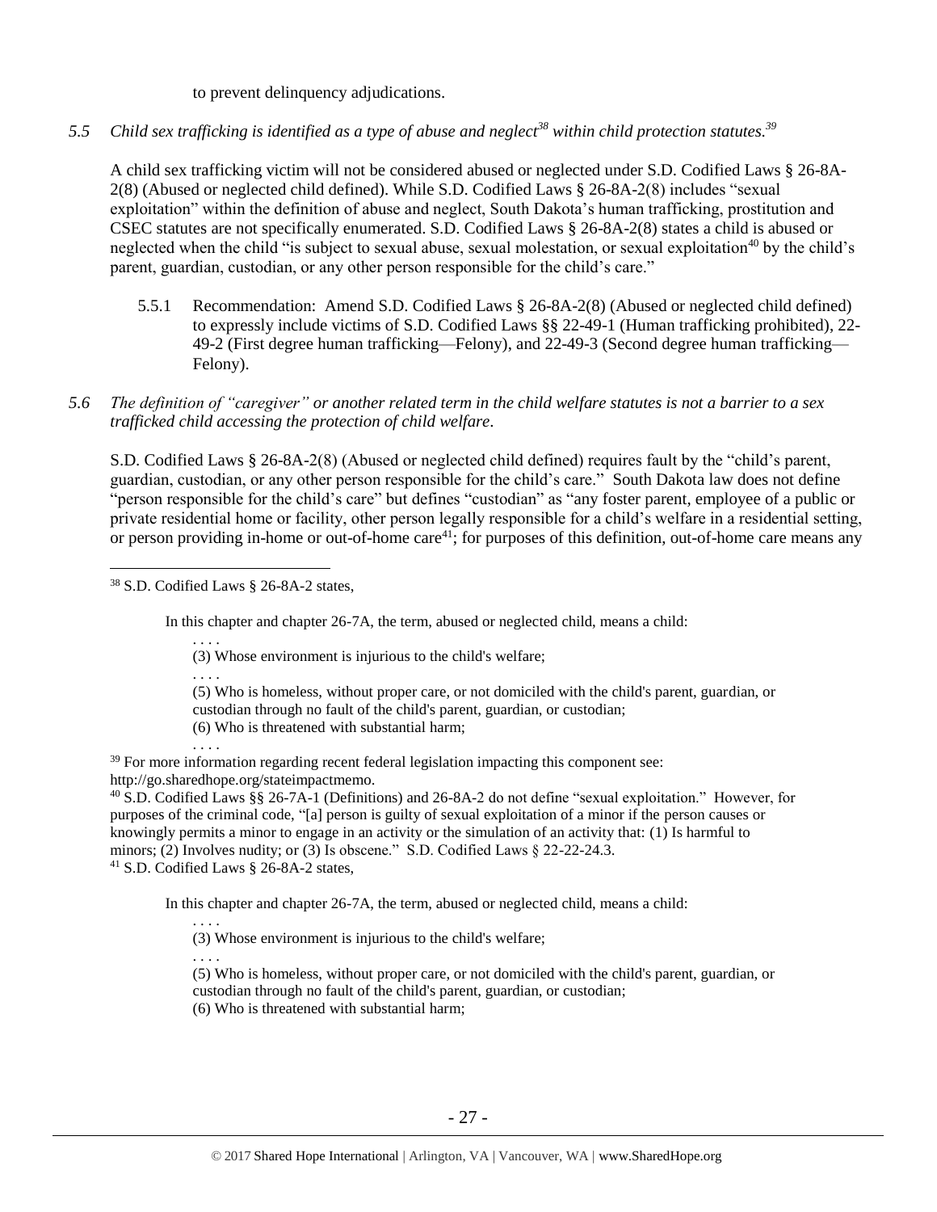to prevent delinquency adjudications.

*5.5 Child sex trafficking is identified as a type of abuse and neglect[38] within child protection statutes.[39]*

A child sex trafficking victim will not be considered abused or neglected under S.D. Codified Laws § 26-8A-2(8) (Abused or neglected child defined). While S.D. Codified Laws § 26-8A-2(8) includes "sexual exploitation" within the definition of abuse and neglect, South Dakota's human trafficking, prostitution and CSEC statutes are not specifically enumerated. S.D. Codified Laws § 26-8A-2(8) states a child is abused or neglected when the child "is subject to sexual abuse, sexual molestation, or sexual exploitation[40] by the child's parent, guardian, custodian, or any other person responsible for the child's care."

5.5.1 Recommendation: Amend S.D. Codified Laws § 26-8A-2(8) (Abused or neglected child defined) to expressly include victims of S.D. Codified Laws §§ 22-49-1 (Human trafficking prohibited), 22-49-2 (First degree human trafficking—Felony), and 22-49-3 (Second degree human trafficking—Felony).

*5.6 The definition of "caregiver" or another related term in the child welfare statutes is not a barrier to a sex trafficked child accessing the protection of child welfare.*

S.D. Codified Laws § 26-8A-2(8) (Abused or neglected child defined) requires fault by the "child's parent, guardian, custodian, or any other person responsible for the child's care." South Dakota law does not define "person responsible for the child's care" but defines "custodian" as "any foster parent, employee of a public or private residential home or facility, other person legally responsible for a child's welfare in a residential setting, or person providing in-home or out-of-home care[41]; for purposes of this definition, out-of-home care means any

---

[38] S.D. Codified Laws § 26-8A-2 states,

> In this chapter and chapter 26-7A, the term, abused or neglected child, means a child:
>
> . . . .
>
> (3) Whose environment is injurious to the child's welfare;
>
> . . . .
>
> (5) Who is homeless, without proper care, or not domiciled with the child's parent, guardian, or custodian through no fault of the child's parent, guardian, or custodian;
>
> (6) Who is threatened with substantial harm;
>
> . . . .

[39] For more information regarding recent federal legislation impacting this component see: http://go.sharedhope.org/stateimpactmemo.

[40] S.D. Codified Laws §§ 26-7A-1 (Definitions) and 26-8A-2 do not define "sexual exploitation." However, for purposes of the criminal code, "[a] person is guilty of sexual exploitation of a minor if the person causes or knowingly permits a minor to engage in an activity or the simulation of an activity that: (1) Is harmful to minors; (2) Involves nudity; or (3) Is obscene." S.D. Codified Laws § 22-22-24.3.

[41] S.D. Codified Laws § 26-8A-2 states,

> In this chapter and chapter 26-7A, the term, abused or neglected child, means a child:
>
> . . . .
>
> (3) Whose environment is injurious to the child's welfare;
>
> . . . .
>
> (5) Who is homeless, without proper care, or not domiciled with the child's parent, guardian, or custodian through no fault of the child's parent, guardian, or custodian;
>
> (6) Who is threatened with substantial harm;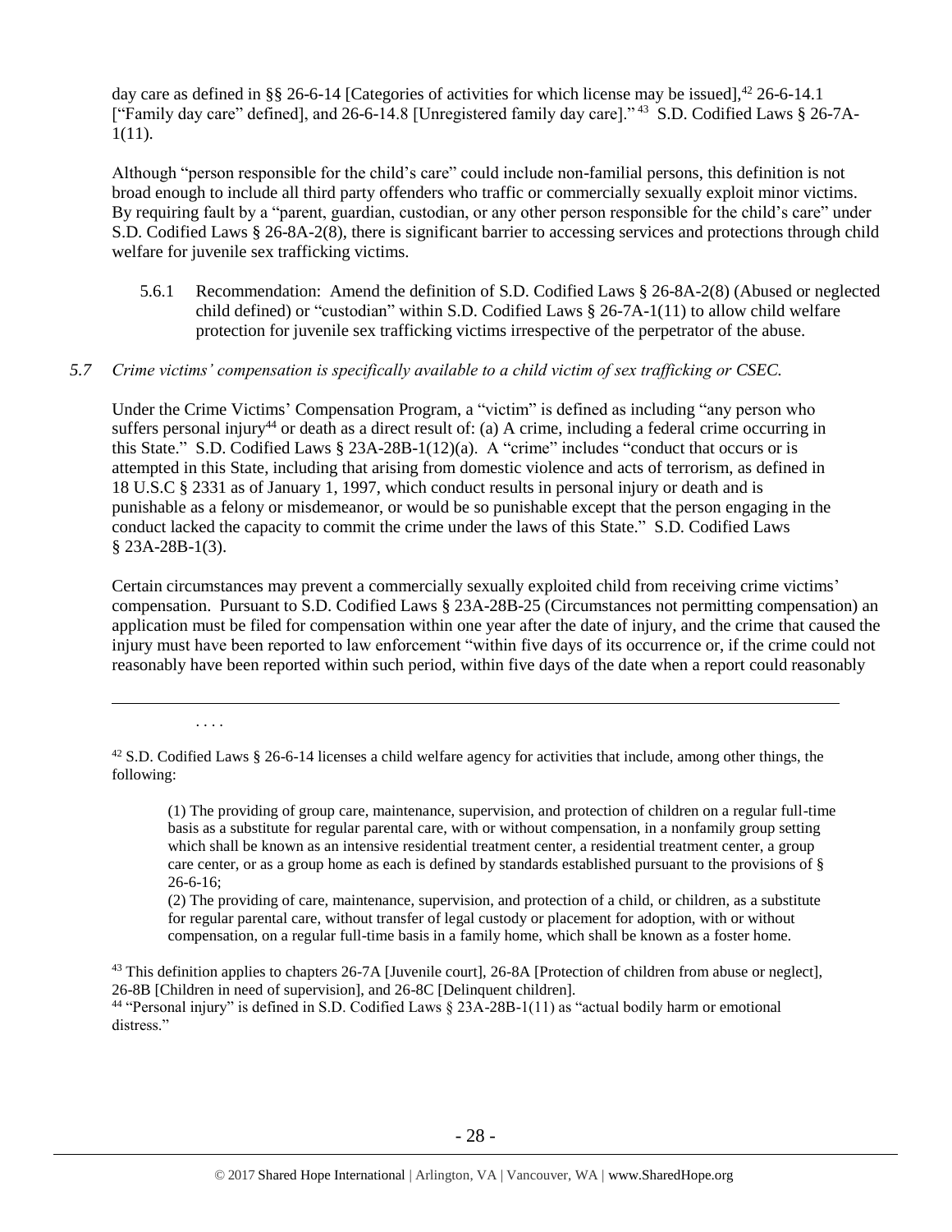day care as defined in §§ 26-6-14 [Categories of activities for which license may be issued],[42] 26-6-14.1 ["Family day care" defined], and 26-6-14.8 [Unregistered family day care]."[43] S.D. Codified Laws § 26-7A-1(11).

Although "person responsible for the child's care" could include non-familial persons, this definition is not broad enough to include all third party offenders who traffic or commercially sexually exploit minor victims. By requiring fault by a "parent, guardian, custodian, or any other person responsible for the child's care" under S.D. Codified Laws § 26-8A-2(8), there is significant barrier to accessing services and protections through child welfare for juvenile sex trafficking victims.

5.6.1 Recommendation: Amend the definition of S.D. Codified Laws § 26-8A-2(8) (Abused or neglected child defined) or "custodian" within S.D. Codified Laws § 26-7A-1(11) to allow child welfare protection for juvenile sex trafficking victims irrespective of the perpetrator of the abuse.

*5.7 Crime victims' compensation is specifically available to a child victim of sex trafficking or CSEC.*

Under the Crime Victims' Compensation Program, a "victim" is defined as including "any person who suffers personal injury[44] or death as a direct result of: (a) A crime, including a federal crime occurring in this State." S.D. Codified Laws § 23A-28B-1(12)(a). A "crime" includes "conduct that occurs or is attempted in this State, including that arising from domestic violence and acts of terrorism, as defined in 18 U.S.C § 2331 as of January 1, 1997, which conduct results in personal injury or death and is punishable as a felony or misdemeanor, or would be so punishable except that the person engaging in the conduct lacked the capacity to commit the crime under the laws of this State." S.D. Codified Laws § 23A-28B-1(3).

Certain circumstances may prevent a commercially sexually exploited child from receiving crime victims' compensation. Pursuant to S.D. Codified Laws § 23A-28B-25 (Circumstances not permitting compensation) an application must be filed for compensation within one year after the date of injury, and the crime that caused the injury must have been reported to law enforcement "within five days of its occurrence or, if the crime could not reasonably have been reported within such period, within five days of the date when a report could reasonably

. . . .

[42] S.D. Codified Laws § 26-6-14 licenses a child welfare agency for activities that include, among other things, the following:

> (1) The providing of group care, maintenance, supervision, and protection of children on a regular full-time basis as a substitute for regular parental care, with or without compensation, in a nonfamily group setting which shall be known as an intensive residential treatment center, a residential treatment center, a group care center, or as a group home as each is defined by standards established pursuant to the provisions of § 26-6-16;
>
> (2) The providing of care, maintenance, supervision, and protection of a child, or children, as a substitute for regular parental care, without transfer of legal custody or placement for adoption, with or without compensation, on a regular full-time basis in a family home, which shall be known as a foster home.

[43] This definition applies to chapters 26-7A [Juvenile court], 26-8A [Protection of children from abuse or neglect], 26-8B [Children in need of supervision], and 26-8C [Delinquent children].

[44] "Personal injury" is defined in S.D. Codified Laws § 23A-28B-1(11) as "actual bodily harm or emotional distress."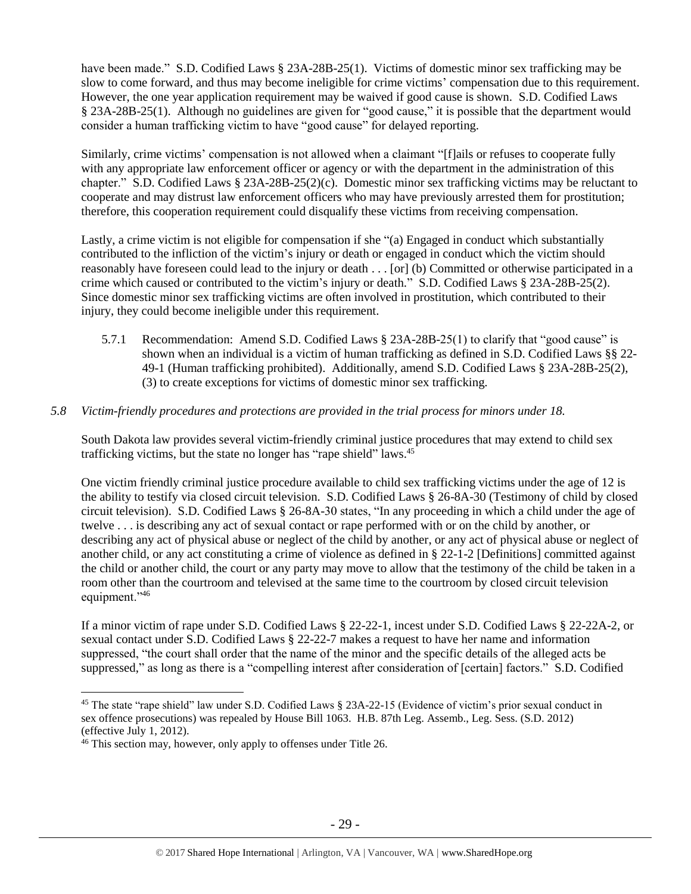have been made." S.D. Codified Laws § 23A-28B-25(1). Victims of domestic minor sex trafficking may be slow to come forward, and thus may become ineligible for crime victims' compensation due to this requirement. However, the one year application requirement may be waived if good cause is shown. S.D. Codified Laws § 23A-28B-25(1). Although no guidelines are given for "good cause," it is possible that the department would consider a human trafficking victim to have "good cause" for delayed reporting.

Similarly, crime victims' compensation is not allowed when a claimant "[f]ails or refuses to cooperate fully with any appropriate law enforcement officer or agency or with the department in the administration of this chapter." S.D. Codified Laws § 23A-28B-25(2)(c). Domestic minor sex trafficking victims may be reluctant to cooperate and may distrust law enforcement officers who may have previously arrested them for prostitution; therefore, this cooperation requirement could disqualify these victims from receiving compensation.

Lastly, a crime victim is not eligible for compensation if she "(a) Engaged in conduct which substantially contributed to the infliction of the victim's injury or death or engaged in conduct which the victim should reasonably have foreseen could lead to the injury or death . . . [or] (b) Committed or otherwise participated in a crime which caused or contributed to the victim's injury or death." S.D. Codified Laws § 23A-28B-25(2). Since domestic minor sex trafficking victims are often involved in prostitution, which contributed to their injury, they could become ineligible under this requirement.

5.7.1 Recommendation: Amend S.D. Codified Laws § 23A-28B-25(1) to clarify that "good cause" is shown when an individual is a victim of human trafficking as defined in S.D. Codified Laws §§ 22-49-1 (Human trafficking prohibited). Additionally, amend S.D. Codified Laws § 23A-28B-25(2), (3) to create exceptions for victims of domestic minor sex trafficking.

*5.8 Victim-friendly procedures and protections are provided in the trial process for minors under 18.*

South Dakota law provides several victim-friendly criminal justice procedures that may extend to child sex trafficking victims, but the state no longer has "rape shield" laws.[45]

One victim friendly criminal justice procedure available to child sex trafficking victims under the age of 12 is the ability to testify via closed circuit television. S.D. Codified Laws § 26-8A-30 (Testimony of child by closed circuit television). S.D. Codified Laws § 26-8A-30 states, "In any proceeding in which a child under the age of twelve . . . is describing any act of sexual contact or rape performed with or on the child by another, or describing any act of physical abuse or neglect of the child by another, or any act of physical abuse or neglect of another child, or any act constituting a crime of violence as defined in § 22-1-2 [Definitions] committed against the child or another child, the court or any party may move to allow that the testimony of the child be taken in a room other than the courtroom and televised at the same time to the courtroom by closed circuit television equipment."[46]

If a minor victim of rape under S.D. Codified Laws § 22-22-1, incest under S.D. Codified Laws § 22-22A-2, or sexual contact under S.D. Codified Laws § 22-22-7 makes a request to have her name and information suppressed, "the court shall order that the name of the minor and the specific details of the alleged acts be suppressed," as long as there is a "compelling interest after consideration of [certain] factors." S.D. Codified

[45] The state "rape shield" law under S.D. Codified Laws § 23A-22-15 (Evidence of victim's prior sexual conduct in sex offence prosecutions) was repealed by House Bill 1063. H.B. 87th Leg. Assemb., Leg. Sess. (S.D. 2012) (effective July 1, 2012).

[46] This section may, however, only apply to offenses under Title 26.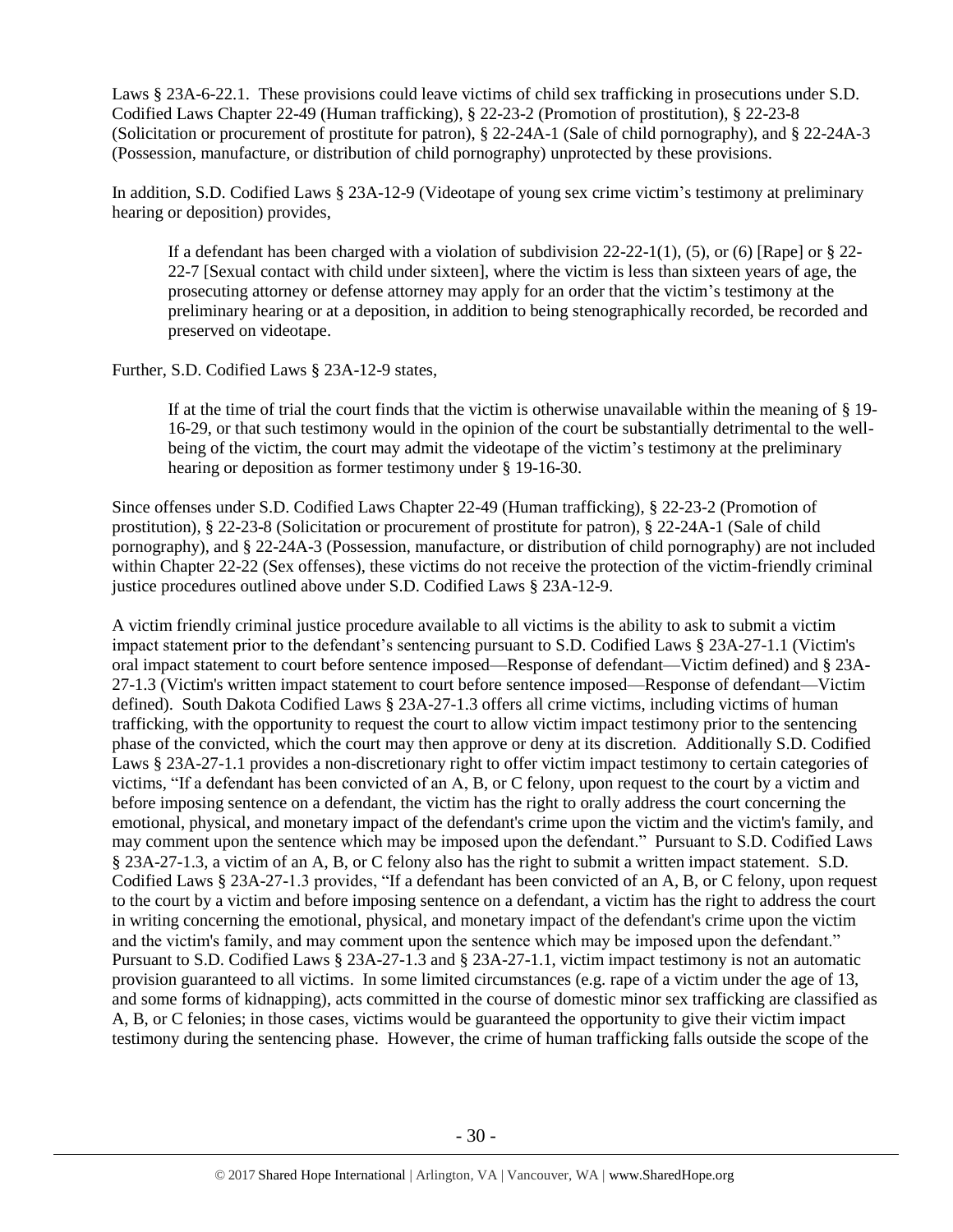Laws § 23A-6-22.1. These provisions could leave victims of child sex trafficking in prosecutions under S.D. Codified Laws Chapter 22-49 (Human trafficking), § 22-23-2 (Promotion of prostitution), § 22-23-8 (Solicitation or procurement of prostitute for patron), § 22-24A-1 (Sale of child pornography), and § 22-24A-3 (Possession, manufacture, or distribution of child pornography) unprotected by these provisions.

In addition, S.D. Codified Laws § 23A-12-9 (Videotape of young sex crime victim's testimony at preliminary hearing or deposition) provides,

> If a defendant has been charged with a violation of subdivision 22-22-1(1), (5), or (6) [Rape] or § 22-22-7 [Sexual contact with child under sixteen], where the victim is less than sixteen years of age, the prosecuting attorney or defense attorney may apply for an order that the victim's testimony at the preliminary hearing or at a deposition, in addition to being stenographically recorded, be recorded and preserved on videotape.

Further, S.D. Codified Laws § 23A-12-9 states,

> If at the time of trial the court finds that the victim is otherwise unavailable within the meaning of § 19-16-29, or that such testimony would in the opinion of the court be substantially detrimental to the well-being of the victim, the court may admit the videotape of the victim's testimony at the preliminary hearing or deposition as former testimony under § 19-16-30.

Since offenses under S.D. Codified Laws Chapter 22-49 (Human trafficking), § 22-23-2 (Promotion of prostitution), § 22-23-8 (Solicitation or procurement of prostitute for patron), § 22-24A-1 (Sale of child pornography), and § 22-24A-3 (Possession, manufacture, or distribution of child pornography) are not included within Chapter 22-22 (Sex offenses), these victims do not receive the protection of the victim-friendly criminal justice procedures outlined above under S.D. Codified Laws § 23A-12-9.

A victim friendly criminal justice procedure available to all victims is the ability to ask to submit a victim impact statement prior to the defendant's sentencing pursuant to S.D. Codified Laws § 23A-27-1.1 (Victim's oral impact statement to court before sentence imposed—Response of defendant—Victim defined) and § 23A-27-1.3 (Victim's written impact statement to court before sentence imposed—Response of defendant—Victim defined). South Dakota Codified Laws § 23A-27-1.3 offers all crime victims, including victims of human trafficking, with the opportunity to request the court to allow victim impact testimony prior to the sentencing phase of the convicted, which the court may then approve or deny at its discretion. Additionally S.D. Codified Laws § 23A-27-1.1 provides a non-discretionary right to offer victim impact testimony to certain categories of victims, "If a defendant has been convicted of an A, B, or C felony, upon request to the court by a victim and before imposing sentence on a defendant, the victim has the right to orally address the court concerning the emotional, physical, and monetary impact of the defendant's crime upon the victim and the victim's family, and may comment upon the sentence which may be imposed upon the defendant." Pursuant to S.D. Codified Laws § 23A-27-1.3, a victim of an A, B, or C felony also has the right to submit a written impact statement. S.D. Codified Laws § 23A-27-1.3 provides, "If a defendant has been convicted of an A, B, or C felony, upon request to the court by a victim and before imposing sentence on a defendant, a victim has the right to address the court in writing concerning the emotional, physical, and monetary impact of the defendant's crime upon the victim and the victim's family, and may comment upon the sentence which may be imposed upon the defendant." Pursuant to S.D. Codified Laws § 23A-27-1.3 and § 23A-27-1.1, victim impact testimony is not an automatic provision guaranteed to all victims. In some limited circumstances (e.g. rape of a victim under the age of 13, and some forms of kidnapping), acts committed in the course of domestic minor sex trafficking are classified as A, B, or C felonies; in those cases, victims would be guaranteed the opportunity to give their victim impact testimony during the sentencing phase. However, the crime of human trafficking falls outside the scope of the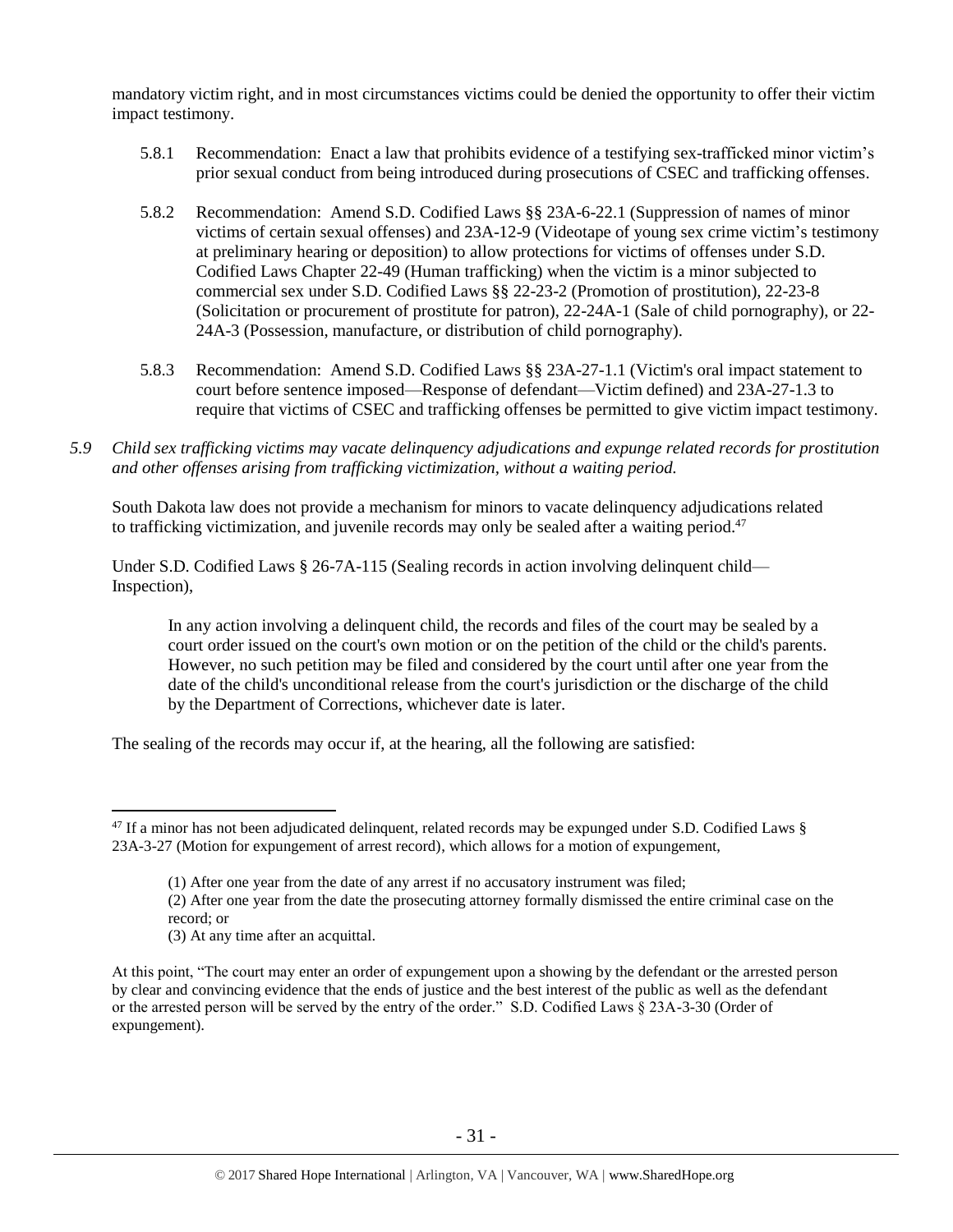mandatory victim right, and in most circumstances victims could be denied the opportunity to offer their victim impact testimony.

5.8.1 Recommendation: Enact a law that prohibits evidence of a testifying sex-trafficked minor victim's prior sexual conduct from being introduced during prosecutions of CSEC and trafficking offenses.

5.8.2 Recommendation: Amend S.D. Codified Laws §§ 23A-6-22.1 (Suppression of names of minor victims of certain sexual offenses) and 23A-12-9 (Videotape of young sex crime victim's testimony at preliminary hearing or deposition) to allow protections for victims of offenses under S.D. Codified Laws Chapter 22-49 (Human trafficking) when the victim is a minor subjected to commercial sex under S.D. Codified Laws §§ 22-23-2 (Promotion of prostitution), 22-23-8 (Solicitation or procurement of prostitute for patron), 22-24A-1 (Sale of child pornography), or 22-24A-3 (Possession, manufacture, or distribution of child pornography).

5.8.3 Recommendation: Amend S.D. Codified Laws §§ 23A-27-1.1 (Victim's oral impact statement to court before sentence imposed—Response of defendant—Victim defined) and 23A-27-1.3 to require that victims of CSEC and trafficking offenses be permitted to give victim impact testimony.

*5.9 Child sex trafficking victims may vacate delinquency adjudications and expunge related records for prostitution and other offenses arising from trafficking victimization, without a waiting period.*

South Dakota law does not provide a mechanism for minors to vacate delinquency adjudications related to trafficking victimization, and juvenile records may only be sealed after a waiting period.[47]

Under S.D. Codified Laws § 26-7A-115 (Sealing records in action involving delinquent child—Inspection),

> In any action involving a delinquent child, the records and files of the court may be sealed by a court order issued on the court's own motion or on the petition of the child or the child's parents. However, no such petition may be filed and considered by the court until after one year from the date of the child's unconditional release from the court's jurisdiction or the discharge of the child by the Department of Corrections, whichever date is later.

The sealing of the records may occur if, at the hearing, all the following are satisfied:

---

[47] If a minor has not been adjudicated delinquent, related records may be expunged under S.D. Codified Laws § 23A-3-27 (Motion for expungement of arrest record), which allows for a motion of expungement,

> (1) After one year from the date of any arrest if no accusatory instrument was filed;
> (2) After one year from the date the prosecuting attorney formally dismissed the entire criminal case on the record; or
> (3) At any time after an acquittal.

At this point, "The court may enter an order of expungement upon a showing by the defendant or the arrested person by clear and convincing evidence that the ends of justice and the best interest of the public as well as the defendant or the arrested person will be served by the entry of the order." S.D. Codified Laws § 23A-3-30 (Order of expungement).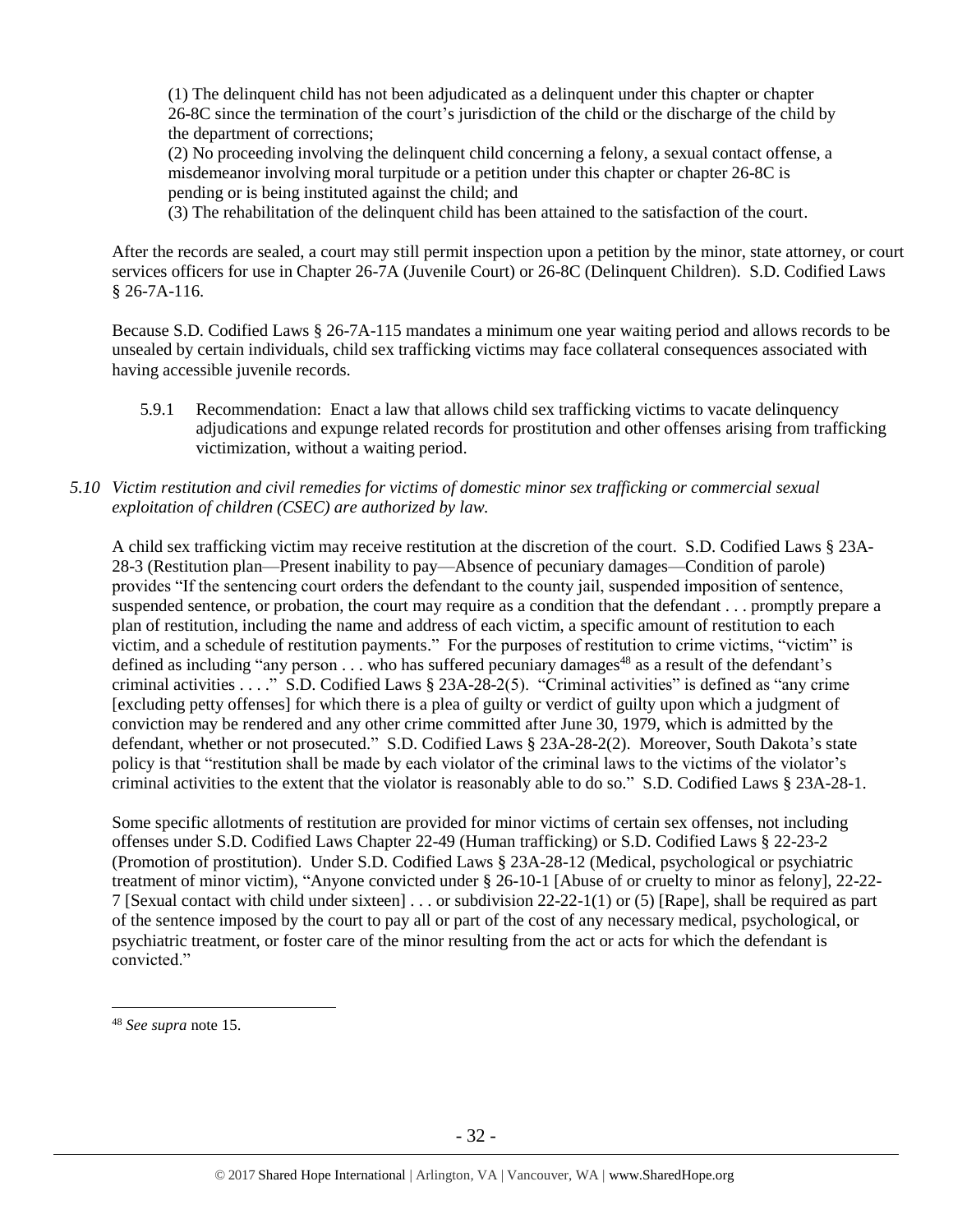(1) The delinquent child has not been adjudicated as a delinquent under this chapter or chapter 26-8C since the termination of the court's jurisdiction of the child or the discharge of the child by the department of corrections;

(2) No proceeding involving the delinquent child concerning a felony, a sexual contact offense, a misdemeanor involving moral turpitude or a petition under this chapter or chapter 26-8C is pending or is being instituted against the child; and

(3) The rehabilitation of the delinquent child has been attained to the satisfaction of the court.

After the records are sealed, a court may still permit inspection upon a petition by the minor, state attorney, or court services officers for use in Chapter 26-7A (Juvenile Court) or 26-8C (Delinquent Children). S.D. Codified Laws § 26-7A-116.

Because S.D. Codified Laws § 26-7A-115 mandates a minimum one year waiting period and allows records to be unsealed by certain individuals, child sex trafficking victims may face collateral consequences associated with having accessible juvenile records.

5.9.1 Recommendation: Enact a law that allows child sex trafficking victims to vacate delinquency adjudications and expunge related records for prostitution and other offenses arising from trafficking victimization, without a waiting period.

*5.10 Victim restitution and civil remedies for victims of domestic minor sex trafficking or commercial sexual exploitation of children (CSEC) are authorized by law.*

A child sex trafficking victim may receive restitution at the discretion of the court. S.D. Codified Laws § 23A-28-3 (Restitution plan—Present inability to pay—Absence of pecuniary damages—Condition of parole) provides "If the sentencing court orders the defendant to the county jail, suspended imposition of sentence, suspended sentence, or probation, the court may require as a condition that the defendant . . . promptly prepare a plan of restitution, including the name and address of each victim, a specific amount of restitution to each victim, and a schedule of restitution payments." For the purposes of restitution to crime victims, "victim" is defined as including "any person . . . who has suffered pecuniary damages[48] as a result of the defendant's criminal activities . . . ." S.D. Codified Laws § 23A-28-2(5). "Criminal activities" is defined as "any crime [excluding petty offenses] for which there is a plea of guilty or verdict of guilty upon which a judgment of conviction may be rendered and any other crime committed after June 30, 1979, which is admitted by the defendant, whether or not prosecuted." S.D. Codified Laws § 23A-28-2(2). Moreover, South Dakota's state policy is that "restitution shall be made by each violator of the criminal laws to the victims of the violator's criminal activities to the extent that the violator is reasonably able to do so." S.D. Codified Laws § 23A-28-1.

Some specific allotments of restitution are provided for minor victims of certain sex offenses, not including offenses under S.D. Codified Laws Chapter 22-49 (Human trafficking) or S.D. Codified Laws § 22-23-2 (Promotion of prostitution). Under S.D. Codified Laws § 23A-28-12 (Medical, psychological or psychiatric treatment of minor victim), "Anyone convicted under § 26-10-1 [Abuse of or cruelty to minor as felony], 22-22-7 [Sexual contact with child under sixteen] . . . or subdivision 22-22-1(1) or (5) [Rape], shall be required as part of the sentence imposed by the court to pay all or part of the cost of any necessary medical, psychological, or psychiatric treatment, or foster care of the minor resulting from the act or acts for which the defendant is convicted."

[48] *See supra* note 15.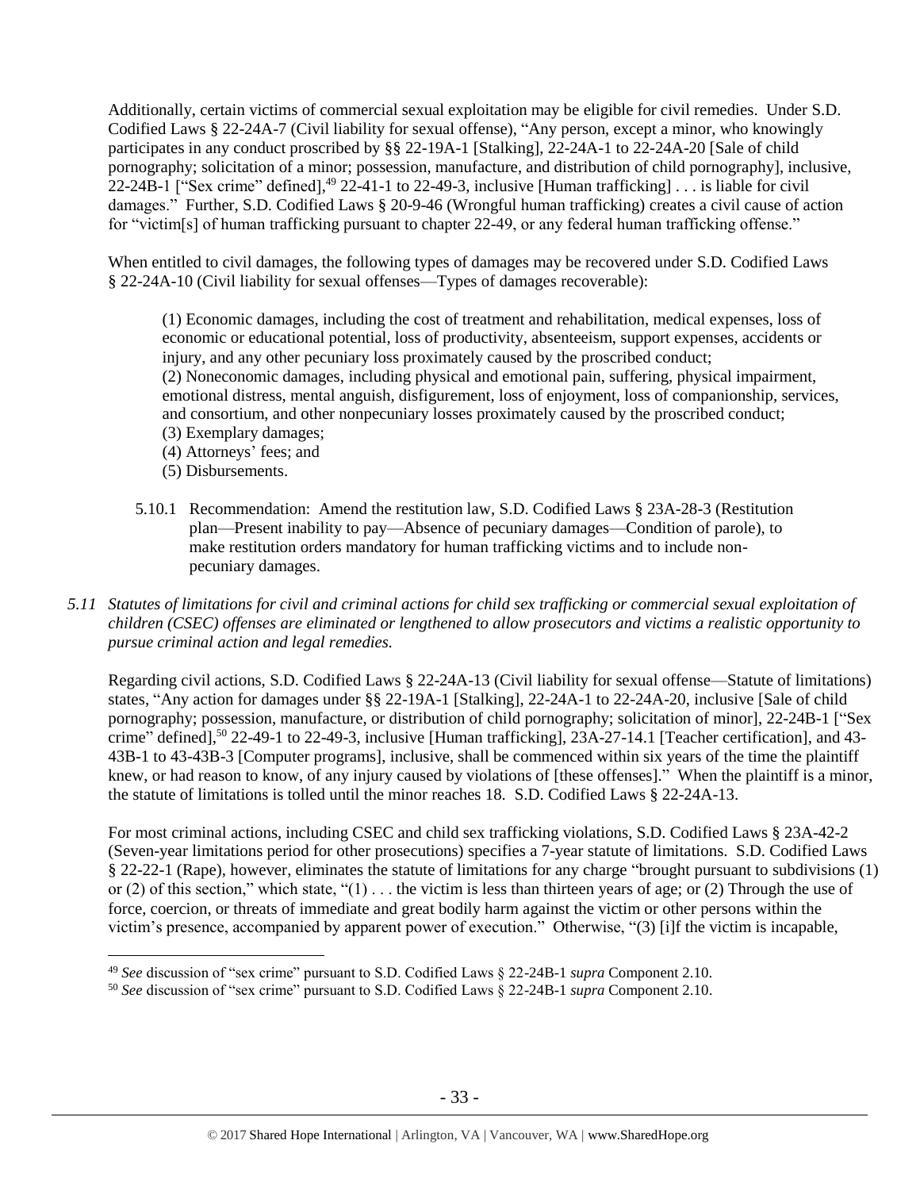Additionally, certain victims of commercial sexual exploitation may be eligible for civil remedies. Under S.D. Codified Laws § 22-24A-7 (Civil liability for sexual offense), "Any person, except a minor, who knowingly participates in any conduct proscribed by §§ 22-19A-1 [Stalking], 22-24A-1 to 22-24A-20 [Sale of child pornography; solicitation of a minor; possession, manufacture, and distribution of child pornography], inclusive, 22-24B-1 ["Sex crime" defined],[49] 22-41-1 to 22-49-3, inclusive [Human trafficking] . . . is liable for civil damages." Further, S.D. Codified Laws § 20-9-46 (Wrongful human trafficking) creates a civil cause of action for "victim[s] of human trafficking pursuant to chapter 22-49, or any federal human trafficking offense."

When entitled to civil damages, the following types of damages may be recovered under S.D. Codified Laws § 22-24A-10 (Civil liability for sexual offenses—Types of damages recoverable):

> (1) Economic damages, including the cost of treatment and rehabilitation, medical expenses, loss of economic or educational potential, loss of productivity, absenteeism, support expenses, accidents or injury, and any other pecuniary loss proximately caused by the proscribed conduct;
> (2) Noneconomic damages, including physical and emotional pain, suffering, physical impairment, emotional distress, mental anguish, disfigurement, loss of enjoyment, loss of companionship, services, and consortium, and other nonpecuniary losses proximately caused by the proscribed conduct;
> (3) Exemplary damages;
> (4) Attorneys' fees; and
> (5) Disbursements.

5.10.1 Recommendation: Amend the restitution law, S.D. Codified Laws § 23A-28-3 (Restitution plan—Present inability to pay—Absence of pecuniary damages—Condition of parole), to make restitution orders mandatory for human trafficking victims and to include non-pecuniary damages.

*5.11 Statutes of limitations for civil and criminal actions for child sex trafficking or commercial sexual exploitation of children (CSEC) offenses are eliminated or lengthened to allow prosecutors and victims a realistic opportunity to pursue criminal action and legal remedies.*

Regarding civil actions, S.D. Codified Laws § 22-24A-13 (Civil liability for sexual offense—Statute of limitations) states, "Any action for damages under §§ 22-19A-1 [Stalking], 22-24A-1 to 22-24A-20, inclusive [Sale of child pornography; possession, manufacture, or distribution of child pornography; solicitation of minor], 22-24B-1 ["Sex crime" defined],[50] 22-49-1 to 22-49-3, inclusive [Human trafficking], 23A-27-14.1 [Teacher certification], and 43-43B-1 to 43-43B-3 [Computer programs], inclusive, shall be commenced within six years of the time the plaintiff knew, or had reason to know, of any injury caused by violations of [these offenses]." When the plaintiff is a minor, the statute of limitations is tolled until the minor reaches 18. S.D. Codified Laws § 22-24A-13.

For most criminal actions, including CSEC and child sex trafficking violations, S.D. Codified Laws § 23A-42-2 (Seven-year limitations period for other prosecutions) specifies a 7-year statute of limitations. S.D. Codified Laws § 22-22-1 (Rape), however, eliminates the statute of limitations for any charge "brought pursuant to subdivisions (1) or (2) of this section," which state, "(1) . . . the victim is less than thirteen years of age; or (2) Through the use of force, coercion, or threats of immediate and great bodily harm against the victim or other persons within the victim's presence, accompanied by apparent power of execution." Otherwise, "(3) [i]f the victim is incapable,

---

[49] *See* discussion of "sex crime" pursuant to S.D. Codified Laws § 22-24B-1 *supra* Component 2.10.

[50] *See* discussion of "sex crime" pursuant to S.D. Codified Laws § 22-24B-1 *supra* Component 2.10.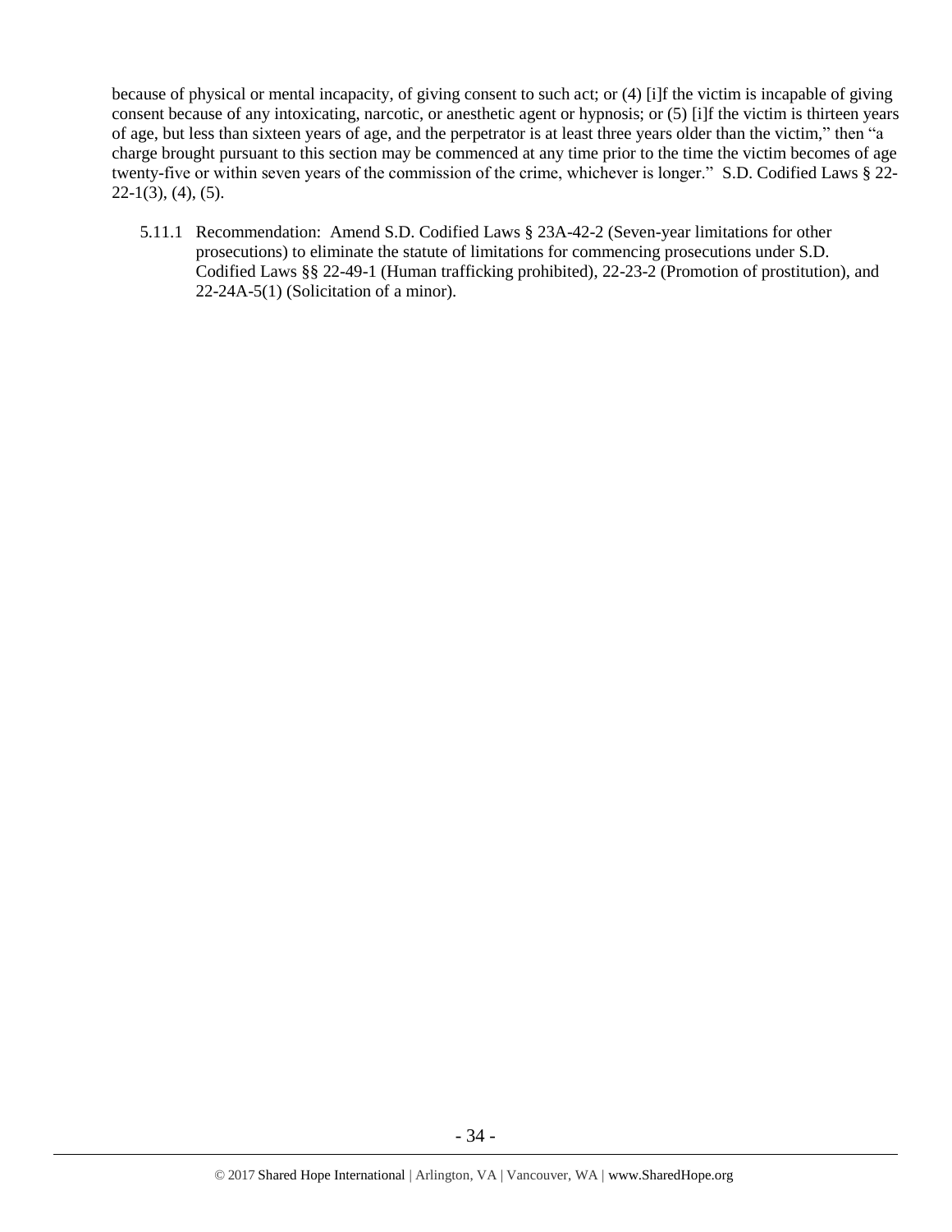because of physical or mental incapacity, of giving consent to such act; or (4) [i]f the victim is incapable of giving consent because of any intoxicating, narcotic, or anesthetic agent or hypnosis; or (5) [i]f the victim is thirteen years of age, but less than sixteen years of age, and the perpetrator is at least three years older than the victim," then "a charge brought pursuant to this section may be commenced at any time prior to the time the victim becomes of age twenty-five or within seven years of the commission of the crime, whichever is longer." S.D. Codified Laws § 22-22-1(3), (4), (5).

5.11.1 Recommendation: Amend S.D. Codified Laws § 23A-42-2 (Seven-year limitations for other prosecutions) to eliminate the statute of limitations for commencing prosecutions under S.D. Codified Laws §§ 22-49-1 (Human trafficking prohibited), 22-23-2 (Promotion of prostitution), and 22-24A-5(1) (Solicitation of a minor).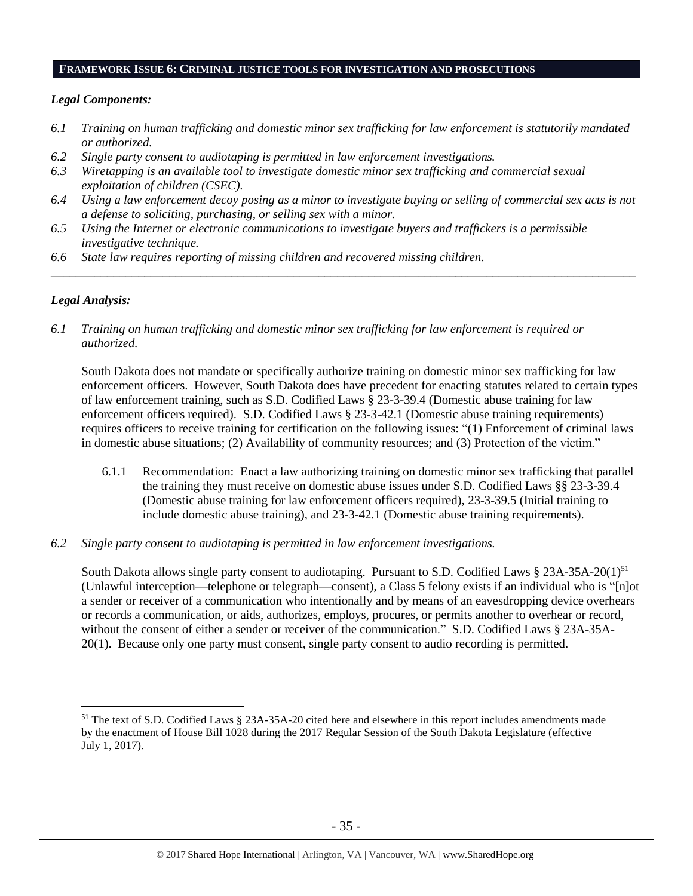## FRAMEWORK ISSUE 6: CRIMINAL JUSTICE TOOLS FOR INVESTIGATION AND PROSECUTIONS

### *Legal Components:*

*6.1 Training on human trafficking and domestic minor sex trafficking for law enforcement is statutorily mandated or authorized.*

*6.2 Single party consent to audiotaping is permitted in law enforcement investigations.*

*6.3 Wiretapping is an available tool to investigate domestic minor sex trafficking and commercial sexual exploitation of children (CSEC).*

*6.4 Using a law enforcement decoy posing as a minor to investigate buying or selling of commercial sex acts is not a defense to soliciting, purchasing, or selling sex with a minor.*

*6.5 Using the Internet or electronic communications to investigate buyers and traffickers is a permissible investigative technique.*

*6.6 State law requires reporting of missing children and recovered missing children.*

---

### *Legal Analysis:*

*6.1 Training on human trafficking and domestic minor sex trafficking for law enforcement is required or authorized.*

South Dakota does not mandate or specifically authorize training on domestic minor sex trafficking for law enforcement officers. However, South Dakota does have precedent for enacting statutes related to certain types of law enforcement training, such as S.D. Codified Laws § 23-3-39.4 (Domestic abuse training for law enforcement officers required). S.D. Codified Laws § 23-3-42.1 (Domestic abuse training requirements) requires officers to receive training for certification on the following issues: "(1) Enforcement of criminal laws in domestic abuse situations; (2) Availability of community resources; and (3) Protection of the victim."

6.1.1 Recommendation: Enact a law authorizing training on domestic minor sex trafficking that parallel the training they must receive on domestic abuse issues under S.D. Codified Laws §§ 23-3-39.4 (Domestic abuse training for law enforcement officers required), 23-3-39.5 (Initial training to include domestic abuse training), and 23-3-42.1 (Domestic abuse training requirements).

*6.2 Single party consent to audiotaping is permitted in law enforcement investigations.*

South Dakota allows single party consent to audiotaping. Pursuant to S.D. Codified Laws § 23A-35A-20(1)[51] (Unlawful interception—telephone or telegraph—consent), a Class 5 felony exists if an individual who is "[n]ot a sender or receiver of a communication who intentionally and by means of an eavesdropping device overhears or records a communication, or aids, authorizes, employs, procures, or permits another to overhear or record, without the consent of either a sender or receiver of the communication." S.D. Codified Laws § 23A-35A-20(1). Because only one party must consent, single party consent to audio recording is permitted.

---

[51] The text of S.D. Codified Laws § 23A-35A-20 cited here and elsewhere in this report includes amendments made by the enactment of House Bill 1028 during the 2017 Regular Session of the South Dakota Legislature (effective July 1, 2017).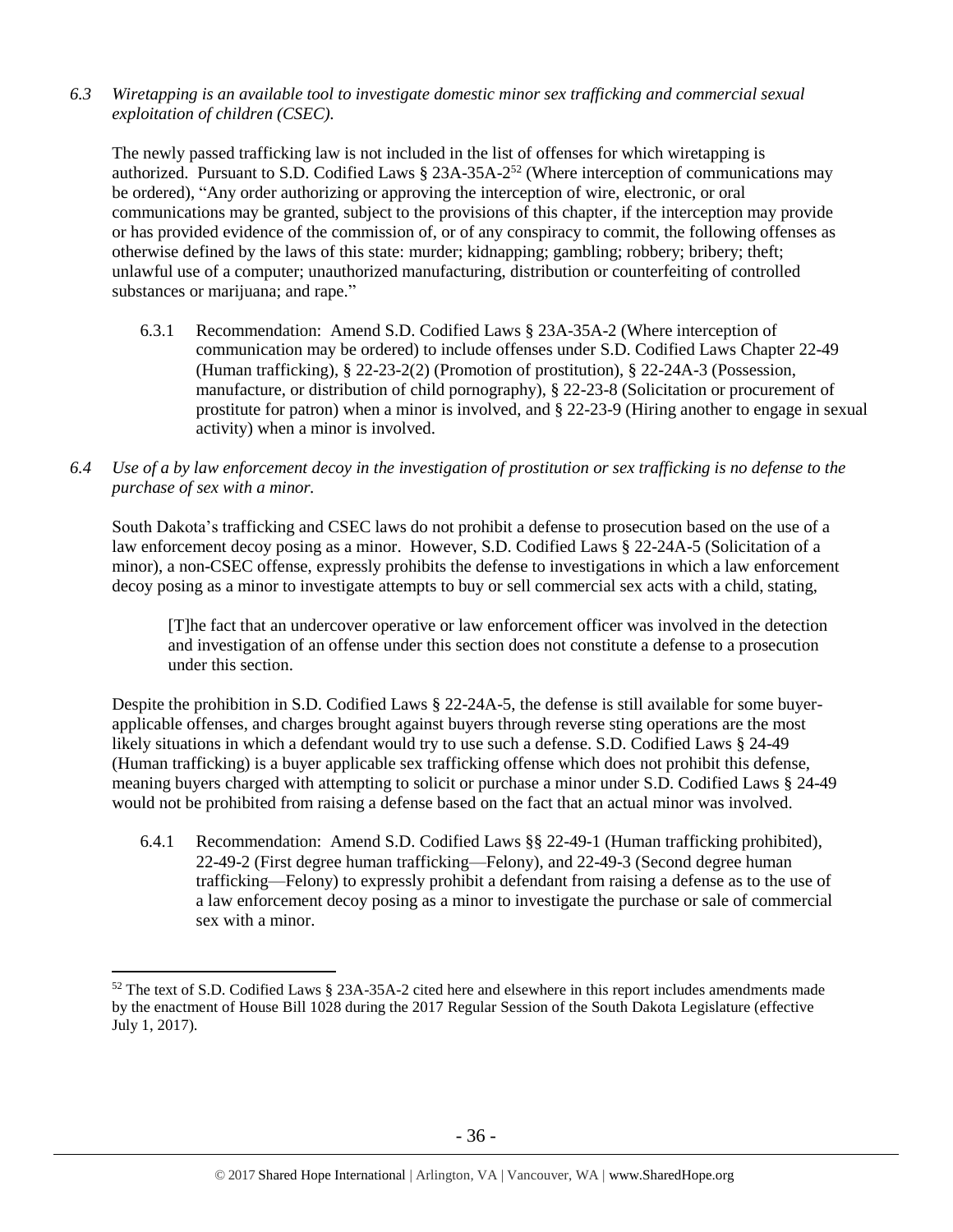*6.3 Wiretapping is an available tool to investigate domestic minor sex trafficking and commercial sexual exploitation of children (CSEC).*

The newly passed trafficking law is not included in the list of offenses for which wiretapping is authorized. Pursuant to S.D. Codified Laws § 23A-35A-2[52] (Where interception of communications may be ordered), "Any order authorizing or approving the interception of wire, electronic, or oral communications may be granted, subject to the provisions of this chapter, if the interception may provide or has provided evidence of the commission of, or of any conspiracy to commit, the following offenses as otherwise defined by the laws of this state: murder; kidnapping; gambling; robbery; bribery; theft; unlawful use of a computer; unauthorized manufacturing, distribution or counterfeiting of controlled substances or marijuana; and rape."

6.3.1 Recommendation: Amend S.D. Codified Laws § 23A-35A-2 (Where interception of communication may be ordered) to include offenses under S.D. Codified Laws Chapter 22-49 (Human trafficking), § 22-23-2(2) (Promotion of prostitution), § 22-24A-3 (Possession, manufacture, or distribution of child pornography), § 22-23-8 (Solicitation or procurement of prostitute for patron) when a minor is involved, and § 22-23-9 (Hiring another to engage in sexual activity) when a minor is involved.

*6.4 Use of a by law enforcement decoy in the investigation of prostitution or sex trafficking is no defense to the purchase of sex with a minor.*

South Dakota's trafficking and CSEC laws do not prohibit a defense to prosecution based on the use of a law enforcement decoy posing as a minor. However, S.D. Codified Laws § 22-24A-5 (Solicitation of a minor), a non-CSEC offense, expressly prohibits the defense to investigations in which a law enforcement decoy posing as a minor to investigate attempts to buy or sell commercial sex acts with a child, stating,

> [T]he fact that an undercover operative or law enforcement officer was involved in the detection and investigation of an offense under this section does not constitute a defense to a prosecution under this section.

Despite the prohibition in S.D. Codified Laws § 22-24A-5, the defense is still available for some buyer-applicable offenses, and charges brought against buyers through reverse sting operations are the most likely situations in which a defendant would try to use such a defense. S.D. Codified Laws § 24-49 (Human trafficking) is a buyer applicable sex trafficking offense which does not prohibit this defense, meaning buyers charged with attempting to solicit or purchase a minor under S.D. Codified Laws § 24-49 would not be prohibited from raising a defense based on the fact that an actual minor was involved.

6.4.1 Recommendation: Amend S.D. Codified Laws §§ 22-49-1 (Human trafficking prohibited), 22-49-2 (First degree human trafficking—Felony), and 22-49-3 (Second degree human trafficking—Felony) to expressly prohibit a defendant from raising a defense as to the use of a law enforcement decoy posing as a minor to investigate the purchase or sale of commercial sex with a minor.

[52] The text of S.D. Codified Laws § 23A-35A-2 cited here and elsewhere in this report includes amendments made by the enactment of House Bill 1028 during the 2017 Regular Session of the South Dakota Legislature (effective July 1, 2017).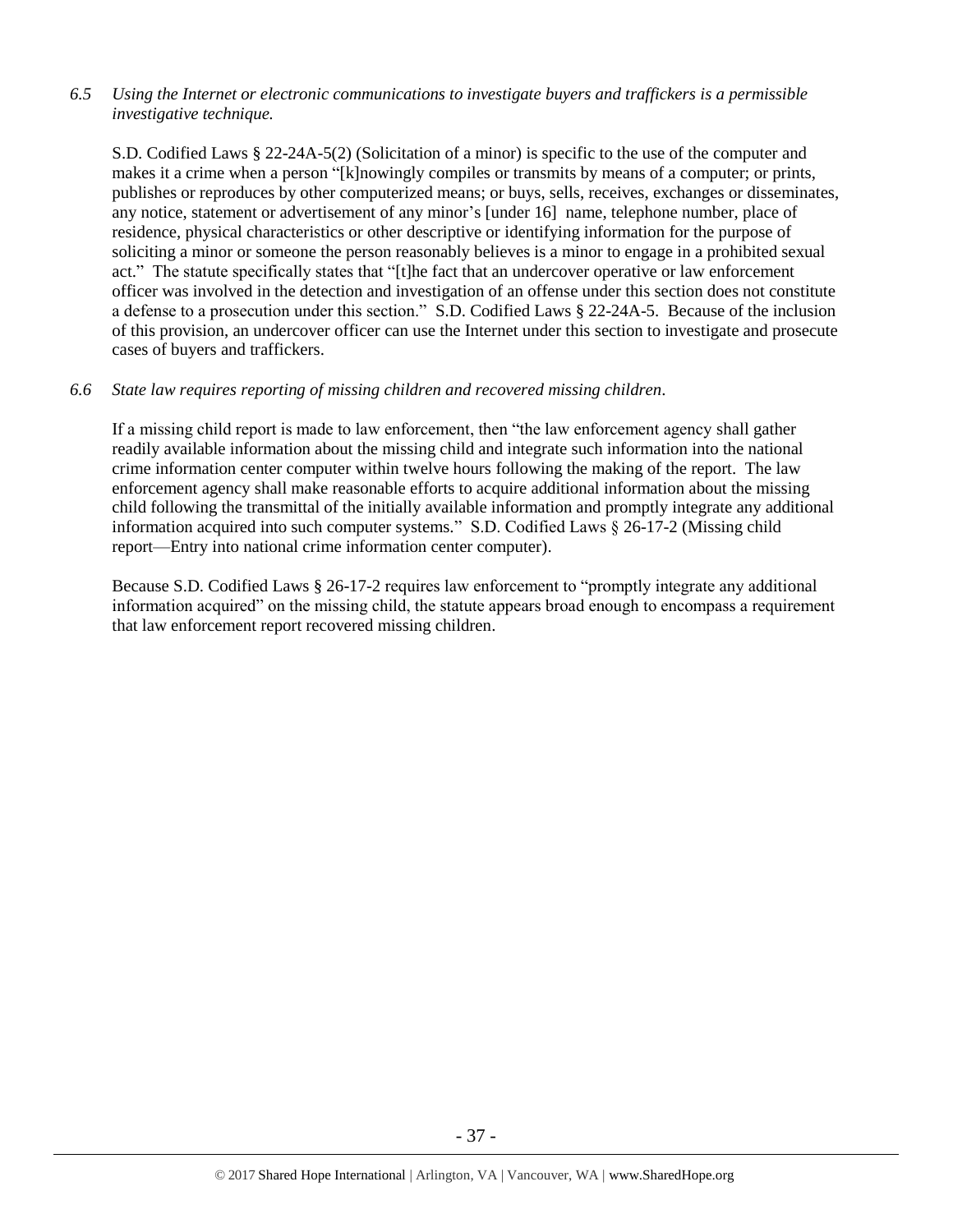*6.5 Using the Internet or electronic communications to investigate buyers and traffickers is a permissible investigative technique.*

S.D. Codified Laws § 22-24A-5(2) (Solicitation of a minor) is specific to the use of the computer and makes it a crime when a person "[k]nowingly compiles or transmits by means of a computer; or prints, publishes or reproduces by other computerized means; or buys, sells, receives, exchanges or disseminates, any notice, statement or advertisement of any minor's [under 16] name, telephone number, place of residence, physical characteristics or other descriptive or identifying information for the purpose of soliciting a minor or someone the person reasonably believes is a minor to engage in a prohibited sexual act." The statute specifically states that "[t]he fact that an undercover operative or law enforcement officer was involved in the detection and investigation of an offense under this section does not constitute a defense to a prosecution under this section." S.D. Codified Laws § 22-24A-5. Because of the inclusion of this provision, an undercover officer can use the Internet under this section to investigate and prosecute cases of buyers and traffickers.

*6.6 State law requires reporting of missing children and recovered missing children.*

If a missing child report is made to law enforcement, then "the law enforcement agency shall gather readily available information about the missing child and integrate such information into the national crime information center computer within twelve hours following the making of the report. The law enforcement agency shall make reasonable efforts to acquire additional information about the missing child following the transmittal of the initially available information and promptly integrate any additional information acquired into such computer systems." S.D. Codified Laws § 26-17-2 (Missing child report—Entry into national crime information center computer).

Because S.D. Codified Laws § 26-17-2 requires law enforcement to "promptly integrate any additional information acquired" on the missing child, the statute appears broad enough to encompass a requirement that law enforcement report recovered missing children.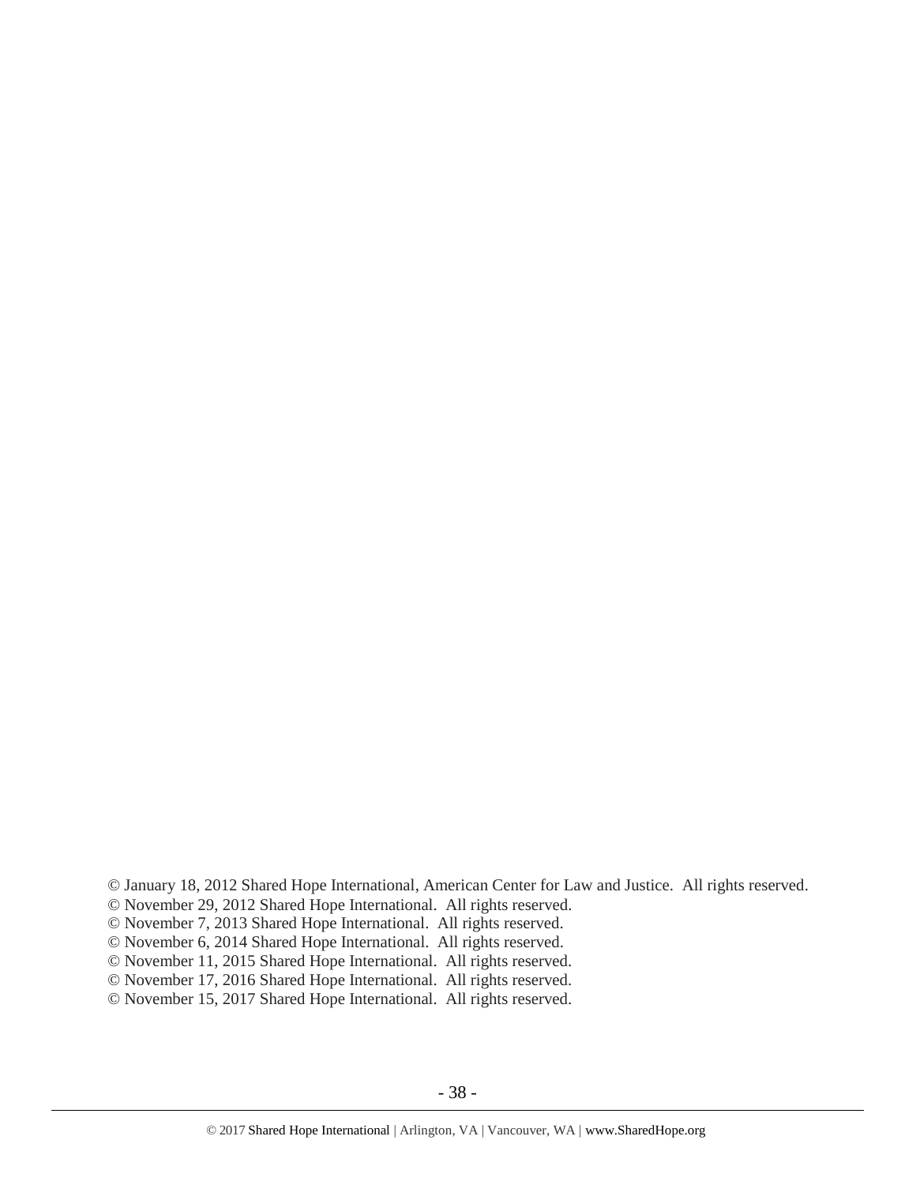© January 18, 2012 Shared Hope International, American Center for Law and Justice. All rights reserved.
© November 29, 2012 Shared Hope International. All rights reserved.
© November 7, 2013 Shared Hope International. All rights reserved.
© November 6, 2014 Shared Hope International. All rights reserved.
© November 11, 2015 Shared Hope International. All rights reserved.
© November 17, 2016 Shared Hope International. All rights reserved.
© November 15, 2017 Shared Hope International. All rights reserved.